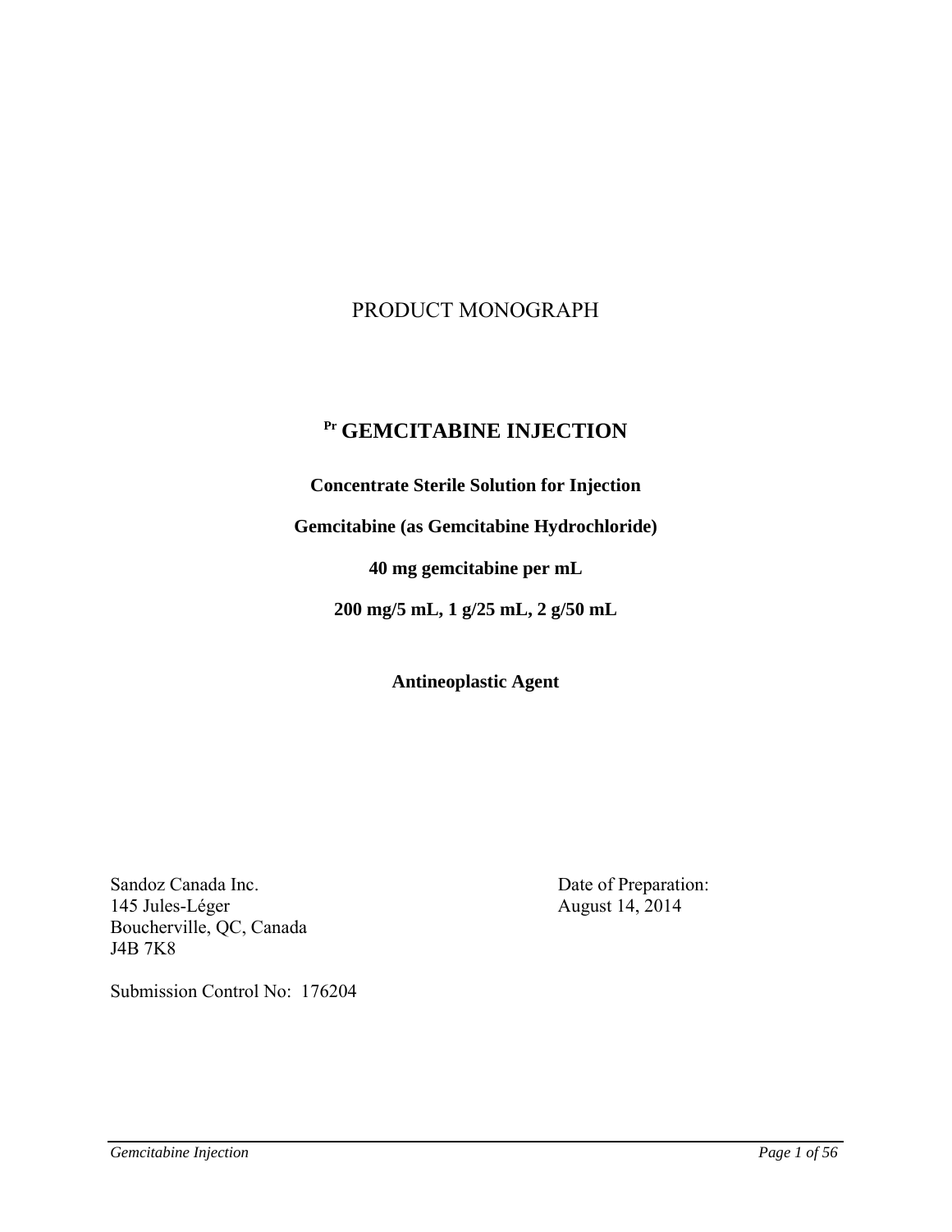# PRODUCT MONOGRAPH

## Pr GEMCITABINE INJECTION

**Concentrate Sterile Solution for Injection**

**Gemcitabine (as Gemcitabine Hydrochloride)**

**40 mg gemcitabine per mL**

**200 mg/5 mL, 1 g/25 mL, 2 g/50 mL**

**Antineoplastic Agent**

Sandoz Canada Inc.
145 Jules-Léger
Boucherville, QC, Canada
J4B 7K8

Date of Preparation:
August 14, 2014

Submission Control No: 176204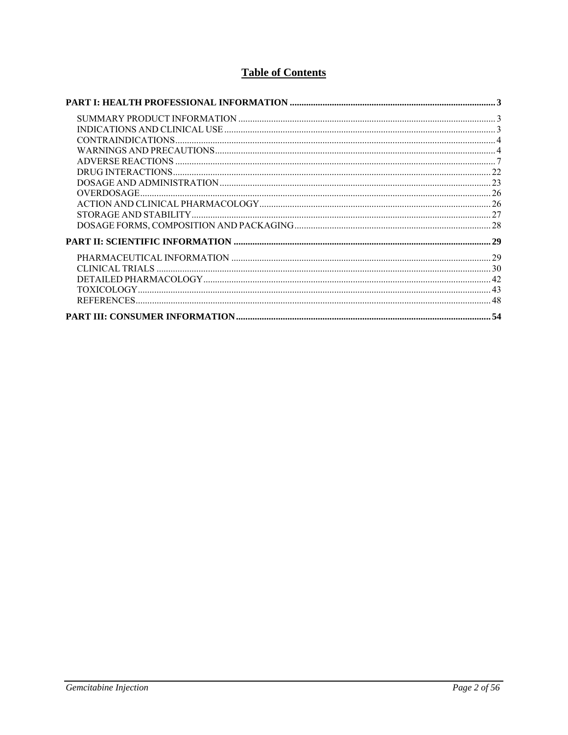# Table of Contents

**PART I: HEALTH PROFESSIONAL INFORMATION** .......... 3

- SUMMARY PRODUCT INFORMATION .......... 3
- INDICATIONS AND CLINICAL USE .......... 3
- CONTRAINDICATIONS .......... 4
- WARNINGS AND PRECAUTIONS .......... 4
- ADVERSE REACTIONS .......... 7
- DRUG INTERACTIONS .......... 22
- DOSAGE AND ADMINISTRATION .......... 23
- OVERDOSAGE .......... 26
- ACTION AND CLINICAL PHARMACOLOGY .......... 26
- STORAGE AND STABILITY .......... 27
- DOSAGE FORMS, COMPOSITION AND PACKAGING .......... 28

**PART II: SCIENTIFIC INFORMATION** .......... 29

- PHARMACEUTICAL INFORMATION .......... 29
- CLINICAL TRIALS .......... 30
- DETAILED PHARMACOLOGY .......... 42
- TOXICOLOGY .......... 43
- REFERENCES .......... 48

**PART III: CONSUMER INFORMATION** .......... 54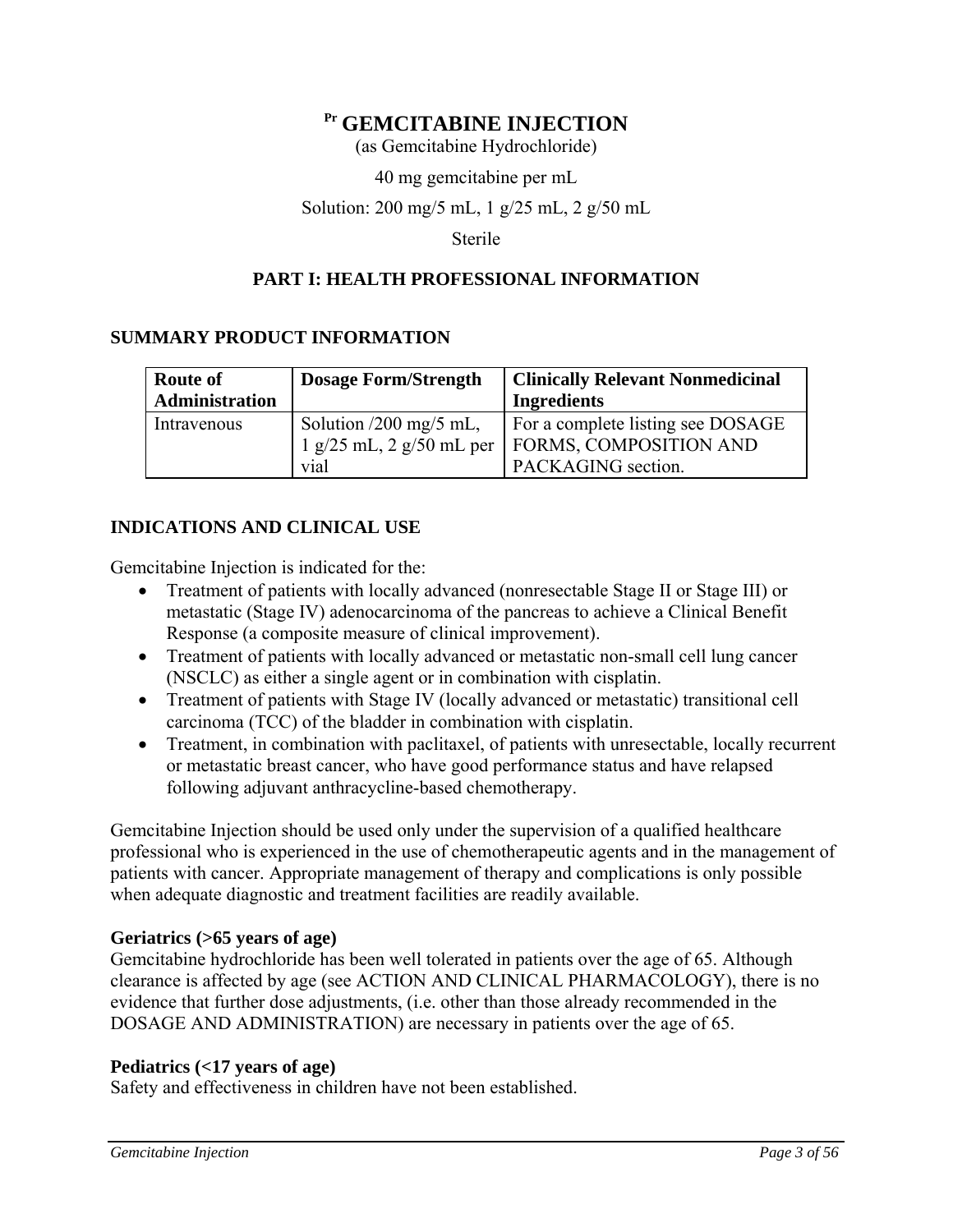# [Pr] GEMCITABINE INJECTION

(as Gemcitabine Hydrochloride)

40 mg gemcitabine per mL

Solution: 200 mg/5 mL, 1 g/25 mL, 2 g/50 mL

Sterile

## PART I: HEALTH PROFESSIONAL INFORMATION

### SUMMARY PRODUCT INFORMATION

| Route of Administration | Dosage Form/Strength | Clinically Relevant Nonmedicinal Ingredients |
|---|---|---|
| Intravenous | Solution /200 mg/5 mL, 1 g/25 mL, 2 g/50 mL per vial | For a complete listing see DOSAGE FORMS, COMPOSITION AND PACKAGING section. |

### INDICATIONS AND CLINICAL USE

Gemcitabine Injection is indicated for the:

- Treatment of patients with locally advanced (nonresectable Stage II or Stage III) or metastatic (Stage IV) adenocarcinoma of the pancreas to achieve a Clinical Benefit Response (a composite measure of clinical improvement).
- Treatment of patients with locally advanced or metastatic non-small cell lung cancer (NSCLC) as either a single agent or in combination with cisplatin.
- Treatment of patients with Stage IV (locally advanced or metastatic) transitional cell carcinoma (TCC) of the bladder in combination with cisplatin.
- Treatment, in combination with paclitaxel, of patients with unresectable, locally recurrent or metastatic breast cancer, who have good performance status and have relapsed following adjuvant anthracycline-based chemotherapy.

Gemcitabine Injection should be used only under the supervision of a qualified healthcare professional who is experienced in the use of chemotherapeutic agents and in the management of patients with cancer. Appropriate management of therapy and complications is only possible when adequate diagnostic and treatment facilities are readily available.

**Geriatrics (>65 years of age)**

Gemcitabine hydrochloride has been well tolerated in patients over the age of 65. Although clearance is affected by age (see ACTION AND CLINICAL PHARMACOLOGY), there is no evidence that further dose adjustments, (i.e. other than those already recommended in the DOSAGE AND ADMINISTRATION) are necessary in patients over the age of 65.

**Pediatrics (<17 years of age)**

Safety and effectiveness in children have not been established.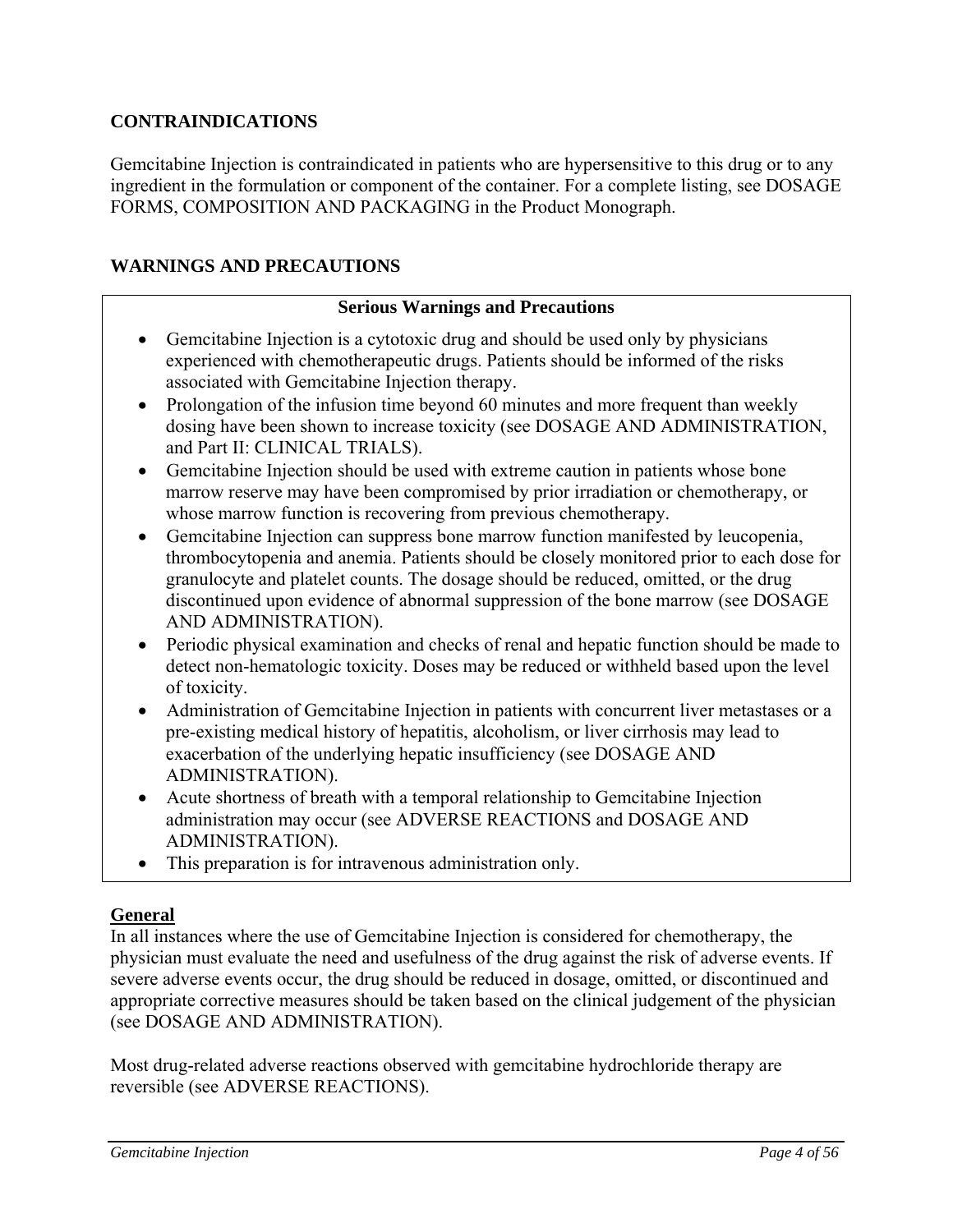## CONTRAINDICATIONS

Gemcitabine Injection is contraindicated in patients who are hypersensitive to this drug or to any ingredient in the formulation or component of the container. For a complete listing, see DOSAGE FORMS, COMPOSITION AND PACKAGING in the Product Monograph.

## WARNINGS AND PRECAUTIONS

**Serious Warnings and Precautions**

- Gemcitabine Injection is a cytotoxic drug and should be used only by physicians experienced with chemotherapeutic drugs. Patients should be informed of the risks associated with Gemcitabine Injection therapy.
- Prolongation of the infusion time beyond 60 minutes and more frequent than weekly dosing have been shown to increase toxicity (see DOSAGE AND ADMINISTRATION, and Part II: CLINICAL TRIALS).
- Gemcitabine Injection should be used with extreme caution in patients whose bone marrow reserve may have been compromised by prior irradiation or chemotherapy, or whose marrow function is recovering from previous chemotherapy.
- Gemcitabine Injection can suppress bone marrow function manifested by leucopenia, thrombocytopenia and anemia. Patients should be closely monitored prior to each dose for granulocyte and platelet counts. The dosage should be reduced, omitted, or the drug discontinued upon evidence of abnormal suppression of the bone marrow (see DOSAGE AND ADMINISTRATION).
- Periodic physical examination and checks of renal and hepatic function should be made to detect non-hematologic toxicity. Doses may be reduced or withheld based upon the level of toxicity.
- Administration of Gemcitabine Injection in patients with concurrent liver metastases or a pre-existing medical history of hepatitis, alcoholism, or liver cirrhosis may lead to exacerbation of the underlying hepatic insufficiency (see DOSAGE AND ADMINISTRATION).
- Acute shortness of breath with a temporal relationship to Gemcitabine Injection administration may occur (see ADVERSE REACTIONS and DOSAGE AND ADMINISTRATION).
- This preparation is for intravenous administration only.

### General

In all instances where the use of Gemcitabine Injection is considered for chemotherapy, the physician must evaluate the need and usefulness of the drug against the risk of adverse events. If severe adverse events occur, the drug should be reduced in dosage, omitted, or discontinued and appropriate corrective measures should be taken based on the clinical judgement of the physician (see DOSAGE AND ADMINISTRATION).

Most drug-related adverse reactions observed with gemcitabine hydrochloride therapy are reversible (see ADVERSE REACTIONS).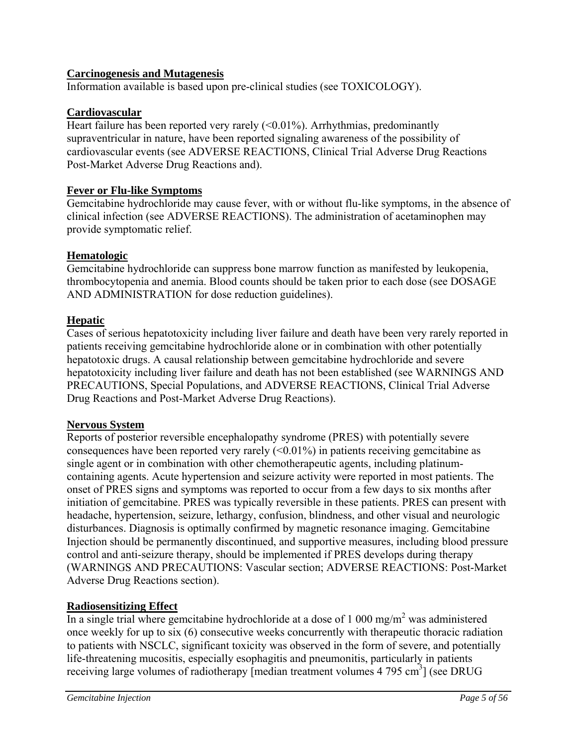**Carcinogenesis and Mutagenesis**

Information available is based upon pre-clinical studies (see TOXICOLOGY).

**Cardiovascular**

Heart failure has been reported very rarely (<0.01%). Arrhythmias, predominantly supraventricular in nature, have been reported signaling awareness of the possibility of cardiovascular events (see ADVERSE REACTIONS, Clinical Trial Adverse Drug Reactions Post-Market Adverse Drug Reactions and).

**Fever or Flu-like Symptoms**

Gemcitabine hydrochloride may cause fever, with or without flu-like symptoms, in the absence of clinical infection (see ADVERSE REACTIONS). The administration of acetaminophen may provide symptomatic relief.

**Hematologic**

Gemcitabine hydrochloride can suppress bone marrow function as manifested by leukopenia, thrombocytopenia and anemia. Blood counts should be taken prior to each dose (see DOSAGE AND ADMINISTRATION for dose reduction guidelines).

**Hepatic**

Cases of serious hepatotoxicity including liver failure and death have been very rarely reported in patients receiving gemcitabine hydrochloride alone or in combination with other potentially hepatotoxic drugs. A causal relationship between gemcitabine hydrochloride and severe hepatotoxicity including liver failure and death has not been established (see WARNINGS AND PRECAUTIONS, Special Populations, and ADVERSE REACTIONS, Clinical Trial Adverse Drug Reactions and Post-Market Adverse Drug Reactions).

**Nervous System**

Reports of posterior reversible encephalopathy syndrome (PRES) with potentially severe consequences have been reported very rarely (<0.01%) in patients receiving gemcitabine as single agent or in combination with other chemotherapeutic agents, including platinum-containing agents. Acute hypertension and seizure activity were reported in most patients. The onset of PRES signs and symptoms was reported to occur from a few days to six months after initiation of gemcitabine. PRES was typically reversible in these patients. PRES can present with headache, hypertension, seizure, lethargy, confusion, blindness, and other visual and neurologic disturbances. Diagnosis is optimally confirmed by magnetic resonance imaging. Gemcitabine Injection should be permanently discontinued, and supportive measures, including blood pressure control and anti-seizure therapy, should be implemented if PRES develops during therapy (WARNINGS AND PRECAUTIONS: Vascular section; ADVERSE REACTIONS: Post-Market Adverse Drug Reactions section).

**Radiosensitizing Effect**

In a single trial where gemcitabine hydrochloride at a dose of 1 000 $mg/m^2$ was administered once weekly for up to six (6) consecutive weeks concurrently with therapeutic thoracic radiation to patients with NSCLC, significant toxicity was observed in the form of severe, and potentially life-threatening mucositis, especially esophagitis and pneumonitis, particularly in patients receiving large volumes of radiotherapy [median treatment volumes 4 795 $cm^3$] (see DRUG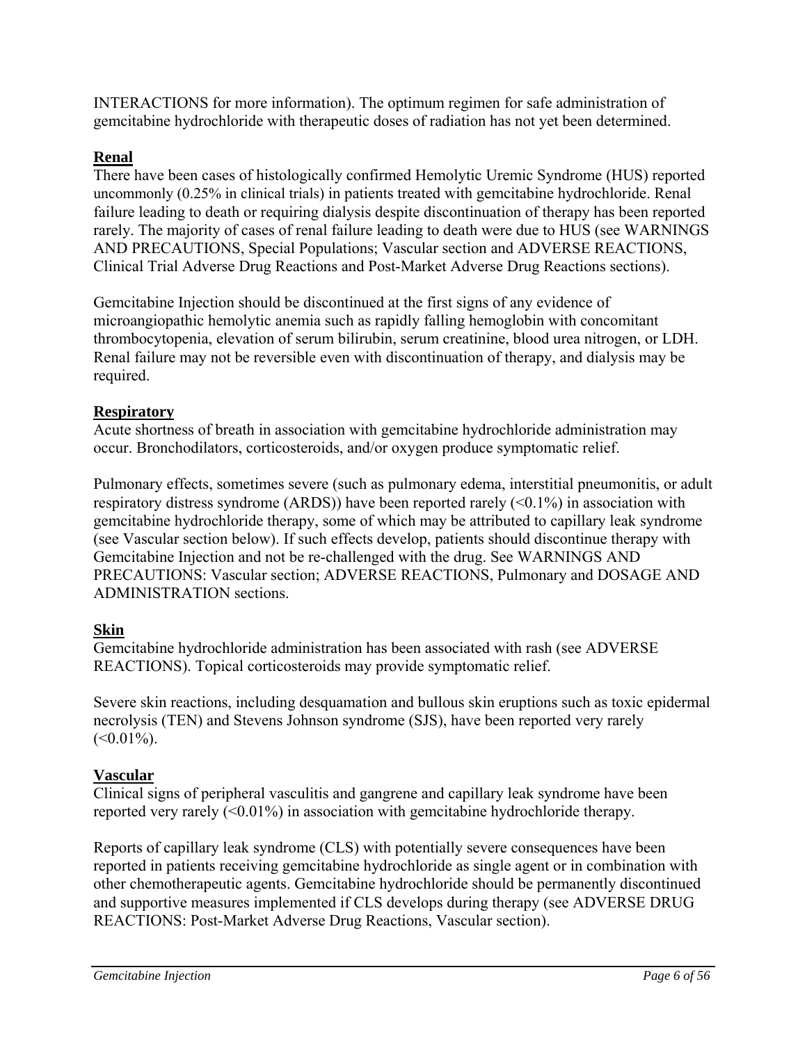INTERACTIONS for more information). The optimum regimen for safe administration of gemcitabine hydrochloride with therapeutic doses of radiation has not yet been determined.

**Renal**

There have been cases of histologically confirmed Hemolytic Uremic Syndrome (HUS) reported uncommonly (0.25% in clinical trials) in patients treated with gemcitabine hydrochloride. Renal failure leading to death or requiring dialysis despite discontinuation of therapy has been reported rarely. The majority of cases of renal failure leading to death were due to HUS (see WARNINGS AND PRECAUTIONS, Special Populations; Vascular section and ADVERSE REACTIONS, Clinical Trial Adverse Drug Reactions and Post-Market Adverse Drug Reactions sections).

Gemcitabine Injection should be discontinued at the first signs of any evidence of microangiopathic hemolytic anemia such as rapidly falling hemoglobin with concomitant thrombocytopenia, elevation of serum bilirubin, serum creatinine, blood urea nitrogen, or LDH. Renal failure may not be reversible even with discontinuation of therapy, and dialysis may be required.

**Respiratory**

Acute shortness of breath in association with gemcitabine hydrochloride administration may occur. Bronchodilators, corticosteroids, and/or oxygen produce symptomatic relief.

Pulmonary effects, sometimes severe (such as pulmonary edema, interstitial pneumonitis, or adult respiratory distress syndrome (ARDS)) have been reported rarely (<0.1%) in association with gemcitabine hydrochloride therapy, some of which may be attributed to capillary leak syndrome (see Vascular section below). If such effects develop, patients should discontinue therapy with Gemcitabine Injection and not be re-challenged with the drug. See WARNINGS AND PRECAUTIONS: Vascular section; ADVERSE REACTIONS, Pulmonary and DOSAGE AND ADMINISTRATION sections.

**Skin**

Gemcitabine hydrochloride administration has been associated with rash (see ADVERSE REACTIONS). Topical corticosteroids may provide symptomatic relief.

Severe skin reactions, including desquamation and bullous skin eruptions such as toxic epidermal necrolysis (TEN) and Stevens Johnson syndrome (SJS), have been reported very rarely (<0.01%).

**Vascular**

Clinical signs of peripheral vasculitis and gangrene and capillary leak syndrome have been reported very rarely (<0.01%) in association with gemcitabine hydrochloride therapy.

Reports of capillary leak syndrome (CLS) with potentially severe consequences have been reported in patients receiving gemcitabine hydrochloride as single agent or in combination with other chemotherapeutic agents. Gemcitabine hydrochloride should be permanently discontinued and supportive measures implemented if CLS develops during therapy (see ADVERSE DRUG REACTIONS: Post-Market Adverse Drug Reactions, Vascular section).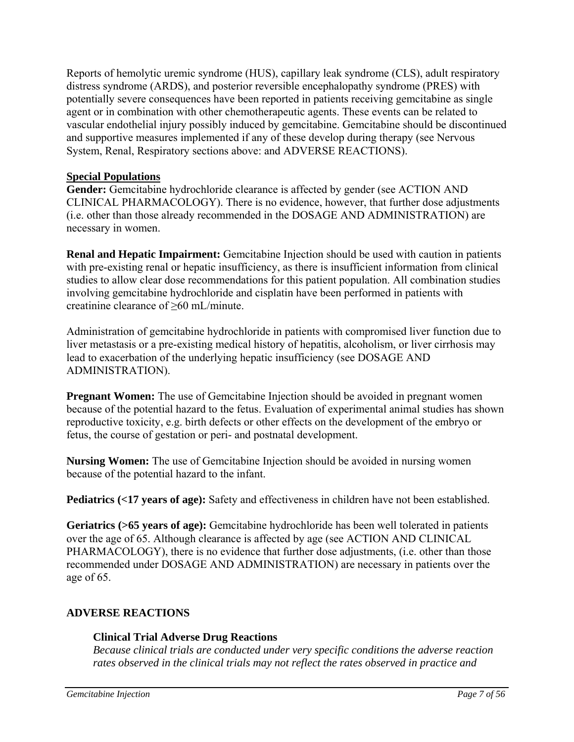Reports of hemolytic uremic syndrome (HUS), capillary leak syndrome (CLS), adult respiratory distress syndrome (ARDS), and posterior reversible encephalopathy syndrome (PRES) with potentially severe consequences have been reported in patients receiving gemcitabine as single agent or in combination with other chemotherapeutic agents. These events can be related to vascular endothelial injury possibly induced by gemcitabine. Gemcitabine should be discontinued and supportive measures implemented if any of these develop during therapy (see Nervous System, Renal, Respiratory sections above: and ADVERSE REACTIONS).

**Special Populations**

**Gender:** Gemcitabine hydrochloride clearance is affected by gender (see ACTION AND CLINICAL PHARMACOLOGY). There is no evidence, however, that further dose adjustments (i.e. other than those already recommended in the DOSAGE AND ADMINISTRATION) are necessary in women.

**Renal and Hepatic Impairment:** Gemcitabine Injection should be used with caution in patients with pre-existing renal or hepatic insufficiency, as there is insufficient information from clinical studies to allow clear dose recommendations for this patient population. All combination studies involving gemcitabine hydrochloride and cisplatin have been performed in patients with creatinine clearance of ≥60 mL/minute.

Administration of gemcitabine hydrochloride in patients with compromised liver function due to liver metastasis or a pre-existing medical history of hepatitis, alcoholism, or liver cirrhosis may lead to exacerbation of the underlying hepatic insufficiency (see DOSAGE AND ADMINISTRATION).

**Pregnant Women:** The use of Gemcitabine Injection should be avoided in pregnant women because of the potential hazard to the fetus. Evaluation of experimental animal studies has shown reproductive toxicity, e.g. birth defects or other effects on the development of the embryo or fetus, the course of gestation or peri- and postnatal development.

**Nursing Women:** The use of Gemcitabine Injection should be avoided in nursing women because of the potential hazard to the infant.

**Pediatrics (<17 years of age):** Safety and effectiveness in children have not been established.

**Geriatrics (>65 years of age):** Gemcitabine hydrochloride has been well tolerated in patients over the age of 65. Although clearance is affected by age (see ACTION AND CLINICAL PHARMACOLOGY), there is no evidence that further dose adjustments, (i.e. other than those recommended under DOSAGE AND ADMINISTRATION) are necessary in patients over the age of 65.

## ADVERSE REACTIONS

### Clinical Trial Adverse Drug Reactions

*Because clinical trials are conducted under very specific conditions the adverse reaction rates observed in the clinical trials may not reflect the rates observed in practice and*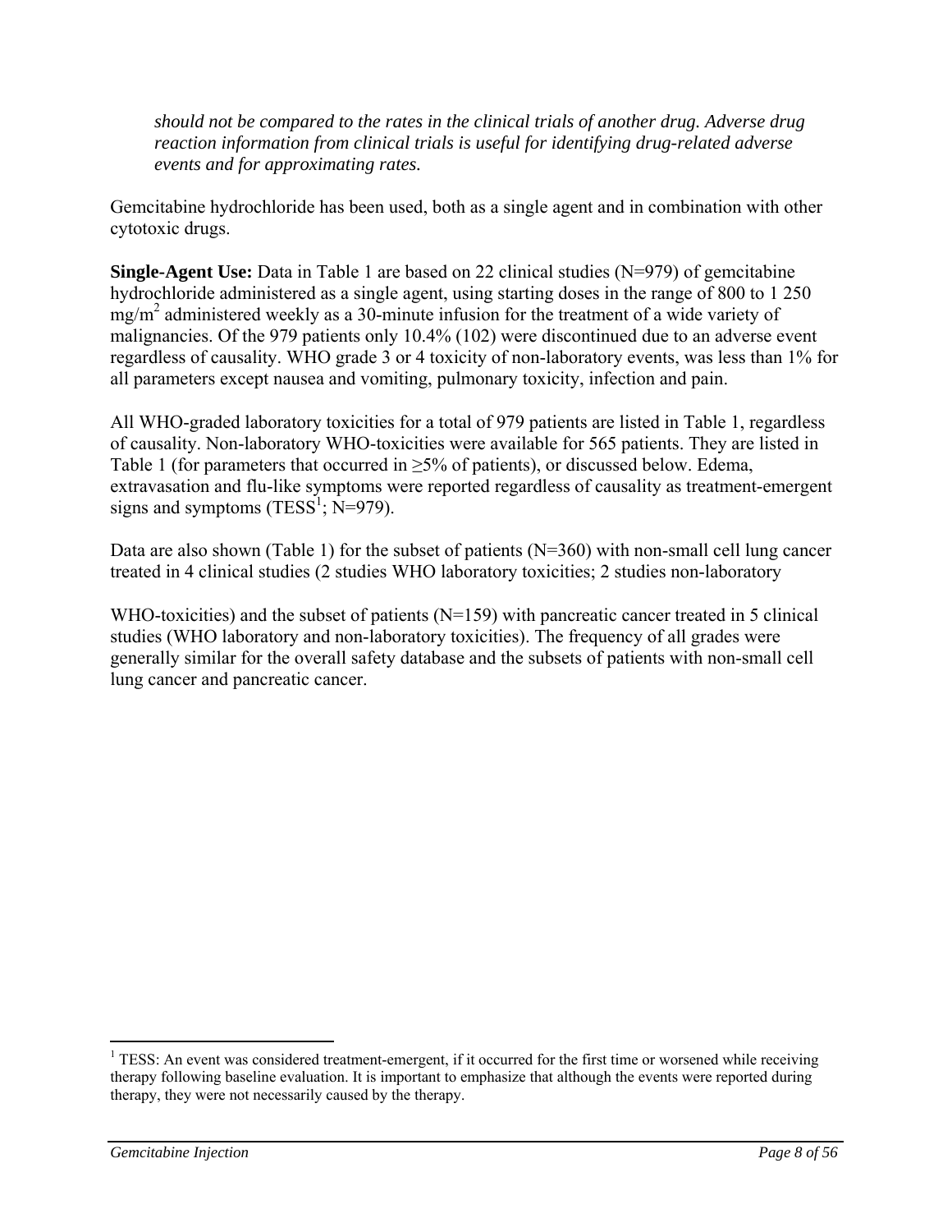*should not be compared to the rates in the clinical trials of another drug. Adverse drug reaction information from clinical trials is useful for identifying drug-related adverse events and for approximating rates.*

Gemcitabine hydrochloride has been used, both as a single agent and in combination with other cytotoxic drugs.

**Single-Agent Use:** Data in Table 1 are based on 22 clinical studies (N=979) of gemcitabine hydrochloride administered as a single agent, using starting doses in the range of 800 to 1 250 $mg/m^2$ administered weekly as a 30-minute infusion for the treatment of a wide variety of malignancies. Of the 979 patients only 10.4% (102) were discontinued due to an adverse event regardless of causality. WHO grade 3 or 4 toxicity of non-laboratory events, was less than 1% for all parameters except nausea and vomiting, pulmonary toxicity, infection and pain.

All WHO-graded laboratory toxicities for a total of 979 patients are listed in Table 1, regardless of causality. Non-laboratory WHO-toxicities were available for 565 patients. They are listed in Table 1 (for parameters that occurred in ≥5% of patients), or discussed below. Edema, extravasation and flu-like symptoms were reported regardless of causality as treatment-emergent signs and symptoms (TESS[1]; N=979).

Data are also shown (Table 1) for the subset of patients (N=360) with non-small cell lung cancer treated in 4 clinical studies (2 studies WHO laboratory toxicities; 2 studies non-laboratory

WHO-toxicities) and the subset of patients (N=159) with pancreatic cancer treated in 5 clinical studies (WHO laboratory and non-laboratory toxicities). The frequency of all grades were generally similar for the overall safety database and the subsets of patients with non-small cell lung cancer and pancreatic cancer.

[1] TESS: An event was considered treatment-emergent, if it occurred for the first time or worsened while receiving therapy following baseline evaluation. It is important to emphasize that although the events were reported during therapy, they were not necessarily caused by the therapy.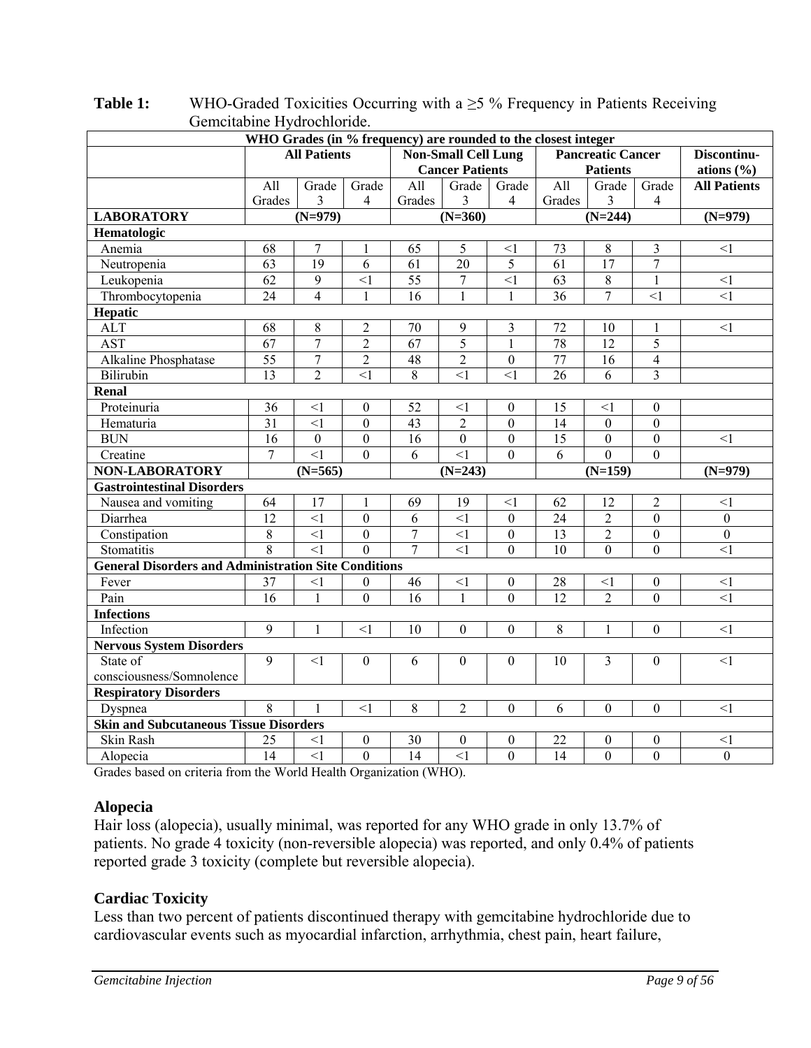**Table 1:** WHO-Graded Toxicities Occurring with a ≥5 % Frequency in Patients Receiving Gemcitabine Hydrochloride.

| WHO Grades (in % frequency) are rounded to the closest integer | | | | | | | | | | |
|---|---|---|---|---|---|---|---|---|---|---|
| | All Patients | | | Non-Small Cell Lung Cancer Patients | | | Pancreatic Cancer Patients | | | Discontinu-ations (%) |
| | All Grades | Grade 3 | Grade 4 | All Grades | Grade 3 | Grade 4 | All Grades | Grade 3 | Grade 4 | All Patients |
| **LABORATORY** | (N=979) | | | (N=360) | | | (N=244) | | | (N=979) |
| **Hematologic** | | | | | | | | | | |
| Anemia | 68 | 7 | 1 | 65 | 5 | <1 | 73 | 8 | 3 | <1 |
| Neutropenia | 63 | 19 | 6 | 61 | 20 | 5 | 61 | 17 | 7 | |
| Leukopenia | 62 | 9 | <1 | 55 | 7 | <1 | 63 | 8 | 1 | <1 |
| Thrombocytopenia | 24 | 4 | 1 | 16 | 1 | 1 | 36 | 7 | <1 | <1 |
| **Hepatic** | | | | | | | | | | |
| ALT | 68 | 8 | 2 | 70 | 9 | 3 | 72 | 10 | 1 | <1 |
| AST | 67 | 7 | 2 | 67 | 5 | 1 | 78 | 12 | 5 | |
| Alkaline Phosphatase | 55 | 7 | 2 | 48 | 2 | 0 | 77 | 16 | 4 | |
| Bilirubin | 13 | 2 | <1 | 8 | <1 | <1 | 26 | 6 | 3 | |
| **Renal** | | | | | | | | | | |
| Proteinuria | 36 | <1 | 0 | 52 | <1 | 0 | 15 | <1 | 0 | |
| Hematuria | 31 | <1 | 0 | 43 | 2 | 0 | 14 | 0 | 0 | |
| BUN | 16 | 0 | 0 | 16 | 0 | 0 | 15 | 0 | 0 | <1 |
| Creatine | 7 | <1 | 0 | 6 | <1 | 0 | 6 | 0 | 0 | |
| **NON-LABORATORY** | (N=565) | | | (N=243) | | | (N=159) | | | (N=979) |
| **Gastrointestinal Disorders** | | | | | | | | | | |
| Nausea and vomiting | 64 | 17 | 1 | 69 | 19 | <1 | 62 | 12 | 2 | <1 |
| Diarrhea | 12 | <1 | 0 | 6 | <1 | 0 | 24 | 2 | 0 | 0 |
| Constipation | 8 | <1 | 0 | 7 | <1 | 0 | 13 | 2 | 0 | 0 |
| Stomatitis | 8 | <1 | 0 | 7 | <1 | 0 | 10 | 0 | 0 | <1 |
| **General Disorders and Administration Site Conditions** | | | | | | | | | | |
| Fever | 37 | <1 | 0 | 46 | <1 | 0 | 28 | <1 | 0 | <1 |
| Pain | 16 | 1 | 0 | 16 | 1 | 0 | 12 | 2 | 0 | <1 |
| **Infections** | | | | | | | | | | |
| Infection | 9 | 1 | <1 | 10 | 0 | 0 | 8 | 1 | 0 | <1 |
| **Nervous System Disorders** | | | | | | | | | | |
| State of consciousness/Somnolence | 9 | <1 | 0 | 6 | 0 | 0 | 10 | 3 | 0 | <1 |
| **Respiratory Disorders** | | | | | | | | | | |
| Dyspnea | 8 | 1 | <1 | 8 | 2 | 0 | 6 | 0 | 0 | <1 |
| **Skin and Subcutaneous Tissue Disorders** | | | | | | | | | | |
| Skin Rash | 25 | <1 | 0 | 30 | 0 | 0 | 22 | 0 | 0 | <1 |
| Alopecia | 14 | <1 | 0 | 14 | <1 | 0 | 14 | 0 | 0 | 0 |

Grades based on criteria from the World Health Organization (WHO).

### Alopecia

Hair loss (alopecia), usually minimal, was reported for any WHO grade in only 13.7% of patients. No grade 4 toxicity (non-reversible alopecia) was reported, and only 0.4% of patients reported grade 3 toxicity (complete but reversible alopecia).

### Cardiac Toxicity

Less than two percent of patients discontinued therapy with gemcitabine hydrochloride due to cardiovascular events such as myocardial infarction, arrhythmia, chest pain, heart failure,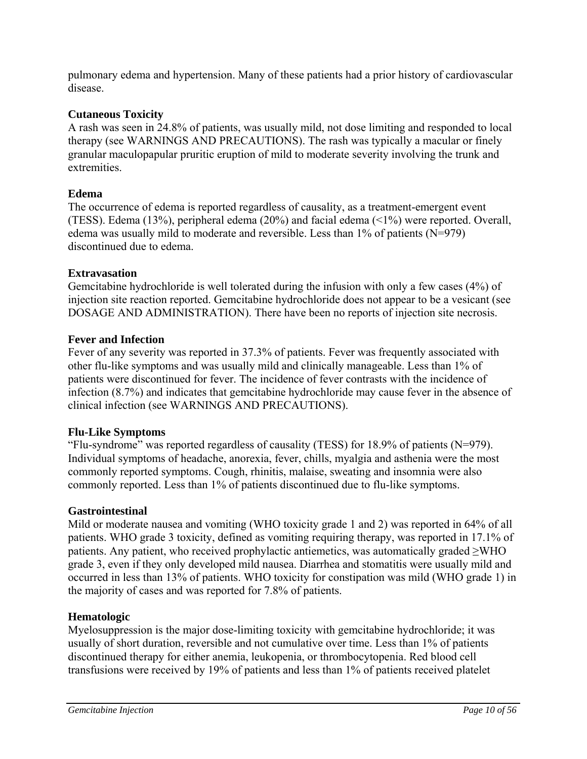pulmonary edema and hypertension. Many of these patients had a prior history of cardiovascular disease.

**Cutaneous Toxicity**

A rash was seen in 24.8% of patients, was usually mild, not dose limiting and responded to local therapy (see WARNINGS AND PRECAUTIONS). The rash was typically a macular or finely granular maculopapular pruritic eruption of mild to moderate severity involving the trunk and extremities.

**Edema**

The occurrence of edema is reported regardless of causality, as a treatment-emergent event (TESS). Edema (13%), peripheral edema (20%) and facial edema (<1%) were reported. Overall, edema was usually mild to moderate and reversible. Less than 1% of patients (N=979) discontinued due to edema.

**Extravasation**

Gemcitabine hydrochloride is well tolerated during the infusion with only a few cases (4%) of injection site reaction reported. Gemcitabine hydrochloride does not appear to be a vesicant (see DOSAGE AND ADMINISTRATION). There have been no reports of injection site necrosis.

**Fever and Infection**

Fever of any severity was reported in 37.3% of patients. Fever was frequently associated with other flu-like symptoms and was usually mild and clinically manageable. Less than 1% of patients were discontinued for fever. The incidence of fever contrasts with the incidence of infection (8.7%) and indicates that gemcitabine hydrochloride may cause fever in the absence of clinical infection (see WARNINGS AND PRECAUTIONS).

**Flu-Like Symptoms**

"Flu-syndrome" was reported regardless of causality (TESS) for 18.9% of patients (N=979). Individual symptoms of headache, anorexia, fever, chills, myalgia and asthenia were the most commonly reported symptoms. Cough, rhinitis, malaise, sweating and insomnia were also commonly reported. Less than 1% of patients discontinued due to flu-like symptoms.

**Gastrointestinal**

Mild or moderate nausea and vomiting (WHO toxicity grade 1 and 2) was reported in 64% of all patients. WHO grade 3 toxicity, defined as vomiting requiring therapy, was reported in 17.1% of patients. Any patient, who received prophylactic antiemetics, was automatically graded ≥WHO grade 3, even if they only developed mild nausea. Diarrhea and stomatitis were usually mild and occurred in less than 13% of patients. WHO toxicity for constipation was mild (WHO grade 1) in the majority of cases and was reported for 7.8% of patients.

**Hematologic**

Myelosuppression is the major dose-limiting toxicity with gemcitabine hydrochloride; it was usually of short duration, reversible and not cumulative over time. Less than 1% of patients discontinued therapy for either anemia, leukopenia, or thrombocytopenia. Red blood cell transfusions were received by 19% of patients and less than 1% of patients received platelet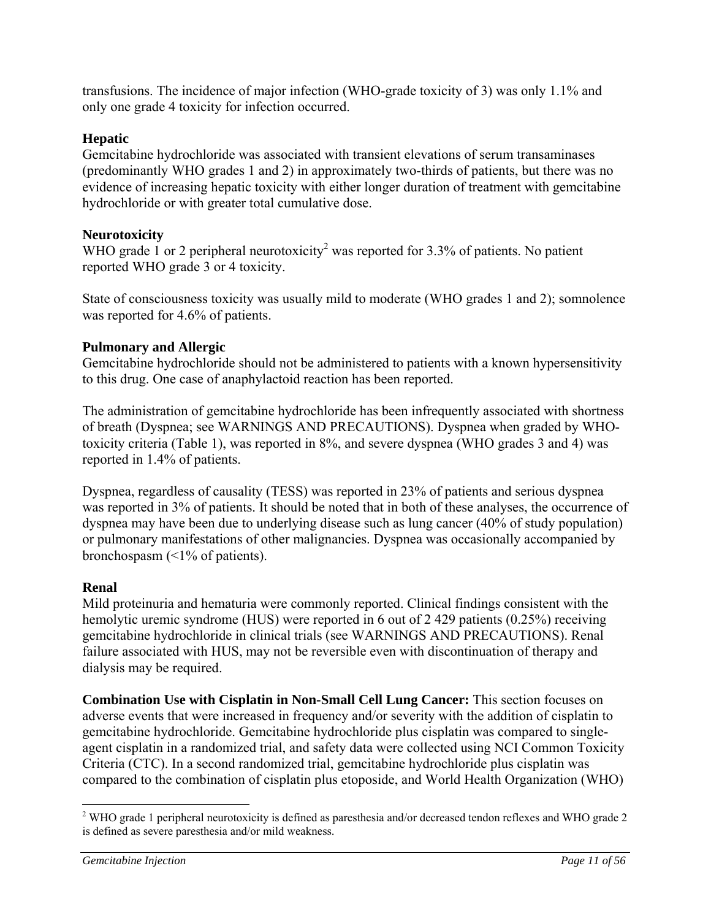transfusions. The incidence of major infection (WHO-grade toxicity of 3) was only 1.1% and only one grade 4 toxicity for infection occurred.

**Hepatic**

Gemcitabine hydrochloride was associated with transient elevations of serum transaminases (predominantly WHO grades 1 and 2) in approximately two-thirds of patients, but there was no evidence of increasing hepatic toxicity with either longer duration of treatment with gemcitabine hydrochloride or with greater total cumulative dose.

**Neurotoxicity**

WHO grade 1 or 2 peripheral neurotoxicity[2] was reported for 3.3% of patients. No patient reported WHO grade 3 or 4 toxicity.

State of consciousness toxicity was usually mild to moderate (WHO grades 1 and 2); somnolence was reported for 4.6% of patients.

**Pulmonary and Allergic**

Gemcitabine hydrochloride should not be administered to patients with a known hypersensitivity to this drug. One case of anaphylactoid reaction has been reported.

The administration of gemcitabine hydrochloride has been infrequently associated with shortness of breath (Dyspnea; see WARNINGS AND PRECAUTIONS). Dyspnea when graded by WHO-toxicity criteria (Table 1), was reported in 8%, and severe dyspnea (WHO grades 3 and 4) was reported in 1.4% of patients.

Dyspnea, regardless of causality (TESS) was reported in 23% of patients and serious dyspnea was reported in 3% of patients. It should be noted that in both of these analyses, the occurrence of dyspnea may have been due to underlying disease such as lung cancer (40% of study population) or pulmonary manifestations of other malignancies. Dyspnea was occasionally accompanied by bronchospasm (<1% of patients).

**Renal**

Mild proteinuria and hematuria were commonly reported. Clinical findings consistent with the hemolytic uremic syndrome (HUS) were reported in 6 out of 2 429 patients (0.25%) receiving gemcitabine hydrochloride in clinical trials (see WARNINGS AND PRECAUTIONS). Renal failure associated with HUS, may not be reversible even with discontinuation of therapy and dialysis may be required.

**Combination Use with Cisplatin in Non-Small Cell Lung Cancer:** This section focuses on adverse events that were increased in frequency and/or severity with the addition of cisplatin to gemcitabine hydrochloride. Gemcitabine hydrochloride plus cisplatin was compared to single-agent cisplatin in a randomized trial, and safety data were collected using NCI Common Toxicity Criteria (CTC). In a second randomized trial, gemcitabine hydrochloride plus cisplatin was compared to the combination of cisplatin plus etoposide, and World Health Organization (WHO)

[2] WHO grade 1 peripheral neurotoxicity is defined as paresthesia and/or decreased tendon reflexes and WHO grade 2 is defined as severe paresthesia and/or mild weakness.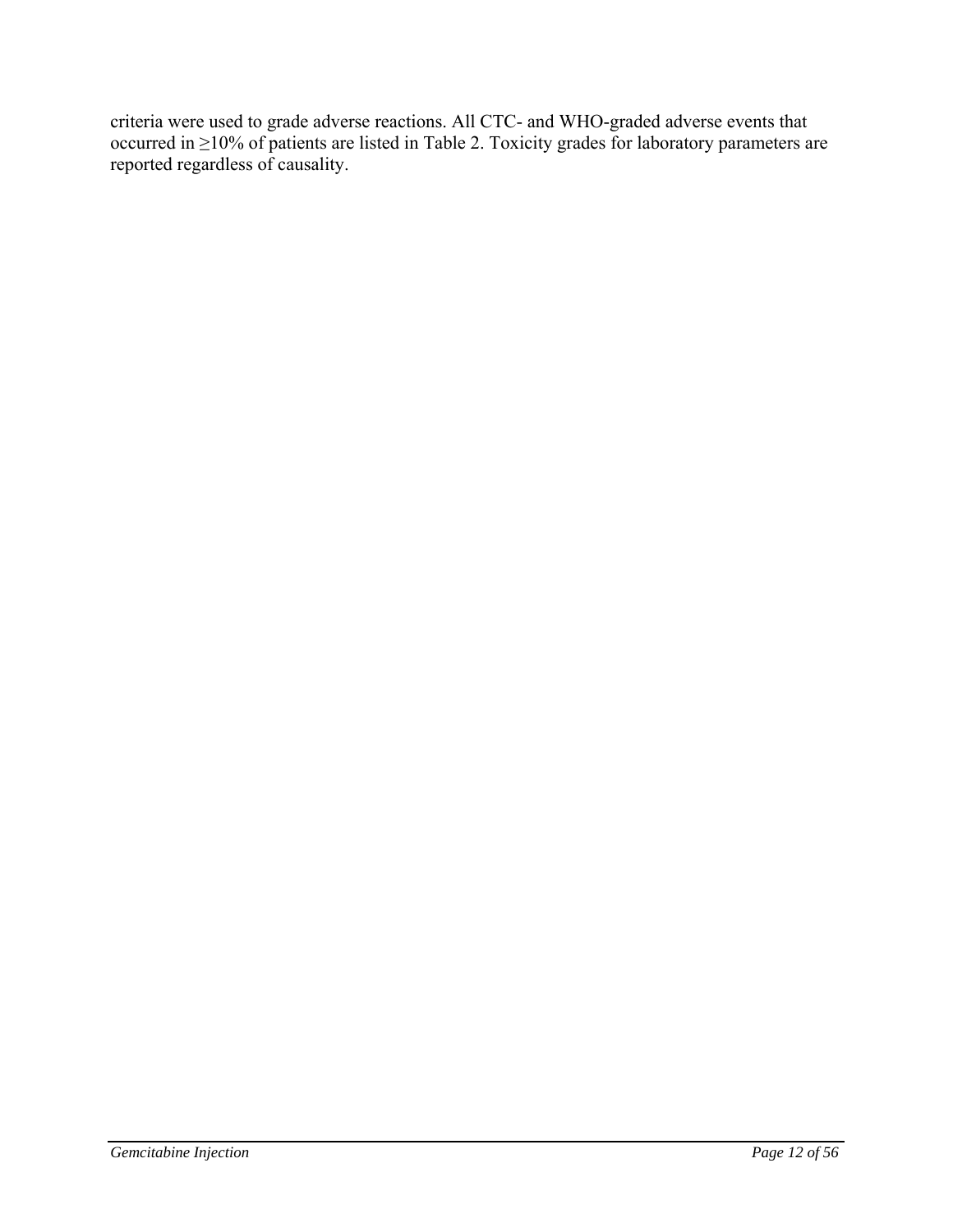criteria were used to grade adverse reactions. All CTC- and WHO-graded adverse events that occurred in ≥10% of patients are listed in Table 2. Toxicity grades for laboratory parameters are reported regardless of causality.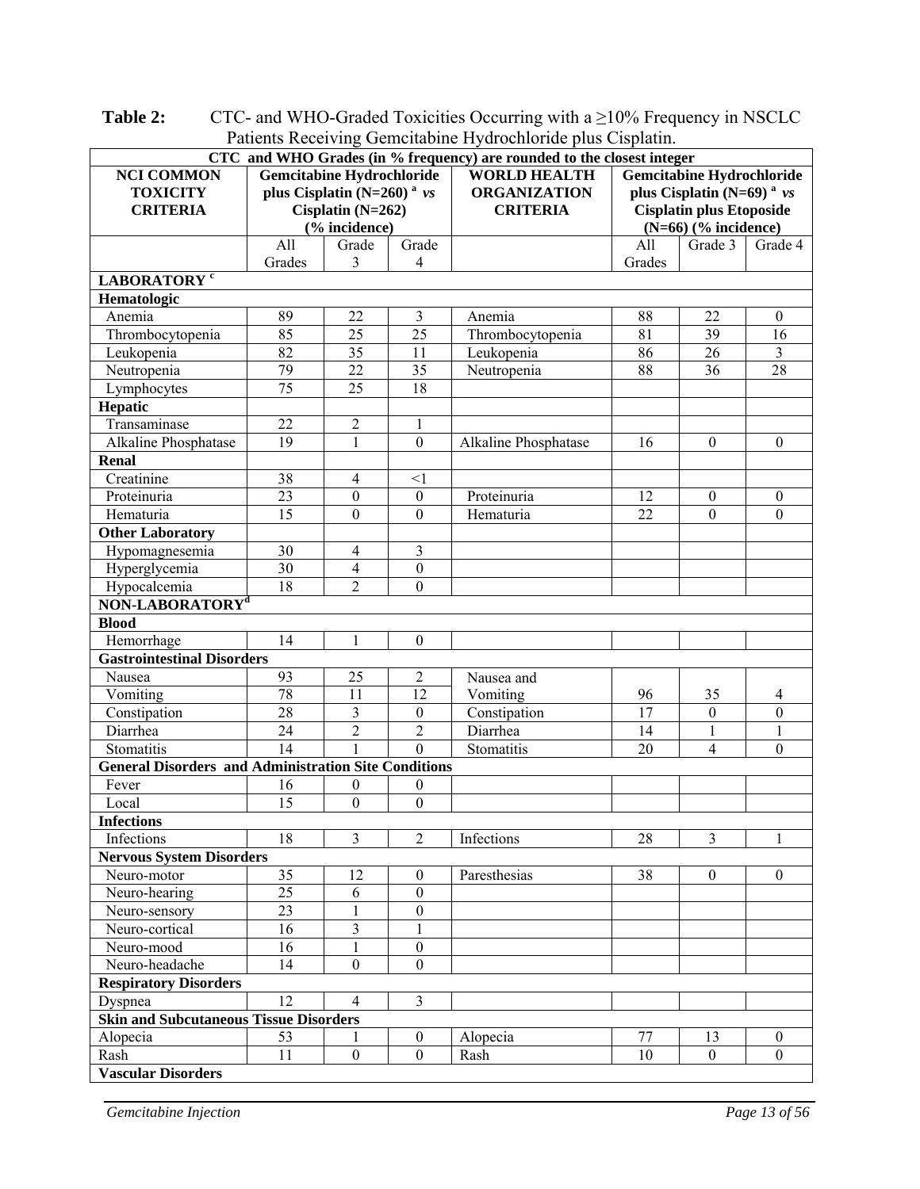**Table 2:** CTC- and WHO-Graded Toxicities Occurring with a ≥10% Frequency in NSCLC Patients Receiving Gemcitabine Hydrochloride plus Cisplatin.

| CTC and WHO Grades (in % frequency) are rounded to the closest integer | | | | | | | |
|---|---|---|---|---|---|---|---|
| **NCI COMMON TOXICITY CRITERIA** | **Gemcitabine Hydrochloride plus Cisplatin (N=260) [a] *vs* Cisplatin (N=262) (% incidence)** | | | **WORLD HEALTH ORGANIZATION CRITERIA** | **Gemcitabine Hydrochloride plus Cisplatin (N=69) [a] *vs* Cisplatin plus Etoposide (N=66) (% incidence)** | | |
| | All Grades | Grade 3 | Grade 4 | | All Grades | Grade 3 | Grade 4 |
| **LABORATORY [c]** | | | | | | | |
| **Hematologic** | | | | | | | |
| Anemia | 89 | 22 | 3 | Anemia | 88 | 22 | 0 |
| Thrombocytopenia | 85 | 25 | 25 | Thrombocytopenia | 81 | 39 | 16 |
| Leukopenia | 82 | 35 | 11 | Leukopenia | 86 | 26 | 3 |
| Neutropenia | 79 | 22 | 35 | Neutropenia | 88 | 36 | 28 |
| Lymphocytes | 75 | 25 | 18 | | | | |
| **Hepatic** | | | | | | | |
| Transaminase | 22 | 2 | 1 | | | | |
| Alkaline Phosphatase | 19 | 1 | 0 | Alkaline Phosphatase | 16 | 0 | 0 |
| **Renal** | | | | | | | |
| Creatinine | 38 | 4 | <1 | | | | |
| Proteinuria | 23 | 0 | 0 | Proteinuria | 12 | 0 | 0 |
| Hematuria | 15 | 0 | 0 | Hematuria | 22 | 0 | 0 |
| **Other Laboratory** | | | | | | | |
| Hypomagnesemia | 30 | 4 | 3 | | | | |
| Hyperglycemia | 30 | 4 | 0 | | | | |
| Hypocalcemia | 18 | 2 | 0 | | | | |
| **NON-LABORATORY[d]** | | | | | | | |
| **Blood** | | | | | | | |
| Hemorrhage | 14 | 1 | 0 | | | | |
| **Gastrointestinal Disorders** | | | | | | | |
| Nausea | 93 | 25 | 2 | Nausea and Vomiting | 96 | 35 | 4 |
| Vomiting | 78 | 11 | 12 | | | | |
| Constipation | 28 | 3 | 0 | Constipation | 17 | 0 | 0 |
| Diarrhea | 24 | 2 | 2 | Diarrhea | 14 | 1 | 1 |
| Stomatitis | 14 | 1 | 0 | Stomatitis | 20 | 4 | 0 |
| **General Disorders and Administration Site Conditions** | | | | | | | |
| Fever | 16 | 0 | 0 | | | | |
| Local | 15 | 0 | 0 | | | | |
| **Infections** | | | | | | | |
| Infections | 18 | 3 | 2 | Infections | 28 | 3 | 1 |
| **Nervous System Disorders** | | | | | | | |
| Neuro-motor | 35 | 12 | 0 | Paresthesias | 38 | 0 | 0 |
| Neuro-hearing | 25 | 6 | 0 | | | | |
| Neuro-sensory | 23 | 1 | 0 | | | | |
| Neuro-cortical | 16 | 3 | 1 | | | | |
| Neuro-mood | 16 | 1 | 0 | | | | |
| Neuro-headache | 14 | 0 | 0 | | | | |
| **Respiratory Disorders** | | | | | | | |
| Dyspnea | 12 | 4 | 3 | | | | |
| **Skin and Subcutaneous Tissue Disorders** | | | | | | | |
| Alopecia | 53 | 1 | 0 | Alopecia | 77 | 13 | 0 |
| Rash | 11 | 0 | 0 | Rash | 10 | 0 | 0 |
| **Vascular Disorders** | | | | | | | |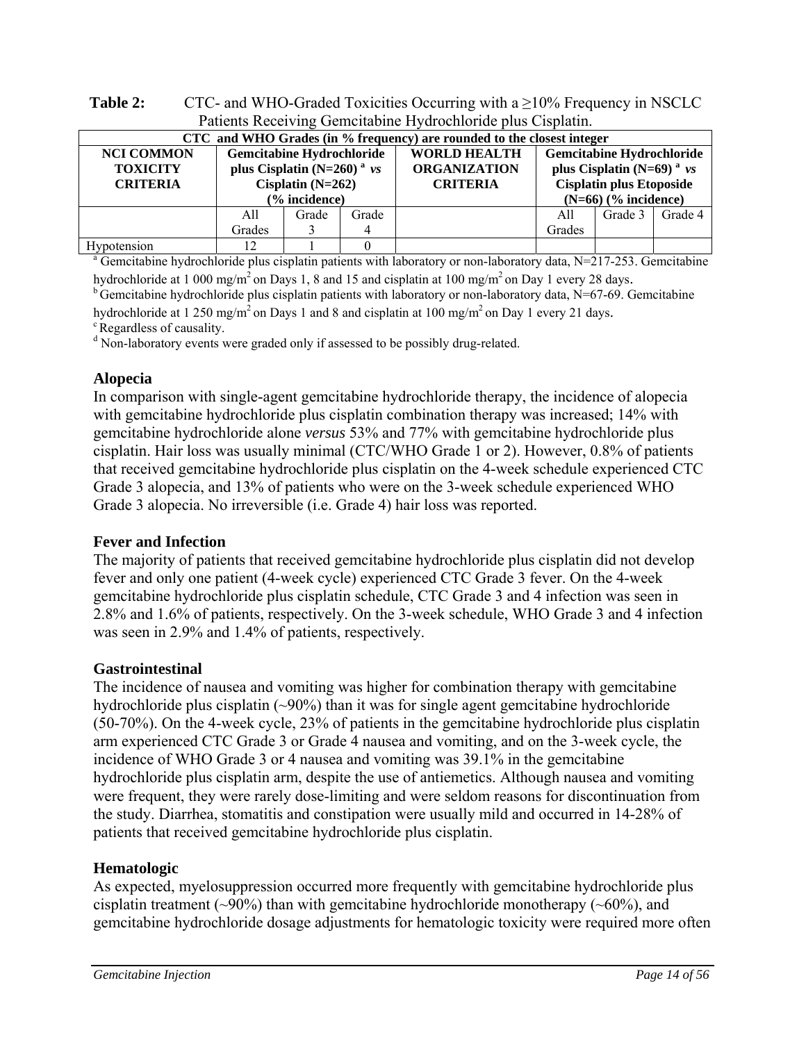**Table 2:** CTC- and WHO-Graded Toxicities Occurring with a ≥10% Frequency in NSCLC Patients Receiving Gemcitabine Hydrochloride plus Cisplatin.

| CTC and WHO Grades (in % frequency) are rounded to the closest integer | | | | | | | |
|---|---|---|---|---|---|---|---|
| **NCI COMMON TOXICITY CRITERIA** | **Gemcitabine Hydrochloride plus Cisplatin (N=260)** [a] ***vs*** **Cisplatin (N=262) (% incidence)** | | | **WORLD HEALTH ORGANIZATION CRITERIA** | **Gemcitabine Hydrochloride plus Cisplatin (N=69)** [a] ***vs*** **Cisplatin plus Etoposide (N=66) (% incidence)** | | |
| | All Grades | Grade 3 | Grade 4 | | All Grades | Grade 3 | Grade 4 |
| Hypotension | 12 | 1 | 0 | | | | |

[a] Gemcitabine hydrochloride plus cisplatin patients with laboratory or non-laboratory data, N=217-253. Gemcitabine hydrochloride at 1 000 mg/m$^2$ on Days 1, 8 and 15 and cisplatin at 100 mg/m$^2$ on Day 1 every 28 days.
[b] Gemcitabine hydrochloride plus cisplatin patients with laboratory or non-laboratory data, N=67-69. Gemcitabine hydrochloride at 1 250 mg/m$^2$ on Days 1 and 8 and cisplatin at 100 mg/m$^2$ on Day 1 every 21 days.
[c] Regardless of causality.
[d] Non-laboratory events were graded only if assessed to be possibly drug-related.

### Alopecia

In comparison with single-agent gemcitabine hydrochloride therapy, the incidence of alopecia with gemcitabine hydrochloride plus cisplatin combination therapy was increased; 14% with gemcitabine hydrochloride alone *versus* 53% and 77% with gemcitabine hydrochloride plus cisplatin. Hair loss was usually minimal (CTC/WHO Grade 1 or 2). However, 0.8% of patients that received gemcitabine hydrochloride plus cisplatin on the 4-week schedule experienced CTC Grade 3 alopecia, and 13% of patients who were on the 3-week schedule experienced WHO Grade 3 alopecia. No irreversible (i.e. Grade 4) hair loss was reported.

### Fever and Infection

The majority of patients that received gemcitabine hydrochloride plus cisplatin did not develop fever and only one patient (4-week cycle) experienced CTC Grade 3 fever. On the 4-week gemcitabine hydrochloride plus cisplatin schedule, CTC Grade 3 and 4 infection was seen in 2.8% and 1.6% of patients, respectively. On the 3-week schedule, WHO Grade 3 and 4 infection was seen in 2.9% and 1.4% of patients, respectively.

### Gastrointestinal

The incidence of nausea and vomiting was higher for combination therapy with gemcitabine hydrochloride plus cisplatin (~90%) than it was for single agent gemcitabine hydrochloride (50-70%). On the 4-week cycle, 23% of patients in the gemcitabine hydrochloride plus cisplatin arm experienced CTC Grade 3 or Grade 4 nausea and vomiting, and on the 3-week cycle, the incidence of WHO Grade 3 or 4 nausea and vomiting was 39.1% in the gemcitabine hydrochloride plus cisplatin arm, despite the use of antiemetics. Although nausea and vomiting were frequent, they were rarely dose-limiting and were seldom reasons for discontinuation from the study. Diarrhea, stomatitis and constipation were usually mild and occurred in 14-28% of patients that received gemcitabine hydrochloride plus cisplatin.

### Hematologic

As expected, myelosuppression occurred more frequently with gemcitabine hydrochloride plus cisplatin treatment (~90%) than with gemcitabine hydrochloride monotherapy (~60%), and gemcitabine hydrochloride dosage adjustments for hematologic toxicity were required more often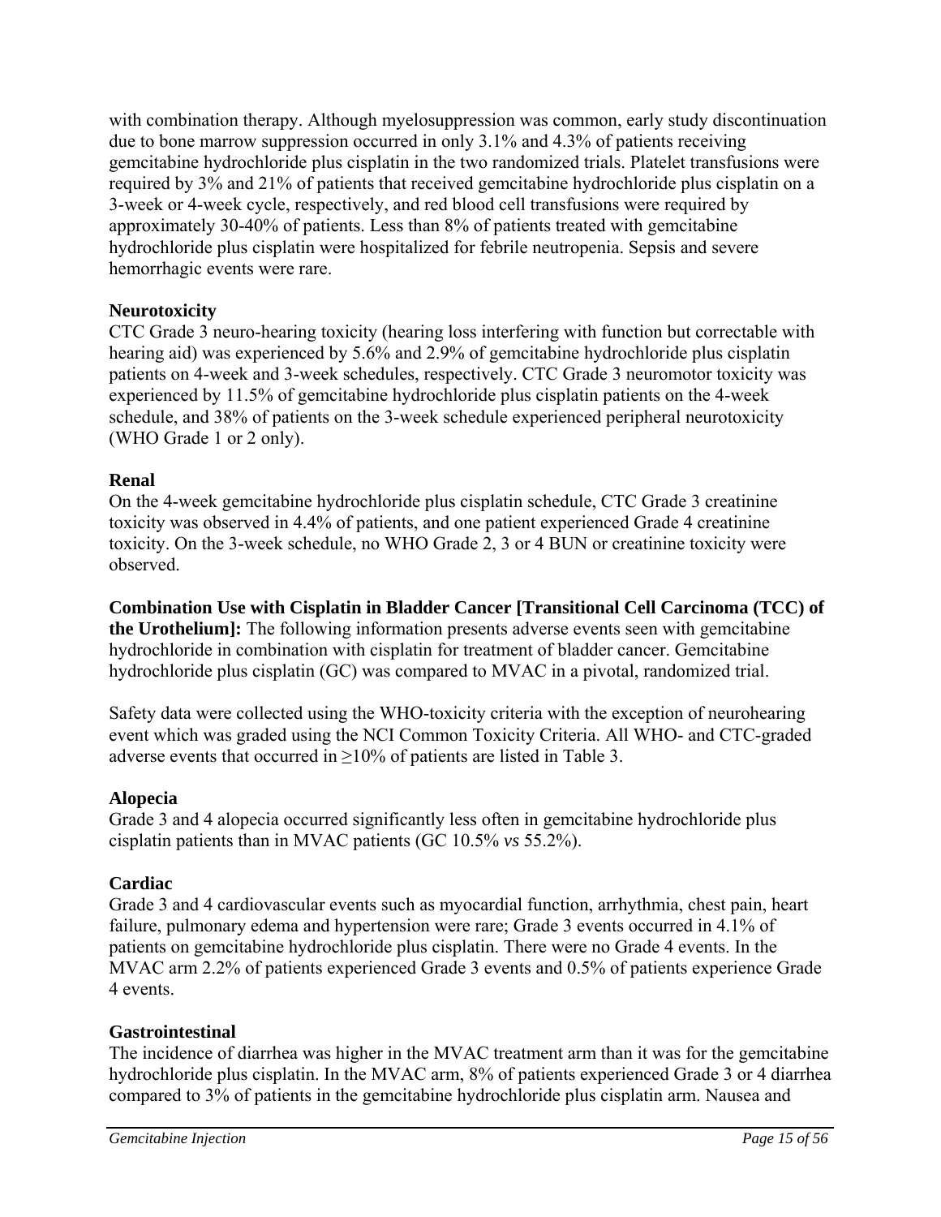with combination therapy. Although myelosuppression was common, early study discontinuation due to bone marrow suppression occurred in only 3.1% and 4.3% of patients receiving gemcitabine hydrochloride plus cisplatin in the two randomized trials. Platelet transfusions were required by 3% and 21% of patients that received gemcitabine hydrochloride plus cisplatin on a 3-week or 4-week cycle, respectively, and red blood cell transfusions were required by approximately 30-40% of patients. Less than 8% of patients treated with gemcitabine hydrochloride plus cisplatin were hospitalized for febrile neutropenia. Sepsis and severe hemorrhagic events were rare.

**Neurotoxicity**
CTC Grade 3 neuro-hearing toxicity (hearing loss interfering with function but correctable with hearing aid) was experienced by 5.6% and 2.9% of gemcitabine hydrochloride plus cisplatin patients on 4-week and 3-week schedules, respectively. CTC Grade 3 neuromotor toxicity was experienced by 11.5% of gemcitabine hydrochloride plus cisplatin patients on the 4-week schedule, and 38% of patients on the 3-week schedule experienced peripheral neurotoxicity (WHO Grade 1 or 2 only).

**Renal**
On the 4-week gemcitabine hydrochloride plus cisplatin schedule, CTC Grade 3 creatinine toxicity was observed in 4.4% of patients, and one patient experienced Grade 4 creatinine toxicity. On the 3-week schedule, no WHO Grade 2, 3 or 4 BUN or creatinine toxicity were observed.

**Combination Use with Cisplatin in Bladder Cancer [Transitional Cell Carcinoma (TCC) of the Urothelium]:** The following information presents adverse events seen with gemcitabine hydrochloride in combination with cisplatin for treatment of bladder cancer. Gemcitabine hydrochloride plus cisplatin (GC) was compared to MVAC in a pivotal, randomized trial.

Safety data were collected using the WHO-toxicity criteria with the exception of neurohearing event which was graded using the NCI Common Toxicity Criteria. All WHO- and CTC-graded adverse events that occurred in ≥10% of patients are listed in Table 3.

**Alopecia**
Grade 3 and 4 alopecia occurred significantly less often in gemcitabine hydrochloride plus cisplatin patients than in MVAC patients (GC 10.5% *vs* 55.2%).

**Cardiac**
Grade 3 and 4 cardiovascular events such as myocardial function, arrhythmia, chest pain, heart failure, pulmonary edema and hypertension were rare; Grade 3 events occurred in 4.1% of patients on gemcitabine hydrochloride plus cisplatin. There were no Grade 4 events. In the MVAC arm 2.2% of patients experienced Grade 3 events and 0.5% of patients experience Grade 4 events.

**Gastrointestinal**
The incidence of diarrhea was higher in the MVAC treatment arm than it was for the gemcitabine hydrochloride plus cisplatin. In the MVAC arm, 8% of patients experienced Grade 3 or 4 diarrhea compared to 3% of patients in the gemcitabine hydrochloride plus cisplatin arm. Nausea and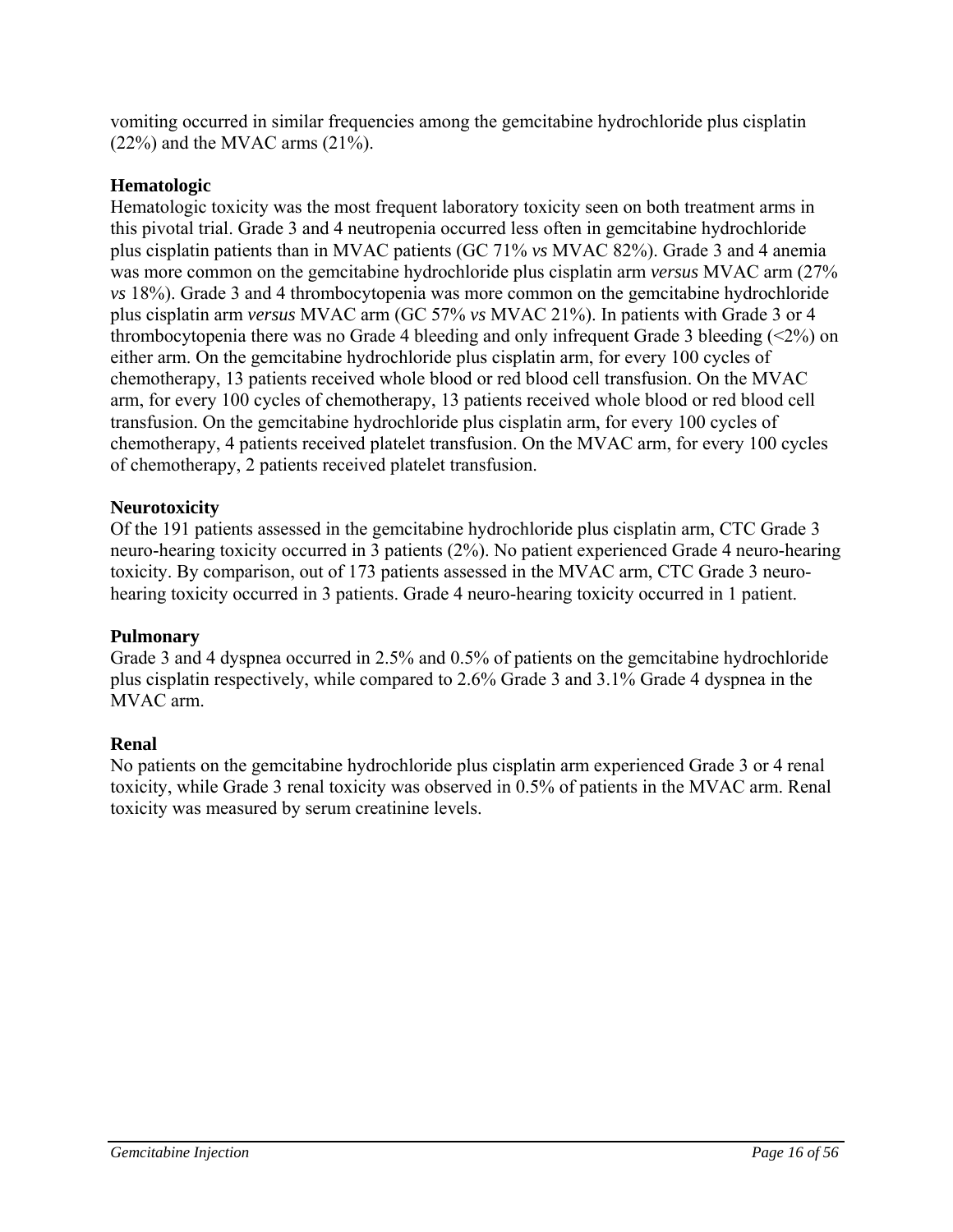vomiting occurred in similar frequencies among the gemcitabine hydrochloride plus cisplatin (22%) and the MVAC arms (21%).

**Hematologic**
Hematologic toxicity was the most frequent laboratory toxicity seen on both treatment arms in this pivotal trial. Grade 3 and 4 neutropenia occurred less often in gemcitabine hydrochloride plus cisplatin patients than in MVAC patients (GC 71% *vs* MVAC 82%). Grade 3 and 4 anemia was more common on the gemcitabine hydrochloride plus cisplatin arm *versus* MVAC arm (27% *vs* 18%). Grade 3 and 4 thrombocytopenia was more common on the gemcitabine hydrochloride plus cisplatin arm *versus* MVAC arm (GC 57% *vs* MVAC 21%). In patients with Grade 3 or 4 thrombocytopenia there was no Grade 4 bleeding and only infrequent Grade 3 bleeding (<2%) on either arm. On the gemcitabine hydrochloride plus cisplatin arm, for every 100 cycles of chemotherapy, 13 patients received whole blood or red blood cell transfusion. On the MVAC arm, for every 100 cycles of chemotherapy, 13 patients received whole blood or red blood cell transfusion. On the gemcitabine hydrochloride plus cisplatin arm, for every 100 cycles of chemotherapy, 4 patients received platelet transfusion. On the MVAC arm, for every 100 cycles of chemotherapy, 2 patients received platelet transfusion.

**Neurotoxicity**
Of the 191 patients assessed in the gemcitabine hydrochloride plus cisplatin arm, CTC Grade 3 neuro-hearing toxicity occurred in 3 patients (2%). No patient experienced Grade 4 neuro-hearing toxicity. By comparison, out of 173 patients assessed in the MVAC arm, CTC Grade 3 neuro-hearing toxicity occurred in 3 patients. Grade 4 neuro-hearing toxicity occurred in 1 patient.

**Pulmonary**
Grade 3 and 4 dyspnea occurred in 2.5% and 0.5% of patients on the gemcitabine hydrochloride plus cisplatin respectively, while compared to 2.6% Grade 3 and 3.1% Grade 4 dyspnea in the MVAC arm.

**Renal**
No patients on the gemcitabine hydrochloride plus cisplatin arm experienced Grade 3 or 4 renal toxicity, while Grade 3 renal toxicity was observed in 0.5% of patients in the MVAC arm. Renal toxicity was measured by serum creatinine levels.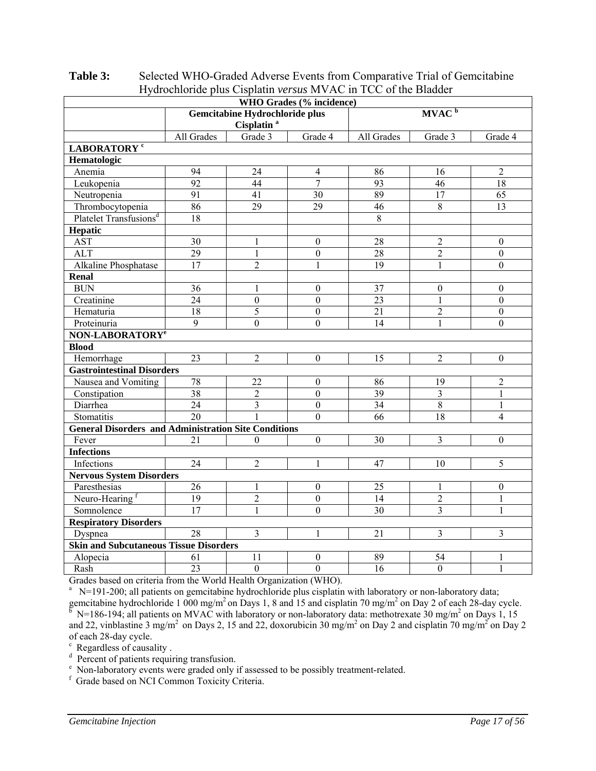**Table 3:** Selected WHO-Graded Adverse Events from Comparative Trial of Gemcitabine Hydrochloride plus Cisplatin *versus* MVAC in TCC of the Bladder

| WHO Grades (% incidence) | | | | | | |
|---|---|---|---|---|---|---|
| | **Gemcitabine Hydrochloride plus Cisplatin [a]** | | | **MVAC [b]** | | |
| | All Grades | Grade 3 | Grade 4 | All Grades | Grade 3 | Grade 4 |
| **LABORATORY [c]** | | | | | | |
| **Hematologic** | | | | | | |
| Anemia | 94 | 24 | 4 | 86 | 16 | 2 |
| Leukopenia | 92 | 44 | 7 | 93 | 46 | 18 |
| Neutropenia | 91 | 41 | 30 | 89 | 17 | 65 |
| Thrombocytopenia | 86 | 29 | 29 | 46 | 8 | 13 |
| Platelet Transfusions[d] | 18 | | | 8 | | |
| **Hepatic** | | | | | | |
| AST | 30 | 1 | 0 | 28 | 2 | 0 |
| ALT | 29 | 1 | 0 | 28 | 2 | 0 |
| Alkaline Phosphatase | 17 | 2 | 1 | 19 | 1 | 0 |
| **Renal** | | | | | | |
| BUN | 36 | 1 | 0 | 37 | 0 | 0 |
| Creatinine | 24 | 0 | 0 | 23 | 1 | 0 |
| Hematuria | 18 | 5 | 0 | 21 | 2 | 0 |
| Proteinuria | 9 | 0 | 0 | 14 | 1 | 0 |
| **NON-LABORATORY[e]** | | | | | | |
| **Blood** | | | | | | |
| Hemorrhage | 23 | 2 | 0 | 15 | 2 | 0 |
| **Gastrointestinal Disorders** | | | | | | |
| Nausea and Vomiting | 78 | 22 | 0 | 86 | 19 | 2 |
| Constipation | 38 | 2 | 0 | 39 | 3 | 1 |
| Diarrhea | 24 | 3 | 0 | 34 | 8 | 1 |
| Stomatitis | 20 | 1 | 0 | 66 | 18 | 4 |
| **General Disorders and Administration Site Conditions** | | | | | | |
| Fever | 21 | 0 | 0 | 30 | 3 | 0 |
| **Infections** | | | | | | |
| Infections | 24 | 2 | 1 | 47 | 10 | 5 |
| **Nervous System Disorders** | | | | | | |
| Paresthesias | 26 | 1 | 0 | 25 | 1 | 0 |
| Neuro-Hearing [f] | 19 | 2 | 0 | 14 | 2 | 1 |
| Somnolence | 17 | 1 | 0 | 30 | 3 | 1 |
| **Respiratory Disorders** | | | | | | |
| Dyspnea | 28 | 3 | 1 | 21 | 3 | 3 |
| **Skin and Subcutaneous Tissue Disorders** | | | | | | |
| Alopecia | 61 | 11 | 0 | 89 | 54 | 1 |
| Rash | 23 | 0 | 0 | 16 | 0 | 1 |

Grades based on criteria from the World Health Organization (WHO).

[a] N=191-200; all patients on gemcitabine hydrochloride plus cisplatin with laboratory or non-laboratory data; gemcitabine hydrochloride 1 000 mg/m$^2$ on Days 1, 8 and 15 and cisplatin 70 mg/m$^2$ on Day 2 of each 28-day cycle.

[b] N=186-194; all patients on MVAC with laboratory or non-laboratory data: methotrexate 30 mg/m$^2$ on Days 1, 15 and 22, vinblastine 3 mg/m$^2$ on Days 2, 15 and 22, doxorubicin 30 mg/m$^2$ on Day 2 and cisplatin 70 mg/m$^2$ on Day 2 of each 28-day cycle.

[c] Regardless of causality .

[d] Percent of patients requiring transfusion.

[e] Non-laboratory events were graded only if assessed to be possibly treatment-related.

[f] Grade based on NCI Common Toxicity Criteria.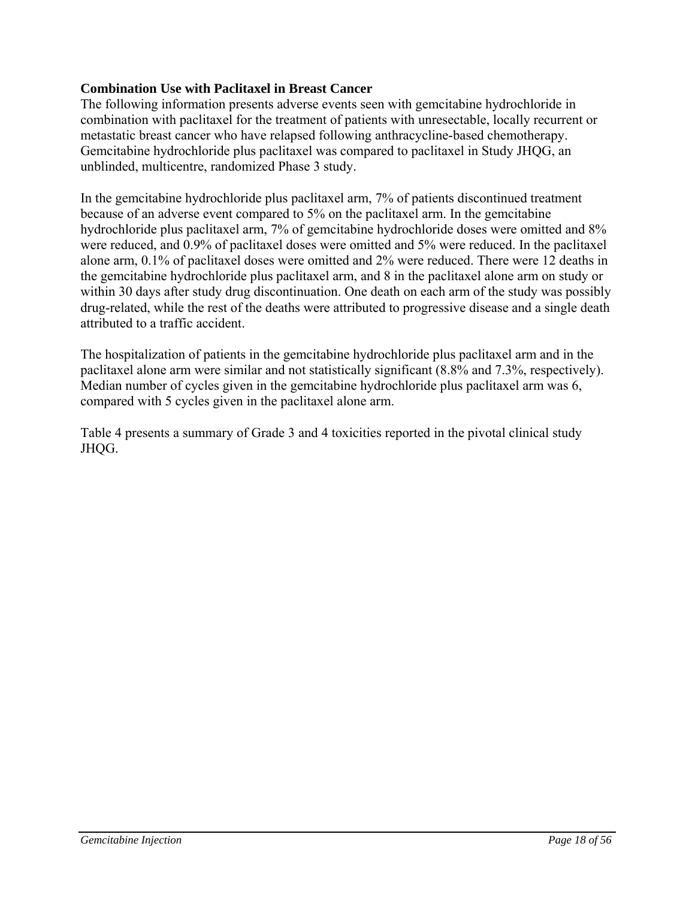**Combination Use with Paclitaxel in Breast Cancer**

The following information presents adverse events seen with gemcitabine hydrochloride in combination with paclitaxel for the treatment of patients with unresectable, locally recurrent or metastatic breast cancer who have relapsed following anthracycline-based chemotherapy. Gemcitabine hydrochloride plus paclitaxel was compared to paclitaxel in Study JHQG, an unblinded, multicentre, randomized Phase 3 study.

In the gemcitabine hydrochloride plus paclitaxel arm, 7% of patients discontinued treatment because of an adverse event compared to 5% on the paclitaxel arm. In the gemcitabine hydrochloride plus paclitaxel arm, 7% of gemcitabine hydrochloride doses were omitted and 8% were reduced, and 0.9% of paclitaxel doses were omitted and 5% were reduced. In the paclitaxel alone arm, 0.1% of paclitaxel doses were omitted and 2% were reduced. There were 12 deaths in the gemcitabine hydrochloride plus paclitaxel arm, and 8 in the paclitaxel alone arm on study or within 30 days after study drug discontinuation. One death on each arm of the study was possibly drug-related, while the rest of the deaths were attributed to progressive disease and a single death attributed to a traffic accident.

The hospitalization of patients in the gemcitabine hydrochloride plus paclitaxel arm and in the paclitaxel alone arm were similar and not statistically significant (8.8% and 7.3%, respectively). Median number of cycles given in the gemcitabine hydrochloride plus paclitaxel arm was 6, compared with 5 cycles given in the paclitaxel alone arm.

Table 4 presents a summary of Grade 3 and 4 toxicities reported in the pivotal clinical study JHQG.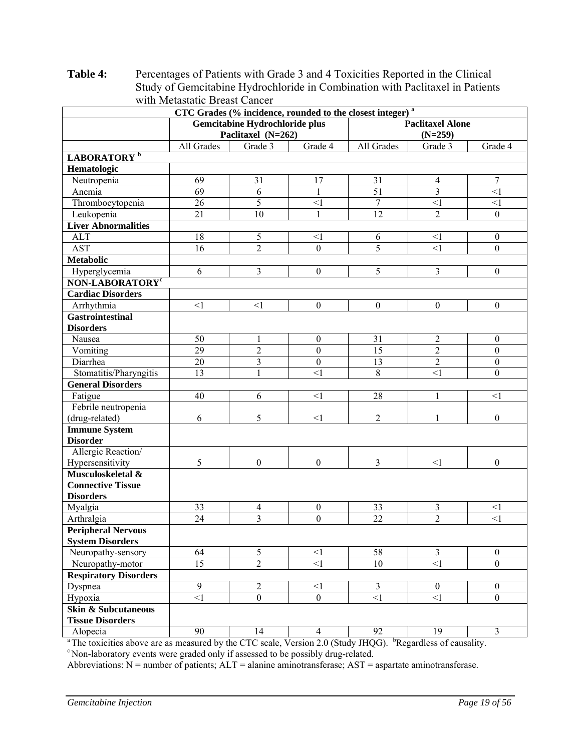**Table 4:** Percentages of Patients with Grade 3 and 4 Toxicities Reported in the Clinical Study of Gemcitabine Hydrochloride in Combination with Paclitaxel in Patients with Metastatic Breast Cancer

| CTC Grades (% incidence, rounded to the closest integer) [a] | | | | | | |
|---|---|---|---|---|---|---|
| | Gemcitabine Hydrochloride plus Paclitaxel (N=262) | | | Paclitaxel Alone (N=259) | | |
| | All Grades | Grade 3 | Grade 4 | All Grades | Grade 3 | Grade 4 |
| **LABORATORY [b]** | | | | | | |
| **Hematologic** | | | | | | |
| Neutropenia | 69 | 31 | 17 | 31 | 4 | 7 |
| Anemia | 69 | 6 | 1 | 51 | 3 | <1 |
| Thrombocytopenia | 26 | 5 | <1 | 7 | <1 | <1 |
| Leukopenia | 21 | 10 | 1 | 12 | 2 | 0 |
| **Liver Abnormalities** | | | | | | |
| ALT | 18 | 5 | <1 | 6 | <1 | 0 |
| AST | 16 | 2 | 0 | 5 | <1 | 0 |
| **Metabolic** | | | | | | |
| Hyperglycemia | 6 | 3 | 0 | 5 | 3 | 0 |
| **NON-LABORATORY[c]** | | | | | | |
| **Cardiac Disorders** | | | | | | |
| Arrhythmia | <1 | <1 | 0 | 0 | 0 | 0 |
| **Gastrointestinal Disorders** | | | | | | |
| Nausea | 50 | 1 | 0 | 31 | 2 | 0 |
| Vomiting | 29 | 2 | 0 | 15 | 2 | 0 |
| Diarrhea | 20 | 3 | 0 | 13 | 2 | 0 |
| Stomatitis/Pharyngitis | 13 | 1 | <1 | 8 | <1 | 0 |
| **General Disorders** | | | | | | |
| Fatigue | 40 | 6 | <1 | 28 | 1 | <1 |
| Febrile neutropenia (drug-related) | 6 | 5 | <1 | 2 | 1 | 0 |
| **Immune System Disorder** | | | | | | |
| Allergic Reaction/ Hypersensitivity | 5 | 0 | 0 | 3 | <1 | 0 |
| **Musculoskeletal & Connective Tissue Disorders** | | | | | | |
| Myalgia | 33 | 4 | 0 | 33 | 3 | <1 |
| Arthralgia | 24 | 3 | 0 | 22 | 2 | <1 |
| **Peripheral Nervous System Disorders** | | | | | | |
| Neuropathy-sensory | 64 | 5 | <1 | 58 | 3 | 0 |
| Neuropathy-motor | 15 | 2 | <1 | 10 | <1 | 0 |
| **Respiratory Disorders** | | | | | | |
| Dyspnea | 9 | 2 | <1 | 3 | 0 | 0 |
| Hypoxia | <1 | 0 | 0 | <1 | <1 | 0 |
| **Skin & Subcutaneous Tissue Disorders** | | | | | | |
| Alopecia | 90 | 14 | 4 | 92 | 19 | 3 |

[a] The toxicities above are as measured by the CTC scale, Version 2.0 (Study JHQG). [b] Regardless of causality.
[c] Non-laboratory events were graded only if assessed to be possibly drug-related.
Abbreviations: N = number of patients; ALT = alanine aminotransferase; AST = aspartate aminotransferase.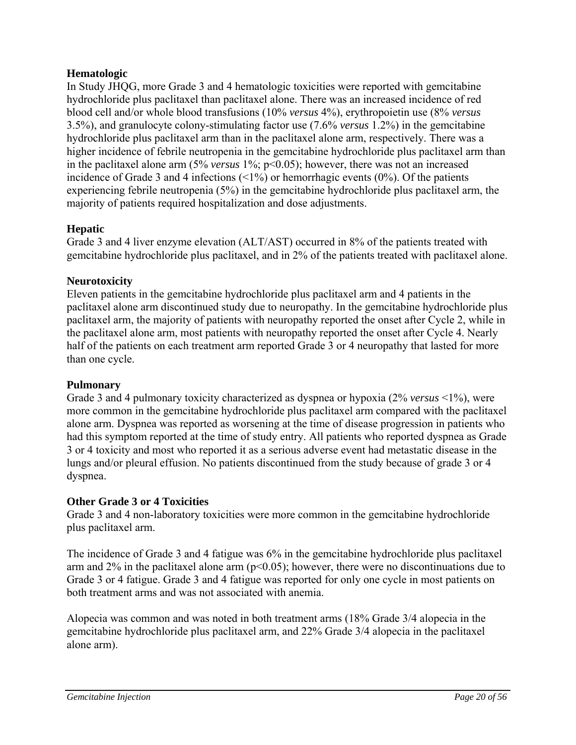**Hematologic**

In Study JHQG, more Grade 3 and 4 hematologic toxicities were reported with gemcitabine hydrochloride plus paclitaxel than paclitaxel alone. There was an increased incidence of red blood cell and/or whole blood transfusions (10% *versus* 4%), erythropoietin use (8% *versus* 3.5%), and granulocyte colony-stimulating factor use (7.6% *versus* 1.2%) in the gemcitabine hydrochloride plus paclitaxel arm than in the paclitaxel alone arm, respectively. There was a higher incidence of febrile neutropenia in the gemcitabine hydrochloride plus paclitaxel arm than in the paclitaxel alone arm (5% *versus* 1%; $p<0.05$); however, there was not an increased incidence of Grade 3 and 4 infections (<1%) or hemorrhagic events (0%). Of the patients experiencing febrile neutropenia (5%) in the gemcitabine hydrochloride plus paclitaxel arm, the majority of patients required hospitalization and dose adjustments.

**Hepatic**

Grade 3 and 4 liver enzyme elevation (ALT/AST) occurred in 8% of the patients treated with gemcitabine hydrochloride plus paclitaxel, and in 2% of the patients treated with paclitaxel alone.

**Neurotoxicity**

Eleven patients in the gemcitabine hydrochloride plus paclitaxel arm and 4 patients in the paclitaxel alone arm discontinued study due to neuropathy. In the gemcitabine hydrochloride plus paclitaxel arm, the majority of patients with neuropathy reported the onset after Cycle 2, while in the paclitaxel alone arm, most patients with neuropathy reported the onset after Cycle 4. Nearly half of the patients on each treatment arm reported Grade 3 or 4 neuropathy that lasted for more than one cycle.

**Pulmonary**

Grade 3 and 4 pulmonary toxicity characterized as dyspnea or hypoxia (2% *versus* <1%), were more common in the gemcitabine hydrochloride plus paclitaxel arm compared with the paclitaxel alone arm. Dyspnea was reported as worsening at the time of disease progression in patients who had this symptom reported at the time of study entry. All patients who reported dyspnea as Grade 3 or 4 toxicity and most who reported it as a serious adverse event had metastatic disease in the lungs and/or pleural effusion. No patients discontinued from the study because of grade 3 or 4 dyspnea.

**Other Grade 3 or 4 Toxicities**

Grade 3 and 4 non-laboratory toxicities were more common in the gemcitabine hydrochloride plus paclitaxel arm.

The incidence of Grade 3 and 4 fatigue was 6% in the gemcitabine hydrochloride plus paclitaxel arm and 2% in the paclitaxel alone arm ($p<0.05$); however, there were no discontinuations due to Grade 3 or 4 fatigue. Grade 3 and 4 fatigue was reported for only one cycle in most patients on both treatment arms and was not associated with anemia.

Alopecia was common and was noted in both treatment arms (18% Grade 3/4 alopecia in the gemcitabine hydrochloride plus paclitaxel arm, and 22% Grade 3/4 alopecia in the paclitaxel alone arm).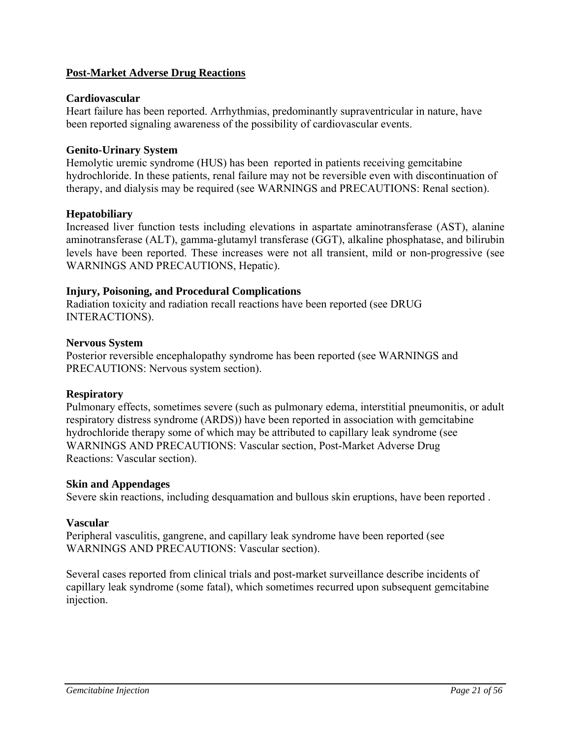## Post-Market Adverse Drug Reactions

**Cardiovascular**
Heart failure has been reported. Arrhythmias, predominantly supraventricular in nature, have been reported signaling awareness of the possibility of cardiovascular events.

**Genito-Urinary System**
Hemolytic uremic syndrome (HUS) has been reported in patients receiving gemcitabine hydrochloride. In these patients, renal failure may not be reversible even with discontinuation of therapy, and dialysis may be required (see WARNINGS and PRECAUTIONS: Renal section).

**Hepatobiliary**
Increased liver function tests including elevations in aspartate aminotransferase (AST), alanine aminotransferase (ALT), gamma-glutamyl transferase (GGT), alkaline phosphatase, and bilirubin levels have been reported. These increases were not all transient, mild or non-progressive (see WARNINGS AND PRECAUTIONS, Hepatic).

**Injury, Poisoning, and Procedural Complications**
Radiation toxicity and radiation recall reactions have been reported (see DRUG INTERACTIONS).

**Nervous System**
Posterior reversible encephalopathy syndrome has been reported (see WARNINGS and PRECAUTIONS: Nervous system section).

**Respiratory**
Pulmonary effects, sometimes severe (such as pulmonary edema, interstitial pneumonitis, or adult respiratory distress syndrome (ARDS)) have been reported in association with gemcitabine hydrochloride therapy some of which may be attributed to capillary leak syndrome (see WARNINGS AND PRECAUTIONS: Vascular section, Post-Market Adverse Drug Reactions: Vascular section).

**Skin and Appendages**
Severe skin reactions, including desquamation and bullous skin eruptions, have been reported .

**Vascular**
Peripheral vasculitis, gangrene, and capillary leak syndrome have been reported (see WARNINGS AND PRECAUTIONS: Vascular section).

Several cases reported from clinical trials and post-market surveillance describe incidents of capillary leak syndrome (some fatal), which sometimes recurred upon subsequent gemcitabine injection.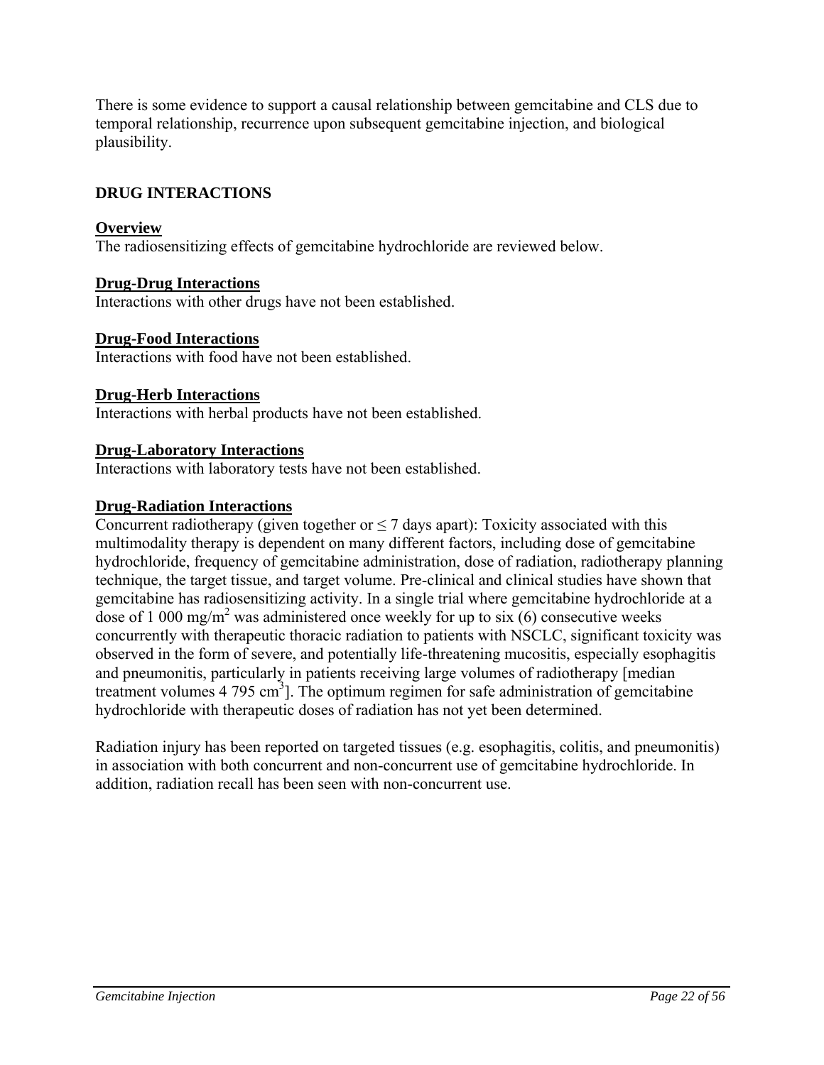There is some evidence to support a causal relationship between gemcitabine and CLS due to temporal relationship, recurrence upon subsequent gemcitabine injection, and biological plausibility.

## DRUG INTERACTIONS

### Overview

The radiosensitizing effects of gemcitabine hydrochloride are reviewed below.

### Drug-Drug Interactions

Interactions with other drugs have not been established.

### Drug-Food Interactions

Interactions with food have not been established.

### Drug-Herb Interactions

Interactions with herbal products have not been established.

### Drug-Laboratory Interactions

Interactions with laboratory tests have not been established.

### Drug-Radiation Interactions

Concurrent radiotherapy (given together or ≤ 7 days apart): Toxicity associated with this multimodality therapy is dependent on many different factors, including dose of gemcitabine hydrochloride, frequency of gemcitabine administration, dose of radiation, radiotherapy planning technique, the target tissue, and target volume. Pre-clinical and clinical studies have shown that gemcitabine has radiosensitizing activity. In a single trial where gemcitabine hydrochloride at a dose of 1 000 $mg/m^2$ was administered once weekly for up to six (6) consecutive weeks concurrently with therapeutic thoracic radiation to patients with NSCLC, significant toxicity was observed in the form of severe, and potentially life-threatening mucositis, especially esophagitis and pneumonitis, particularly in patients receiving large volumes of radiotherapy [median treatment volumes 4 795 $cm^3$]. The optimum regimen for safe administration of gemcitabine hydrochloride with therapeutic doses of radiation has not yet been determined.

Radiation injury has been reported on targeted tissues (e.g. esophagitis, colitis, and pneumonitis) in association with both concurrent and non-concurrent use of gemcitabine hydrochloride. In addition, radiation recall has been seen with non-concurrent use.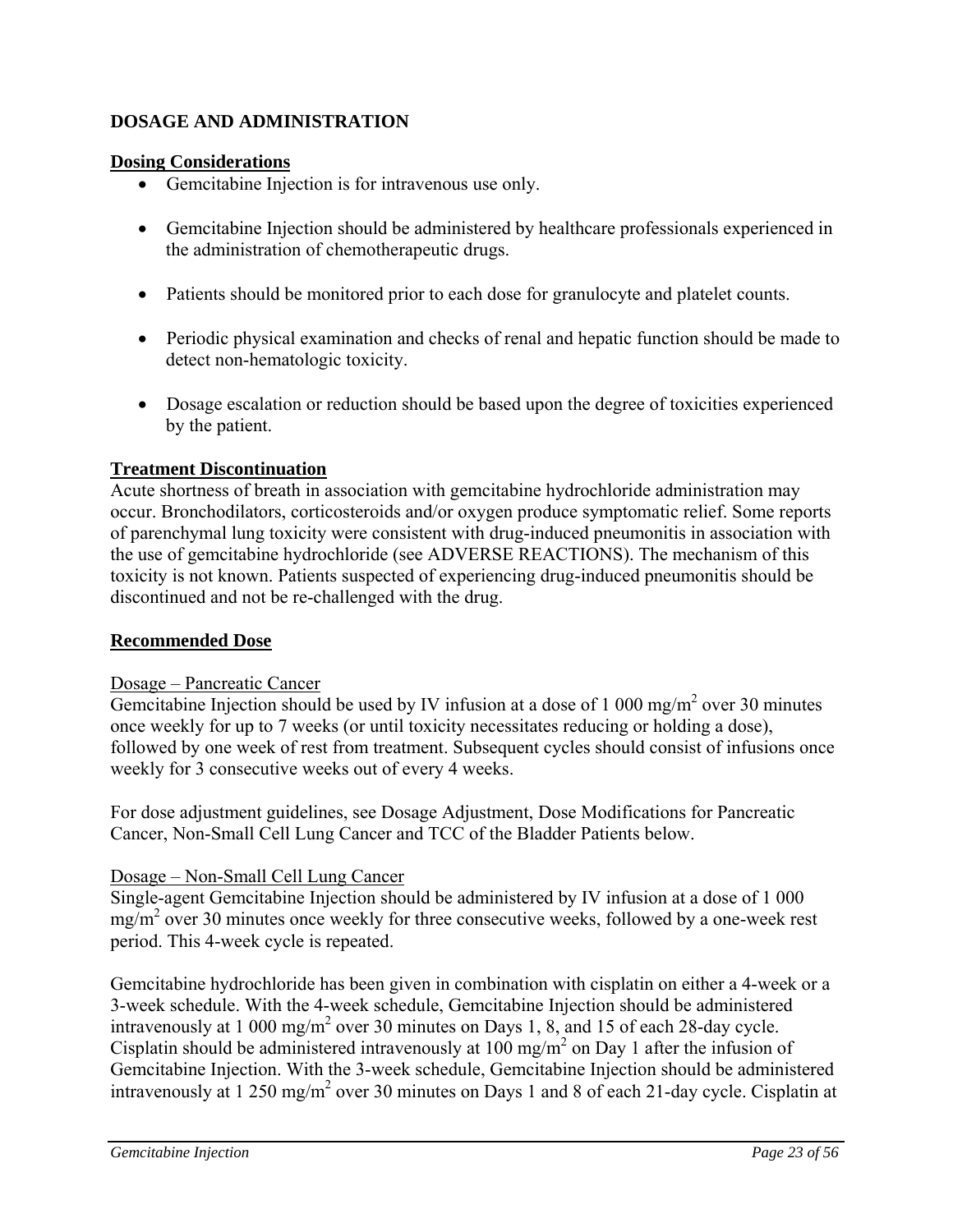# DOSAGE AND ADMINISTRATION

## Dosing Considerations

- Gemcitabine Injection is for intravenous use only.
- Gemcitabine Injection should be administered by healthcare professionals experienced in the administration of chemotherapeutic drugs.
- Patients should be monitored prior to each dose for granulocyte and platelet counts.
- Periodic physical examination and checks of renal and hepatic function should be made to detect non-hematologic toxicity.
- Dosage escalation or reduction should be based upon the degree of toxicities experienced by the patient.

## Treatment Discontinuation

Acute shortness of breath in association with gemcitabine hydrochloride administration may occur. Bronchodilators, corticosteroids and/or oxygen produce symptomatic relief. Some reports of parenchymal lung toxicity were consistent with drug-induced pneumonitis in association with the use of gemcitabine hydrochloride (see ADVERSE REACTIONS). The mechanism of this toxicity is not known. Patients suspected of experiencing drug-induced pneumonitis should be discontinued and not be re-challenged with the drug.

## Recommended Dose

### Dosage – Pancreatic Cancer

Gemcitabine Injection should be used by IV infusion at a dose of 1 000 mg/m$^2$ over 30 minutes once weekly for up to 7 weeks (or until toxicity necessitates reducing or holding a dose), followed by one week of rest from treatment. Subsequent cycles should consist of infusions once weekly for 3 consecutive weeks out of every 4 weeks.

For dose adjustment guidelines, see Dosage Adjustment, Dose Modifications for Pancreatic Cancer, Non-Small Cell Lung Cancer and TCC of the Bladder Patients below.

### Dosage – Non-Small Cell Lung Cancer

Single-agent Gemcitabine Injection should be administered by IV infusion at a dose of 1 000 mg/m$^2$ over 30 minutes once weekly for three consecutive weeks, followed by a one-week rest period. This 4-week cycle is repeated.

Gemcitabine hydrochloride has been given in combination with cisplatin on either a 4-week or a 3-week schedule. With the 4-week schedule, Gemcitabine Injection should be administered intravenously at 1 000 mg/m$^2$ over 30 minutes on Days 1, 8, and 15 of each 28-day cycle. Cisplatin should be administered intravenously at 100 mg/m$^2$ on Day 1 after the infusion of Gemcitabine Injection. With the 3-week schedule, Gemcitabine Injection should be administered intravenously at 1 250 mg/m$^2$ over 30 minutes on Days 1 and 8 of each 21-day cycle. Cisplatin at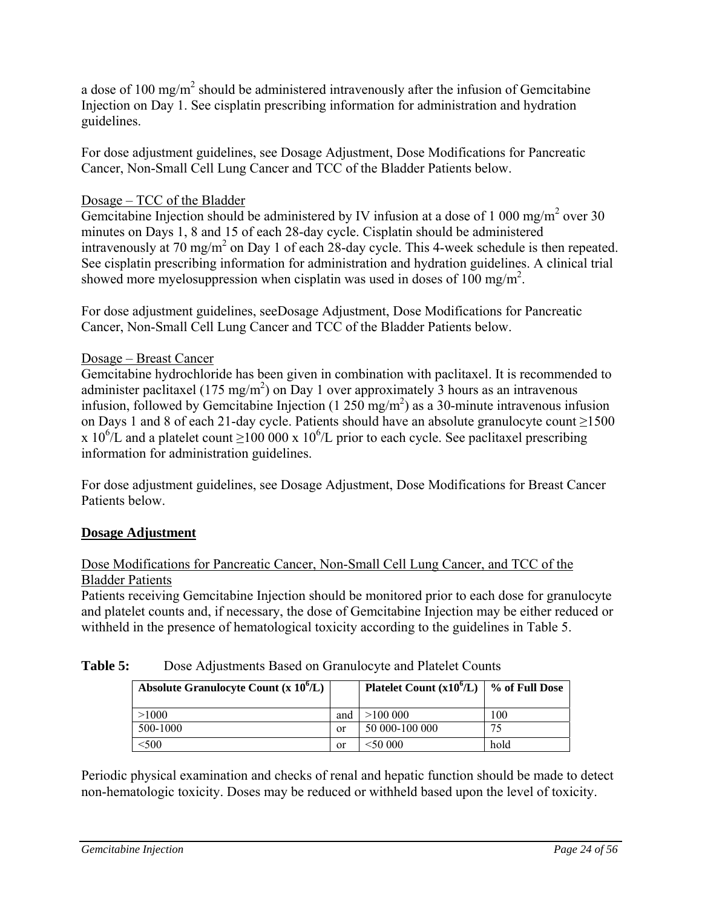a dose of 100 mg/m$^2$ should be administered intravenously after the infusion of Gemcitabine Injection on Day 1. See cisplatin prescribing information for administration and hydration guidelines.

For dose adjustment guidelines, see Dosage Adjustment, Dose Modifications for Pancreatic Cancer, Non-Small Cell Lung Cancer and TCC of the Bladder Patients below.

Dosage – TCC of the Bladder

Gemcitabine Injection should be administered by IV infusion at a dose of 1 000 mg/m$^2$ over 30 minutes on Days 1, 8 and 15 of each 28-day cycle. Cisplatin should be administered intravenously at 70 mg/m$^2$ on Day 1 of each 28-day cycle. This 4-week schedule is then repeated. See cisplatin prescribing information for administration and hydration guidelines. A clinical trial showed more myelosuppression when cisplatin was used in doses of 100 mg/m$^2$.

For dose adjustment guidelines, seeDosage Adjustment, Dose Modifications for Pancreatic Cancer, Non-Small Cell Lung Cancer and TCC of the Bladder Patients below.

Dosage – Breast Cancer

Gemcitabine hydrochloride has been given in combination with paclitaxel. It is recommended to administer paclitaxel (175 mg/m$^2$) on Day 1 over approximately 3 hours as an intravenous infusion, followed by Gemcitabine Injection (1 250 mg/m$^2$) as a 30-minute intravenous infusion on Days 1 and 8 of each 21-day cycle. Patients should have an absolute granulocyte count ≥1500 x 10$^6$/L and a platelet count ≥100 000 x 10$^6$/L prior to each cycle. See paclitaxel prescribing information for administration guidelines.

For dose adjustment guidelines, see Dosage Adjustment, Dose Modifications for Breast Cancer Patients below.

## Dosage Adjustment

Dose Modifications for Pancreatic Cancer, Non-Small Cell Lung Cancer, and TCC of the Bladder Patients

Patients receiving Gemcitabine Injection should be monitored prior to each dose for granulocyte and platelet counts and, if necessary, the dose of Gemcitabine Injection may be either reduced or withheld in the presence of hematological toxicity according to the guidelines in Table 5.

**Table 5:** Dose Adjustments Based on Granulocyte and Platelet Counts

| Absolute Granulocyte Count (x 10$^6$/L) | | Platelet Count (x10$^6$/L) | % of Full Dose |
|---|---|---|---|
| >1000 | and | >100 000 | 100 |
| 500-1000 | or | 50 000-100 000 | 75 |
| <500 | or | <50 000 | hold |

Periodic physical examination and checks of renal and hepatic function should be made to detect non-hematologic toxicity. Doses may be reduced or withheld based upon the level of toxicity.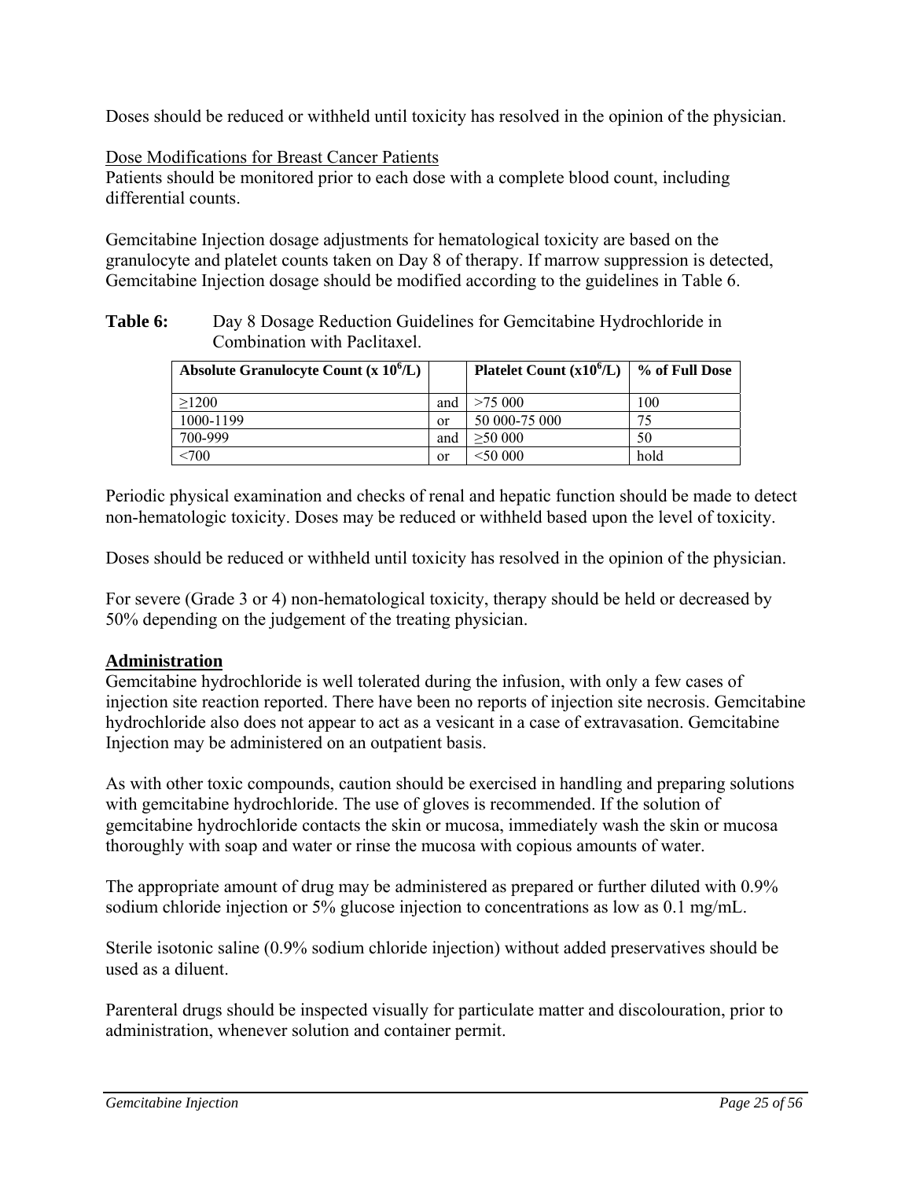Doses should be reduced or withheld until toxicity has resolved in the opinion of the physician.

Dose Modifications for Breast Cancer Patients

Patients should be monitored prior to each dose with a complete blood count, including differential counts.

Gemcitabine Injection dosage adjustments for hematological toxicity are based on the granulocyte and platelet counts taken on Day 8 of therapy. If marrow suppression is detected, Gemcitabine Injection dosage should be modified according to the guidelines in Table 6.

**Table 6:** Day 8 Dosage Reduction Guidelines for Gemcitabine Hydrochloride in Combination with Paclitaxel.

| Absolute Granulocyte Count (x $10^6$/L) | | Platelet Count (x$10^6$/L) | % of Full Dose |
|---|---|---|---|
| ≥1200 | and | >75 000 | 100 |
| 1000-1199 | or | 50 000-75 000 | 75 |
| 700-999 | and | ≥50 000 | 50 |
| <700 | or | <50 000 | hold |

Periodic physical examination and checks of renal and hepatic function should be made to detect non-hematologic toxicity. Doses may be reduced or withheld based upon the level of toxicity.

Doses should be reduced or withheld until toxicity has resolved in the opinion of the physician.

For severe (Grade 3 or 4) non-hematological toxicity, therapy should be held or decreased by 50% depending on the judgement of the treating physician.

## Administration

Gemcitabine hydrochloride is well tolerated during the infusion, with only a few cases of injection site reaction reported. There have been no reports of injection site necrosis. Gemcitabine hydrochloride also does not appear to act as a vesicant in a case of extravasation. Gemcitabine Injection may be administered on an outpatient basis.

As with other toxic compounds, caution should be exercised in handling and preparing solutions with gemcitabine hydrochloride. The use of gloves is recommended. If the solution of gemcitabine hydrochloride contacts the skin or mucosa, immediately wash the skin or mucosa thoroughly with soap and water or rinse the mucosa with copious amounts of water.

The appropriate amount of drug may be administered as prepared or further diluted with 0.9% sodium chloride injection or 5% glucose injection to concentrations as low as 0.1 mg/mL.

Sterile isotonic saline (0.9% sodium chloride injection) without added preservatives should be used as a diluent.

Parenteral drugs should be inspected visually for particulate matter and discolouration, prior to administration, whenever solution and container permit.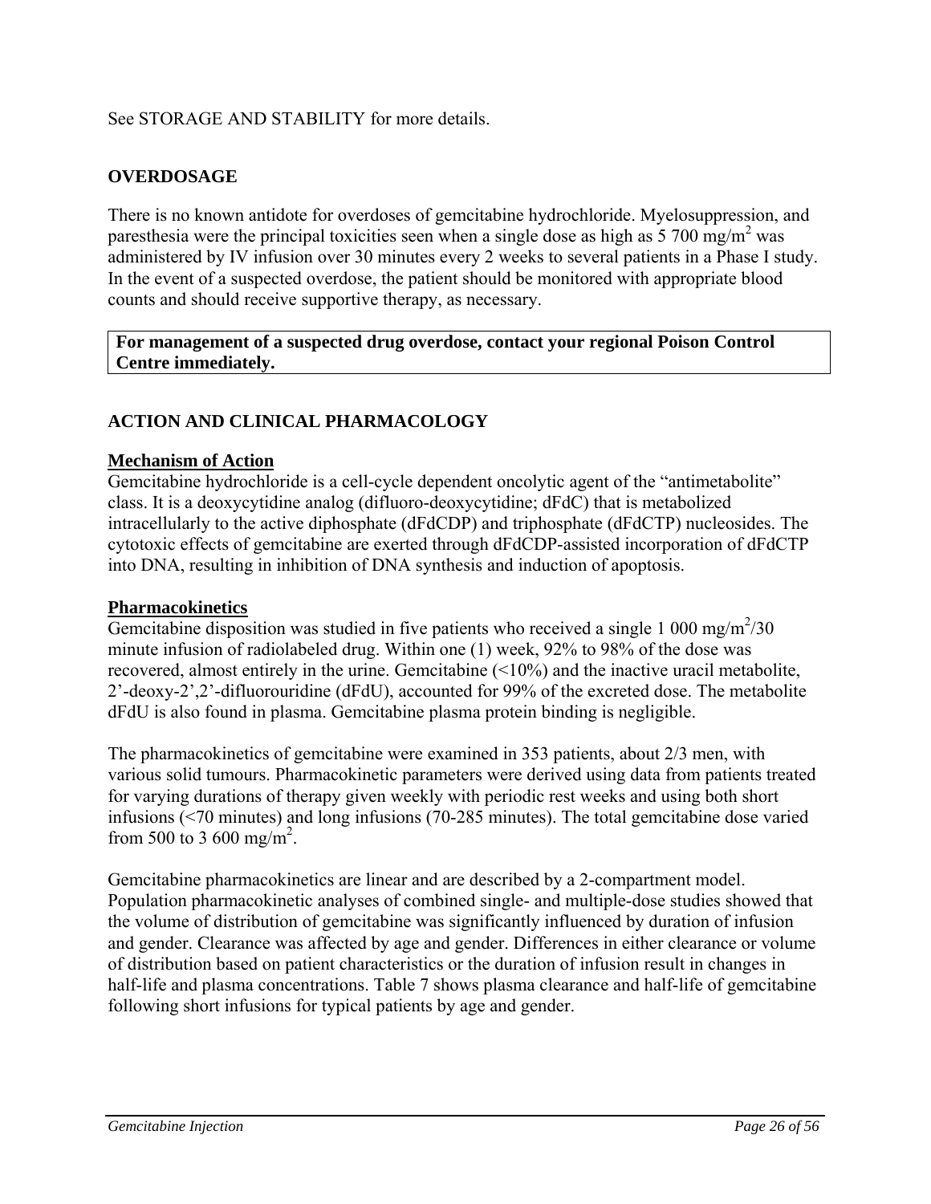See STORAGE AND STABILITY for more details.

## OVERDOSAGE

There is no known antidote for overdoses of gemcitabine hydrochloride. Myelosuppression, and paresthesia were the principal toxicities seen when a single dose as high as 5 700 mg/m$^2$ was administered by IV infusion over 30 minutes every 2 weeks to several patients in a Phase I study. In the event of a suspected overdose, the patient should be monitored with appropriate blood counts and should receive supportive therapy, as necessary.

| **For management of a suspected drug overdose, contact your regional Poison Control Centre immediately.** |
|---|

## ACTION AND CLINICAL PHARMACOLOGY

### Mechanism of Action

Gemcitabine hydrochloride is a cell-cycle dependent oncolytic agent of the “antimetabolite” class. It is a deoxycytidine analog (difluoro-deoxycytidine; dFdC) that is metabolized intracellularly to the active diphosphate (dFdCDP) and triphosphate (dFdCTP) nucleosides. The cytotoxic effects of gemcitabine are exerted through dFdCDP-assisted incorporation of dFdCTP into DNA, resulting in inhibition of DNA synthesis and induction of apoptosis.

### Pharmacokinetics

Gemcitabine disposition was studied in five patients who received a single 1 000 mg/m$^2$/30 minute infusion of radiolabeled drug. Within one (1) week, 92% to 98% of the dose was recovered, almost entirely in the urine. Gemcitabine (<10%) and the inactive uracil metabolite, 2’-deoxy-2’,2’-difluorouridine (dFdU), accounted for 99% of the excreted dose. The metabolite dFdU is also found in plasma. Gemcitabine plasma protein binding is negligible.

The pharmacokinetics of gemcitabine were examined in 353 patients, about 2/3 men, with various solid tumours. Pharmacokinetic parameters were derived using data from patients treated for varying durations of therapy given weekly with periodic rest weeks and using both short infusions (<70 minutes) and long infusions (70-285 minutes). The total gemcitabine dose varied from 500 to 3 600 mg/m$^2$.

Gemcitabine pharmacokinetics are linear and are described by a 2-compartment model. Population pharmacokinetic analyses of combined single- and multiple-dose studies showed that the volume of distribution of gemcitabine was significantly influenced by duration of infusion and gender. Clearance was affected by age and gender. Differences in either clearance or volume of distribution based on patient characteristics or the duration of infusion result in changes in half-life and plasma concentrations. Table 7 shows plasma clearance and half-life of gemcitabine following short infusions for typical patients by age and gender.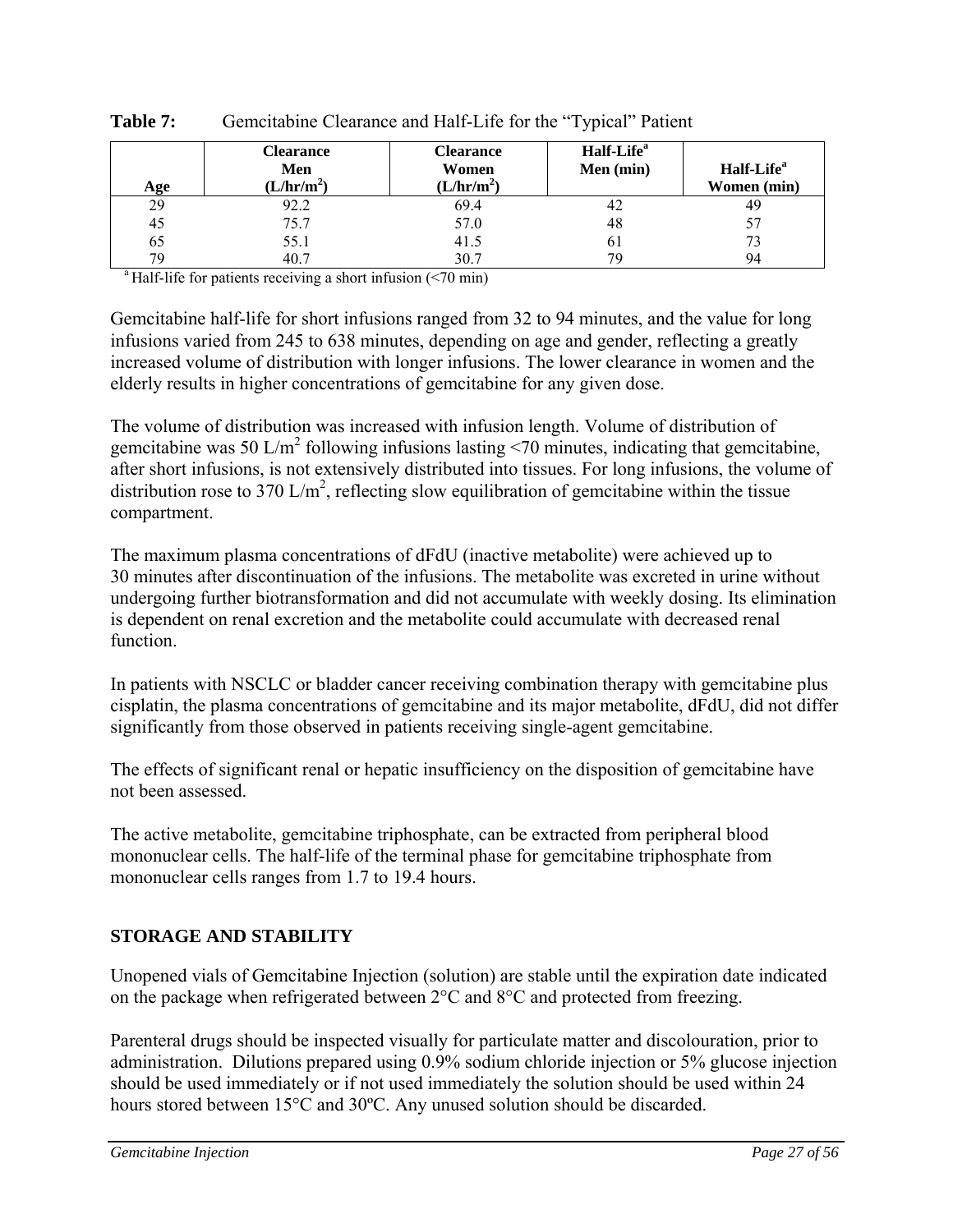**Table 7:** Gemcitabine Clearance and Half-Life for the "Typical" Patient

| Age | Clearance Men ($L/hr/m^2$) | Clearance Women ($L/hr/m^2$) | Half-Life[a] Men (min) | Half-Life[a] Women (min) |
|---|---|---|---|---|
| 29 | 92.2 | 69.4 | 42 | 49 |
| 45 | 75.7 | 57.0 | 48 | 57 |
| 65 | 55.1 | 41.5 | 61 | 73 |
| 79 | 40.7 | 30.7 | 79 | 94 |

[a] Half-life for patients receiving a short infusion (<70 min)

Gemcitabine half-life for short infusions ranged from 32 to 94 minutes, and the value for long infusions varied from 245 to 638 minutes, depending on age and gender, reflecting a greatly increased volume of distribution with longer infusions. The lower clearance in women and the elderly results in higher concentrations of gemcitabine for any given dose.

The volume of distribution was increased with infusion length. Volume of distribution of gemcitabine was 50 $L/m^2$ following infusions lasting <70 minutes, indicating that gemcitabine, after short infusions, is not extensively distributed into tissues. For long infusions, the volume of distribution rose to 370 $L/m^2$, reflecting slow equilibration of gemcitabine within the tissue compartment.

The maximum plasma concentrations of dFdU (inactive metabolite) were achieved up to 30 minutes after discontinuation of the infusions. The metabolite was excreted in urine without undergoing further biotransformation and did not accumulate with weekly dosing. Its elimination is dependent on renal excretion and the metabolite could accumulate with decreased renal function.

In patients with NSCLC or bladder cancer receiving combination therapy with gemcitabine plus cisplatin, the plasma concentrations of gemcitabine and its major metabolite, dFdU, did not differ significantly from those observed in patients receiving single-agent gemcitabine.

The effects of significant renal or hepatic insufficiency on the disposition of gemcitabine have not been assessed.

The active metabolite, gemcitabine triphosphate, can be extracted from peripheral blood mononuclear cells. The half-life of the terminal phase for gemcitabine triphosphate from mononuclear cells ranges from 1.7 to 19.4 hours.

## STORAGE AND STABILITY

Unopened vials of Gemcitabine Injection (solution) are stable until the expiration date indicated on the package when refrigerated between 2°C and 8°C and protected from freezing.

Parenteral drugs should be inspected visually for particulate matter and discolouration, prior to administration. Dilutions prepared using 0.9% sodium chloride injection or 5% glucose injection should be used immediately or if not used immediately the solution should be used within 24 hours stored between 15°C and 30ºC. Any unused solution should be discarded.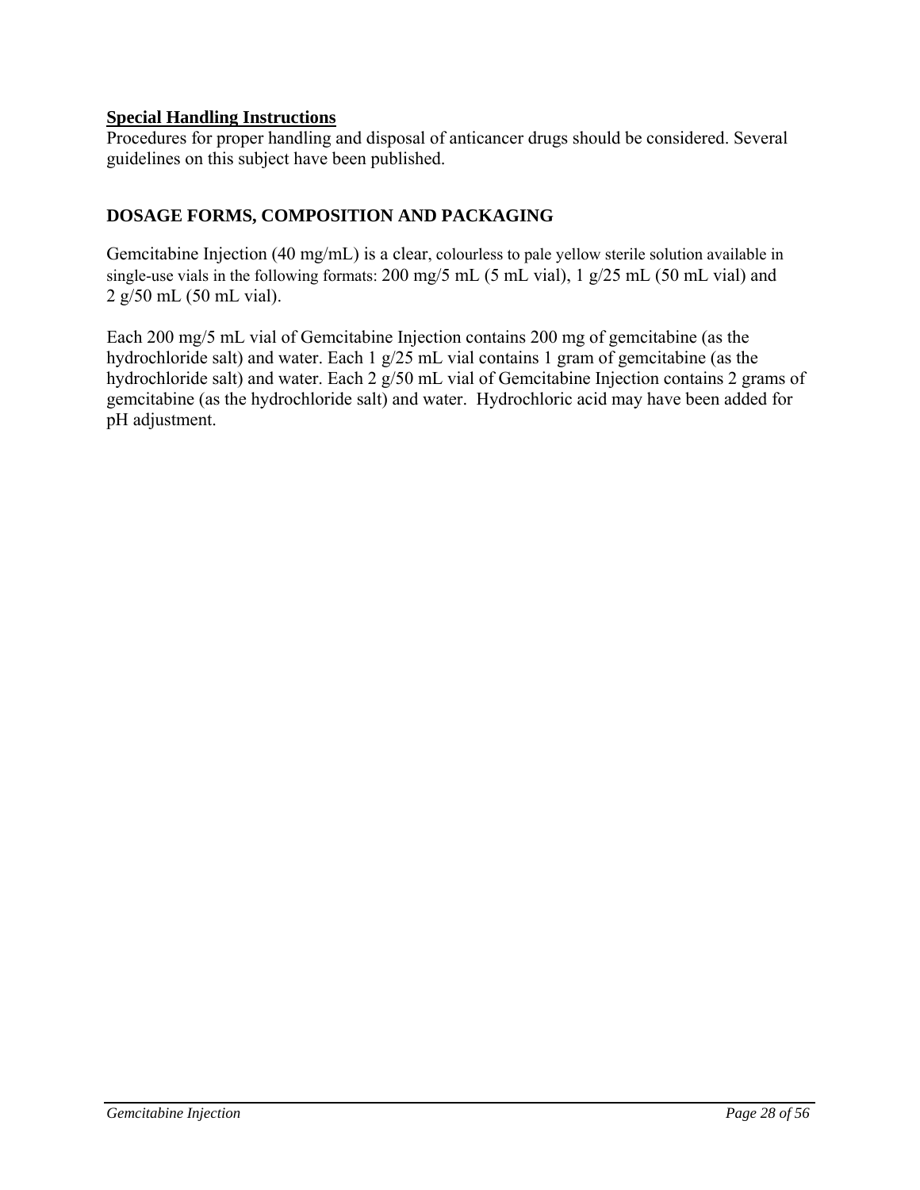**<u>Special Handling Instructions</u>**

Procedures for proper handling and disposal of anticancer drugs should be considered. Several guidelines on this subject have been published.

## DOSAGE FORMS, COMPOSITION AND PACKAGING

Gemcitabine Injection (40 mg/mL) is a clear, colourless to pale yellow sterile solution available in single-use vials in the following formats: 200 mg/5 mL (5 mL vial), 1 g/25 mL (50 mL vial) and 2 g/50 mL (50 mL vial).

Each 200 mg/5 mL vial of Gemcitabine Injection contains 200 mg of gemcitabine (as the hydrochloride salt) and water. Each 1 g/25 mL vial contains 1 gram of gemcitabine (as the hydrochloride salt) and water. Each 2 g/50 mL vial of Gemcitabine Injection contains 2 grams of gemcitabine (as the hydrochloride salt) and water. Hydrochloric acid may have been added for pH adjustment.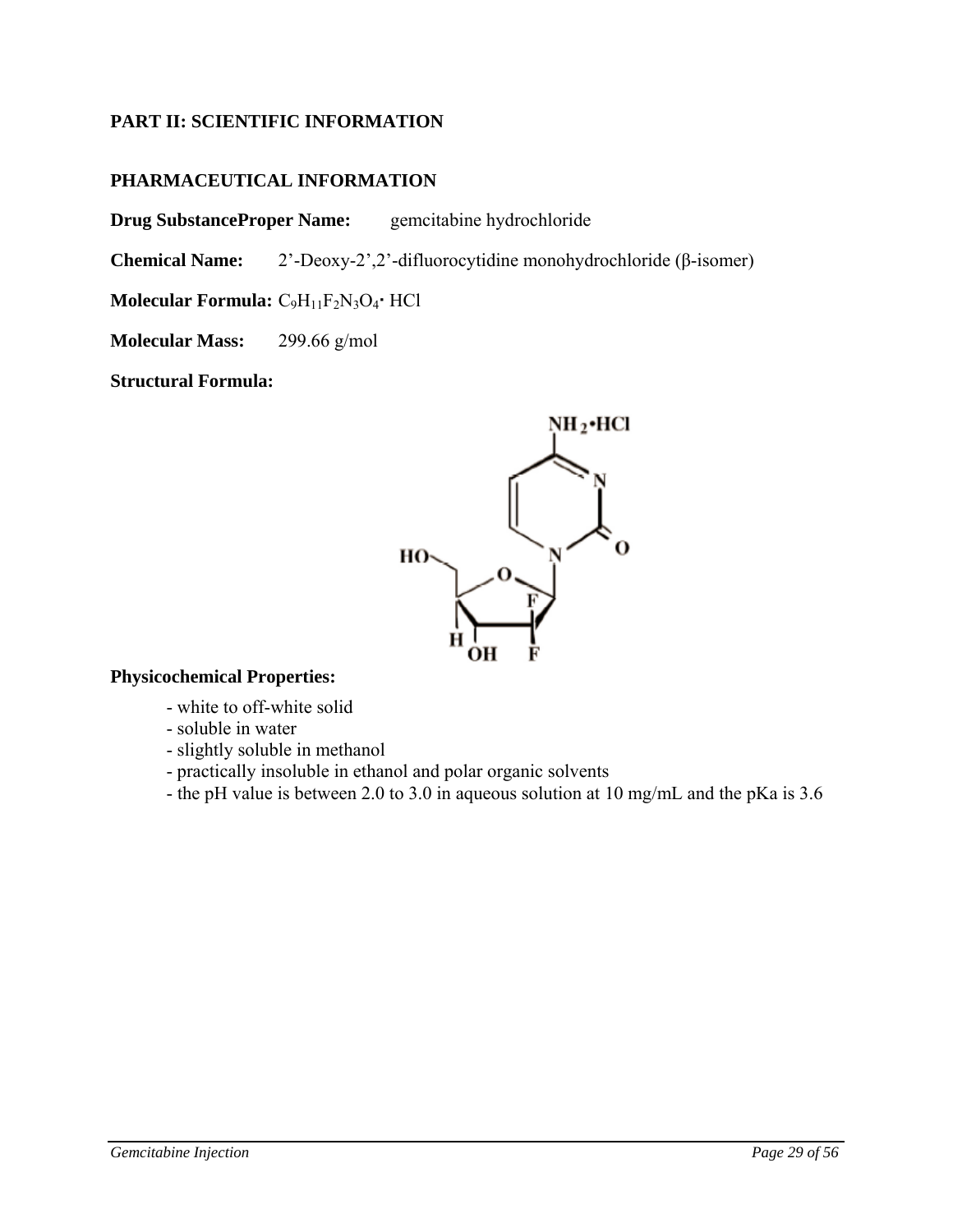## PART II: SCIENTIFIC INFORMATION

### PHARMACEUTICAL INFORMATION

**Drug SubstanceProper Name:** gemcitabine hydrochloride

**Chemical Name:** 2'-Deoxy-2',2'-difluorocytidine monohydrochloride (β-isomer)

**Molecular Formula:** $C_9H_{11}F_2N_3O_4 \cdot HCl$

**Molecular Mass:** 299.66 g/mol

**Structural Formula:**

**Physicochemical Properties:**

- white to off-white solid
- soluble in water
- slightly soluble in methanol
- practically insoluble in ethanol and polar organic solvents
- the pH value is between 2.0 to 3.0 in aqueous solution at 10 mg/mL and the pKa is 3.6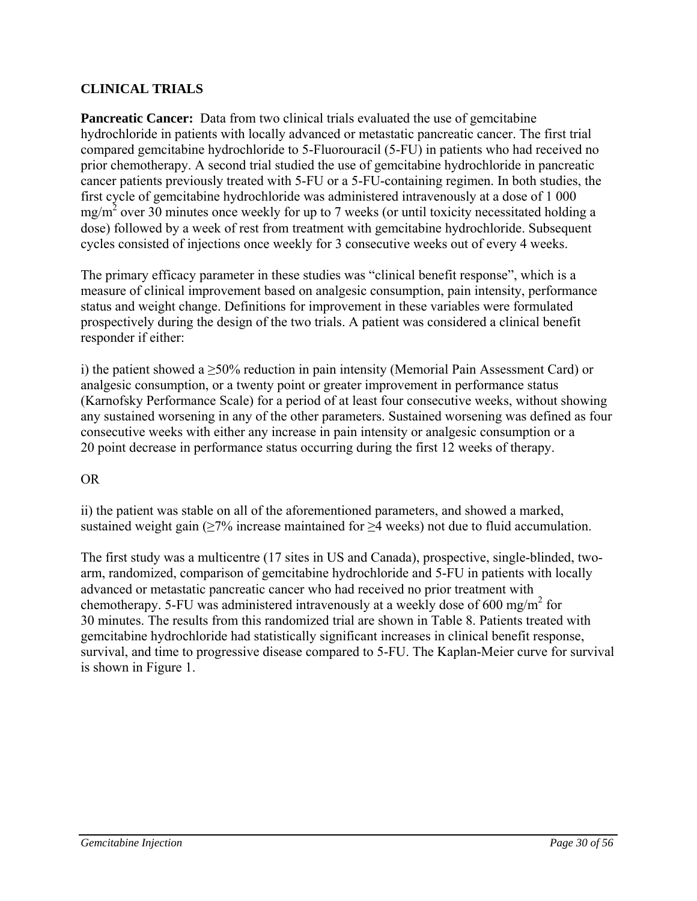## CLINICAL TRIALS

**Pancreatic Cancer:** Data from two clinical trials evaluated the use of gemcitabine hydrochloride in patients with locally advanced or metastatic pancreatic cancer. The first trial compared gemcitabine hydrochloride to 5-Fluorouracil (5-FU) in patients who had received no prior chemotherapy. A second trial studied the use of gemcitabine hydrochloride in pancreatic cancer patients previously treated with 5-FU or a 5-FU-containing regimen. In both studies, the first cycle of gemcitabine hydrochloride was administered intravenously at a dose of 1 000 mg/m$^2$ over 30 minutes once weekly for up to 7 weeks (or until toxicity necessitated holding a dose) followed by a week of rest from treatment with gemcitabine hydrochloride. Subsequent cycles consisted of injections once weekly for 3 consecutive weeks out of every 4 weeks.

The primary efficacy parameter in these studies was "clinical benefit response", which is a measure of clinical improvement based on analgesic consumption, pain intensity, performance status and weight change. Definitions for improvement in these variables were formulated prospectively during the design of the two trials. A patient was considered a clinical benefit responder if either:

i) the patient showed a ≥50% reduction in pain intensity (Memorial Pain Assessment Card) or analgesic consumption, or a twenty point or greater improvement in performance status (Karnofsky Performance Scale) for a period of at least four consecutive weeks, without showing any sustained worsening in any of the other parameters. Sustained worsening was defined as four consecutive weeks with either any increase in pain intensity or analgesic consumption or a 20 point decrease in performance status occurring during the first 12 weeks of therapy.

OR

ii) the patient was stable on all of the aforementioned parameters, and showed a marked, sustained weight gain (≥7% increase maintained for ≥4 weeks) not due to fluid accumulation.

The first study was a multicentre (17 sites in US and Canada), prospective, single-blinded, two-arm, randomized, comparison of gemcitabine hydrochloride and 5-FU in patients with locally advanced or metastatic pancreatic cancer who had received no prior treatment with chemotherapy. 5-FU was administered intravenously at a weekly dose of 600 mg/m$^2$ for 30 minutes. The results from this randomized trial are shown in Table 8. Patients treated with gemcitabine hydrochloride had statistically significant increases in clinical benefit response, survival, and time to progressive disease compared to 5-FU. The Kaplan-Meier curve for survival is shown in Figure 1.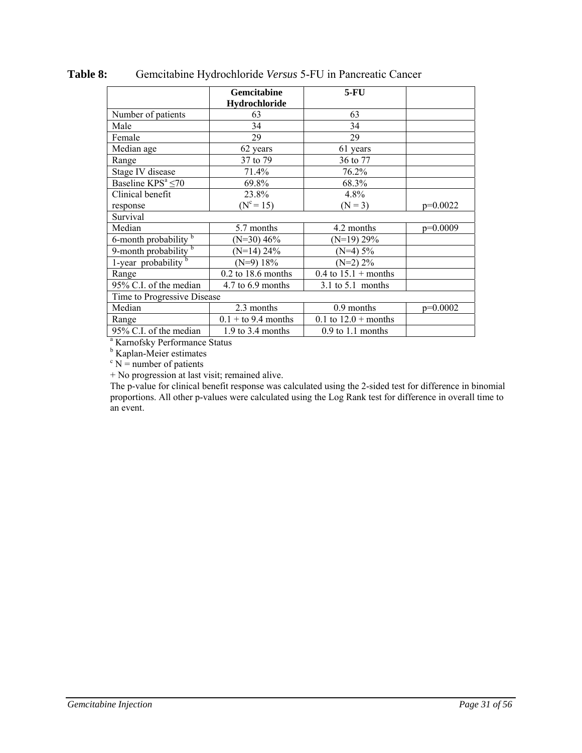**Table 8:** Gemcitabine Hydrochloride *Versus* 5-FU in Pancreatic Cancer

| | **Gemcitabine Hydrochloride** | **5-FU** | |
|---|---|---|---|
| Number of patients | 63 | 63 | |
| Male | 34 | 34 | |
| Female | 29 | 29 | |
| Median age | 62 years | 61 years | |
| Range | 37 to 79 | 36 to 77 | |
| Stage IV disease | 71.4% | 76.2% | |
| Baseline KPS[a] ≤70 | 69.8% | 68.3% | |
| Clinical benefit response | 23.8% (N[c] = 15) | 4.8% (N = 3) | p=0.0022 |
| Survival | | | |
| Median | 5.7 months | 4.2 months | p=0.0009 |
| 6-month probability [b] | (N=30) 46% | (N=19) 29% | |
| 9-month probability [b] | (N=14) 24% | (N=4) 5% | |
| 1-year probability [b] | (N=9) 18% | (N=2) 2% | |
| Range | 0.2 to 18.6 months | 0.4 to 15.1 + months | |
| 95% C.I. of the median | 4.7 to 6.9 months | 3.1 to 5.1 months | |
| Time to Progressive Disease | | | |
| Median | 2.3 months | 0.9 months | p=0.0002 |
| Range | 0.1 + to 9.4 months | 0.1 to 12.0 + months | |
| 95% C.I. of the median | 1.9 to 3.4 months | 0.9 to 1.1 months | |

[a] Karnofsky Performance Status

[b] Kaplan-Meier estimates

[c] N = number of patients

+ No progression at last visit; remained alive.

The p-value for clinical benefit response was calculated using the 2-sided test for difference in binomial proportions. All other p-values were calculated using the Log Rank test for difference in overall time to an event.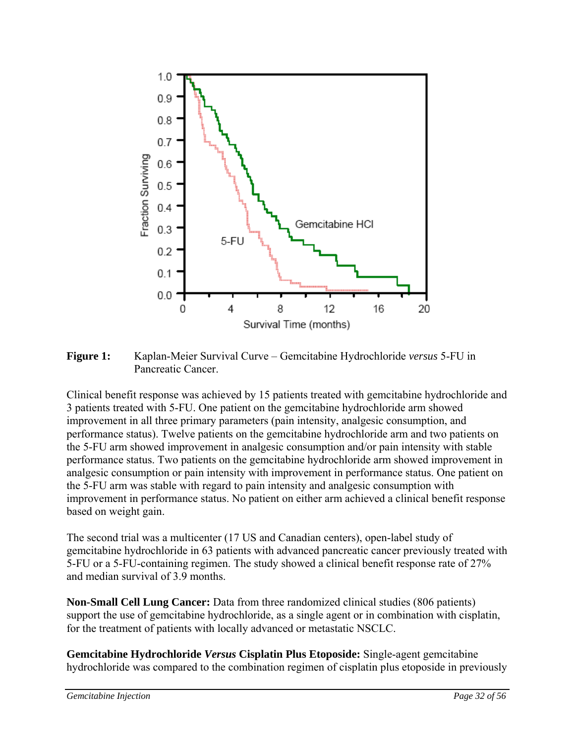**Figure 1:** Kaplan-Meier Survival Curve – Gemcitabine Hydrochloride *versus* 5-FU in Pancreatic Cancer.

Clinical benefit response was achieved by 15 patients treated with gemcitabine hydrochloride and 3 patients treated with 5-FU. One patient on the gemcitabine hydrochloride arm showed improvement in all three primary parameters (pain intensity, analgesic consumption, and performance status). Twelve patients on the gemcitabine hydrochloride arm and two patients on the 5-FU arm showed improvement in analgesic consumption and/or pain intensity with stable performance status. Two patients on the gemcitabine hydrochloride arm showed improvement in analgesic consumption or pain intensity with improvement in performance status. One patient on the 5-FU arm was stable with regard to pain intensity and analgesic consumption with improvement in performance status. No patient on either arm achieved a clinical benefit response based on weight gain.

The second trial was a multicenter (17 US and Canadian centers), open-label study of gemcitabine hydrochloride in 63 patients with advanced pancreatic cancer previously treated with 5-FU or a 5-FU-containing regimen. The study showed a clinical benefit response rate of 27% and median survival of 3.9 months.

**Non-Small Cell Lung Cancer:** Data from three randomized clinical studies (806 patients) support the use of gemcitabine hydrochloride, as a single agent or in combination with cisplatin, for the treatment of patients with locally advanced or metastatic NSCLC.

**Gemcitabine Hydrochloride *Versus* Cisplatin Plus Etoposide:** Single-agent gemcitabine hydrochloride was compared to the combination regimen of cisplatin plus etoposide in previously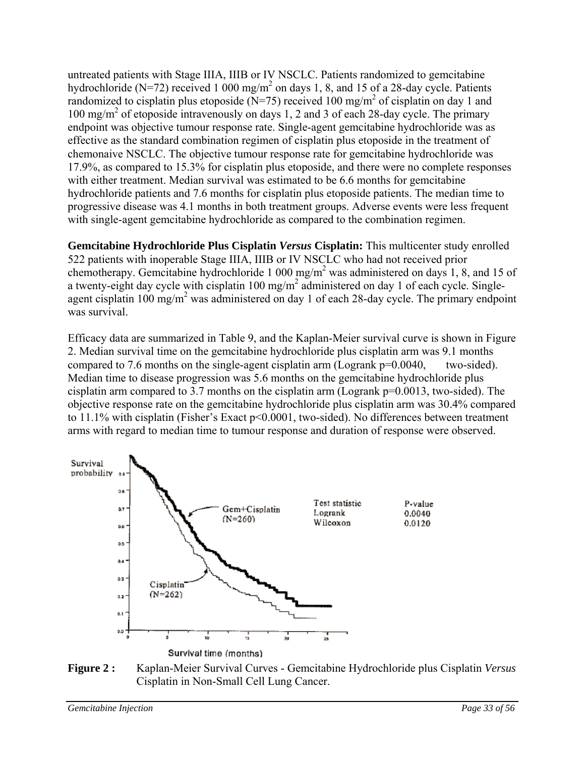untreated patients with Stage IIIA, IIIB or IV NSCLC. Patients randomized to gemcitabine hydrochloride (N=72) received 1 000 mg/m$^2$ on days 1, 8, and 15 of a 28-day cycle. Patients randomized to cisplatin plus etoposide (N=75) received 100 mg/m$^2$ of cisplatin on day 1 and 100 mg/m$^2$ of etoposide intravenously on days 1, 2 and 3 of each 28-day cycle. The primary endpoint was objective tumour response rate. Single-agent gemcitabine hydrochloride was as effective as the standard combination regimen of cisplatin plus etoposide in the treatment of chemonaive NSCLC. The objective tumour response rate for gemcitabine hydrochloride was 17.9%, as compared to 15.3% for cisplatin plus etoposide, and there were no complete responses with either treatment. Median survival was estimated to be 6.6 months for gemcitabine hydrochloride patients and 7.6 months for cisplatin plus etoposide patients. The median time to progressive disease was 4.1 months in both treatment groups. Adverse events were less frequent with single-agent gemcitabine hydrochloride as compared to the combination regimen.

**Gemcitabine Hydrochloride Plus Cisplatin *Versus* Cisplatin:** This multicenter study enrolled 522 patients with inoperable Stage IIIA, IIIB or IV NSCLC who had not received prior chemotherapy. Gemcitabine hydrochloride 1 000 mg/m$^2$ was administered on days 1, 8, and 15 of a twenty-eight day cycle with cisplatin 100 mg/m$^2$ administered on day 1 of each cycle. Single-agent cisplatin 100 mg/m$^2$ was administered on day 1 of each 28-day cycle. The primary endpoint was survival.

Efficacy data are summarized in Table 9, and the Kaplan-Meier survival curve is shown in Figure 2. Median survival time on the gemcitabine hydrochloride plus cisplatin arm was 9.1 months compared to 7.6 months on the single-agent cisplatin arm (Logrank p=0.0040, two-sided). Median time to disease progression was 5.6 months on the gemcitabine hydrochloride plus cisplatin arm compared to 3.7 months on the cisplatin arm (Logrank p=0.0013, two-sided). The objective response rate on the gemcitabine hydrochloride plus cisplatin arm was 30.4% compared to 11.1% with cisplatin (Fisher's Exact p<0.0001, two-sided). No differences between treatment arms with regard to median time to tumour response and duration of response were observed.

| Test statistic | P-value |
|---|---|
| Logrank | 0.0040 |
| Wilcoxon | 0.0120 |

**Figure 2 :** Kaplan-Meier Survival Curves - Gemcitabine Hydrochloride plus Cisplatin *Versus* Cisplatin in Non-Small Cell Lung Cancer.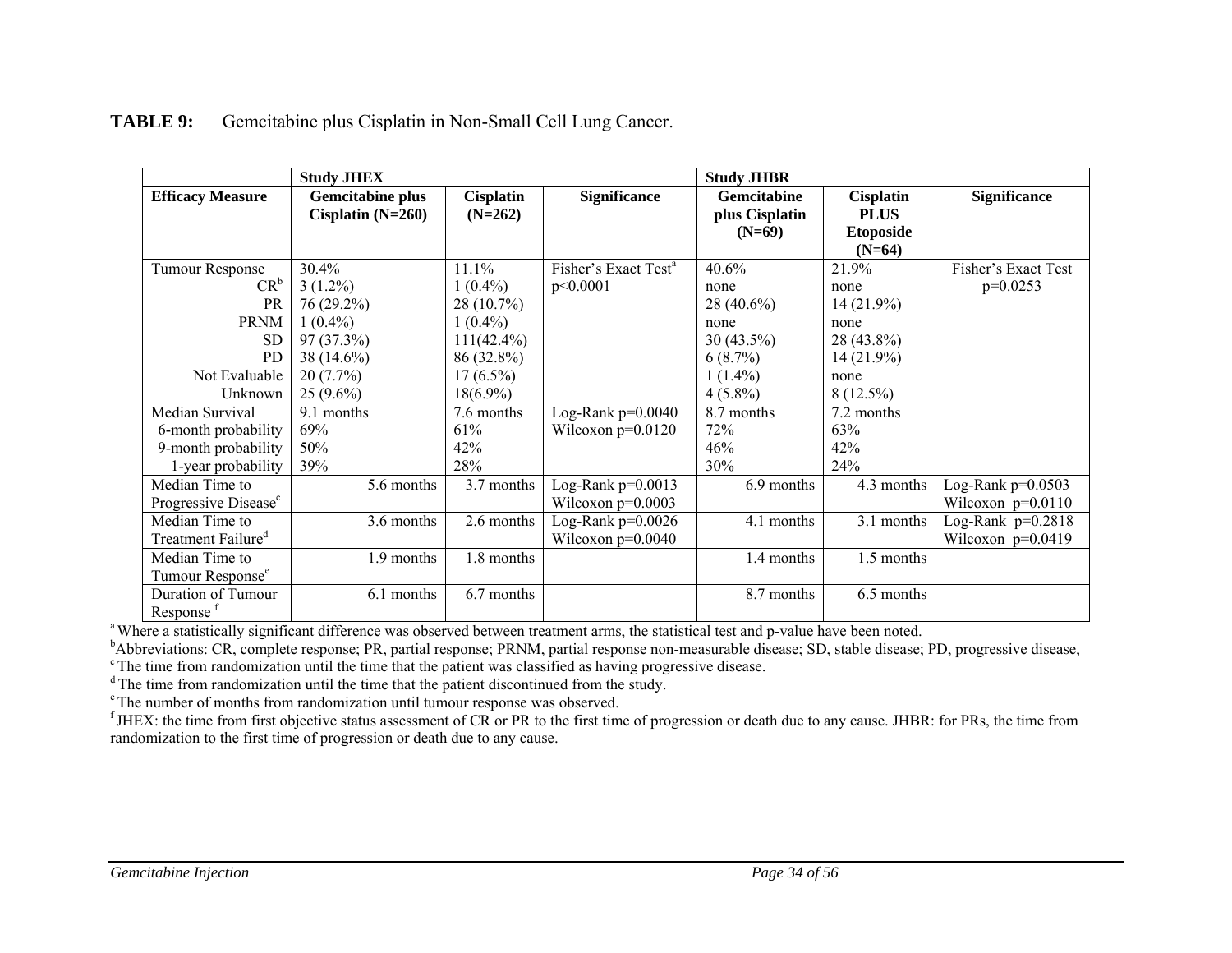**TABLE 9:** Gemcitabine plus Cisplatin in Non-Small Cell Lung Cancer.

| | **Study JHEX** | | | **Study JHBR** | | |
|---|---|---|---|---|---|---|
| **Efficacy Measure** | **Gemcitabine plus Cisplatin (N=260)** | **Cisplatin (N=262)** | **Significance** | **Gemcitabine plus Cisplatin (N=69)** | **Cisplatin PLUS Etoposide (N=64)** | **Significance** |
| Tumour Response | 30.4% | 11.1% | Fisher's Exact Test[a] | 40.6% | 21.9% | Fisher's Exact Test |
| CR[b] | 3 (1.2%) | 1 (0.4%) | p<0.0001 | none | none | p=0.0253 |
| PR | 76 (29.2%) | 28 (10.7%) | | 28 (40.6%) | 14 (21.9%) | |
| PRNM | 1 (0.4%) | 1 (0.4%) | | none | none | |
| SD | 97 (37.3%) | 111(42.4%) | | 30 (43.5%) | 28 (43.8%) | |
| PD | 38 (14.6%) | 86 (32.8%) | | 6 (8.7%) | 14 (21.9%) | |
| Not Evaluable | 20 (7.7%) | 17 (6.5%) | | 1 (1.4%) | none | |
| Unknown | 25 (9.6%) | 18(6.9%) | | 4 (5.8%) | 8 (12.5%) | |
| Median Survival | 9.1 months | 7.6 months | Log-Rank p=0.0040 | 8.7 months | 7.2 months | |
| 6-month probability | 69% | 61% | Wilcoxon p=0.0120 | 72% | 63% | |
| 9-month probability | 50% | 42% | | 46% | 42% | |
| 1-year probability | 39% | 28% | | 30% | 24% | |
| Median Time to Progressive Disease[c] | 5.6 months | 3.7 months | Log-Rank p=0.0013 Wilcoxon p=0.0003 | 6.9 months | 4.3 months | Log-Rank p=0.0503 Wilcoxon p=0.0110 |
| Median Time to Treatment Failure[d] | 3.6 months | 2.6 months | Log-Rank p=0.0026 Wilcoxon p=0.0040 | 4.1 months | 3.1 months | Log-Rank p=0.2818 Wilcoxon p=0.0419 |
| Median Time to Tumour Response[e] | 1.9 months | 1.8 months | | 1.4 months | 1.5 months | |
| Duration of Tumour Response [f] | 6.1 months | 6.7 months | | 8.7 months | 6.5 months | |

[a] Where a statistically significant difference was observed between treatment arms, the statistical test and p-value have been noted.
[b] Abbreviations: CR, complete response; PR, partial response; PRNM, partial response non-measurable disease; SD, stable disease; PD, progressive disease,
[c] The time from randomization until the time that the patient was classified as having progressive disease.
[d] The time from randomization until the time that the patient discontinued from the study.
[e] The number of months from randomization until tumour response was observed.
[f] JHEX: the time from first objective status assessment of CR or PR to the first time of progression or death due to any cause. JHBR: for PRs, the time from randomization to the first time of progression or death due to any cause.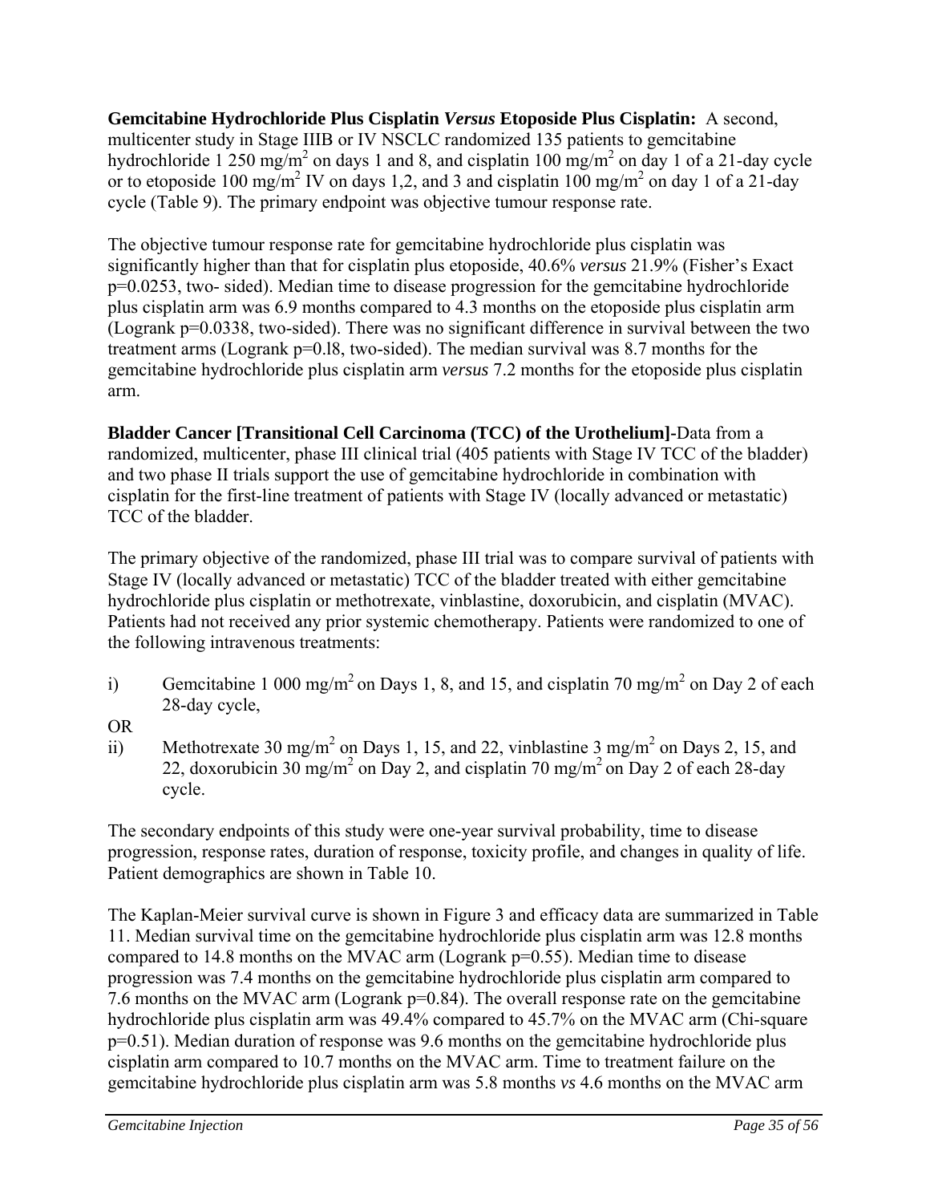**Gemcitabine Hydrochloride Plus Cisplatin *Versus* Etoposide Plus Cisplatin:** A second, multicenter study in Stage IIIB or IV NSCLC randomized 135 patients to gemcitabine hydrochloride 1 250 mg/m$^2$ on days 1 and 8, and cisplatin 100 mg/m$^2$ on day 1 of a 21-day cycle or to etoposide 100 mg/m$^2$ IV on days 1,2, and 3 and cisplatin 100 mg/m$^2$ on day 1 of a 21-day cycle (Table 9). The primary endpoint was objective tumour response rate.

The objective tumour response rate for gemcitabine hydrochloride plus cisplatin was significantly higher than that for cisplatin plus etoposide, 40.6% *versus* 21.9% (Fisher's Exact p=0.0253, two- sided). Median time to disease progression for the gemcitabine hydrochloride plus cisplatin arm was 6.9 months compared to 4.3 months on the etoposide plus cisplatin arm (Logrank p=0.0338, two-sided). There was no significant difference in survival between the two treatment arms (Logrank p=0.l8, two-sided). The median survival was 8.7 months for the gemcitabine hydrochloride plus cisplatin arm *versus* 7.2 months for the etoposide plus cisplatin arm.

**Bladder Cancer [Transitional Cell Carcinoma (TCC) of the Urothelium]-**Data from a randomized, multicenter, phase III clinical trial (405 patients with Stage IV TCC of the bladder) and two phase II trials support the use of gemcitabine hydrochloride in combination with cisplatin for the first-line treatment of patients with Stage IV (locally advanced or metastatic) TCC of the bladder.

The primary objective of the randomized, phase III trial was to compare survival of patients with Stage IV (locally advanced or metastatic) TCC of the bladder treated with either gemcitabine hydrochloride plus cisplatin or methotrexate, vinblastine, doxorubicin, and cisplatin (MVAC). Patients had not received any prior systemic chemotherapy. Patients were randomized to one of the following intravenous treatments:

i) Gemcitabine 1 000 mg/m$^2$ on Days 1, 8, and 15, and cisplatin 70 mg/m$^2$ on Day 2 of each 28-day cycle,

OR

ii) Methotrexate 30 mg/m$^2$ on Days 1, 15, and 22, vinblastine 3 mg/m$^2$ on Days 2, 15, and 22, doxorubicin 30 mg/m$^2$ on Day 2, and cisplatin 70 mg/m$^2$ on Day 2 of each 28-day cycle.

The secondary endpoints of this study were one-year survival probability, time to disease progression, response rates, duration of response, toxicity profile, and changes in quality of life. Patient demographics are shown in Table 10.

The Kaplan-Meier survival curve is shown in Figure 3 and efficacy data are summarized in Table 11. Median survival time on the gemcitabine hydrochloride plus cisplatin arm was 12.8 months compared to 14.8 months on the MVAC arm (Logrank p=0.55). Median time to disease progression was 7.4 months on the gemcitabine hydrochloride plus cisplatin arm compared to 7.6 months on the MVAC arm (Logrank p=0.84). The overall response rate on the gemcitabine hydrochloride plus cisplatin arm was 49.4% compared to 45.7% on the MVAC arm (Chi-square p=0.51). Median duration of response was 9.6 months on the gemcitabine hydrochloride plus cisplatin arm compared to 10.7 months on the MVAC arm. Time to treatment failure on the gemcitabine hydrochloride plus cisplatin arm was 5.8 months *vs* 4.6 months on the MVAC arm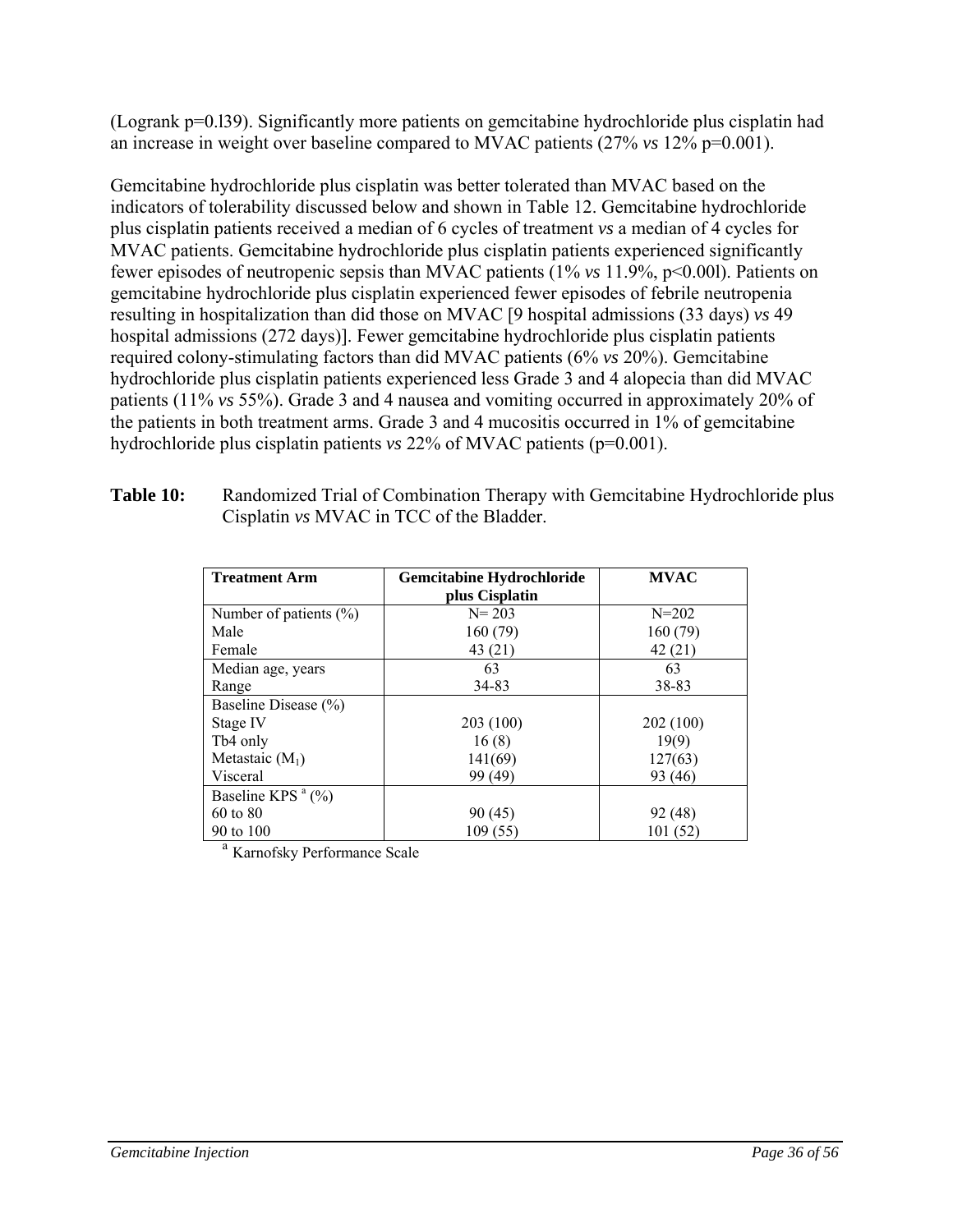(Logrank p=0.l39). Significantly more patients on gemcitabine hydrochloride plus cisplatin had an increase in weight over baseline compared to MVAC patients (27% *vs* 12% p=0.001).

Gemcitabine hydrochloride plus cisplatin was better tolerated than MVAC based on the indicators of tolerability discussed below and shown in Table 12. Gemcitabine hydrochloride plus cisplatin patients received a median of 6 cycles of treatment *vs* a median of 4 cycles for MVAC patients. Gemcitabine hydrochloride plus cisplatin patients experienced significantly fewer episodes of neutropenic sepsis than MVAC patients (1% *vs* 11.9%, p<0.00l). Patients on gemcitabine hydrochloride plus cisplatin experienced fewer episodes of febrile neutropenia resulting in hospitalization than did those on MVAC [9 hospital admissions (33 days) *vs* 49 hospital admissions (272 days)]. Fewer gemcitabine hydrochloride plus cisplatin patients required colony-stimulating factors than did MVAC patients (6% *vs* 20%). Gemcitabine hydrochloride plus cisplatin patients experienced less Grade 3 and 4 alopecia than did MVAC patients (11% *vs* 55%). Grade 3 and 4 nausea and vomiting occurred in approximately 20% of the patients in both treatment arms. Grade 3 and 4 mucositis occurred in 1% of gemcitabine hydrochloride plus cisplatin patients *vs* 22% of MVAC patients (p=0.001).

**Table 10:** Randomized Trial of Combination Therapy with Gemcitabine Hydrochloride plus Cisplatin *vs* MVAC in TCC of the Bladder.

| **Treatment Arm** | **Gemcitabine Hydrochloride plus Cisplatin** | **MVAC** |
|---|---|---|
| Number of patients (%) | N= 203 | N=202 |
| Male | 160 (79) | 160 (79) |
| Female | 43 (21) | 42 (21) |
| Median age, years | 63 | 63 |
| Range | 34-83 | 38-83 |
| Baseline Disease (%) | | |
| Stage IV | 203 (100) | 202 (100) |
| Tb4 only | 16 (8) | 19(9) |
| Metastaic ($M_1$) | 141(69) | 127(63) |
| Visceral | 99 (49) | 93 (46) |
| Baseline KPS [a] (%) | | |
| 60 to 80 | 90 (45) | 92 (48) |
| 90 to 100 | 109 (55) | 101 (52) |

[a] Karnofsky Performance Scale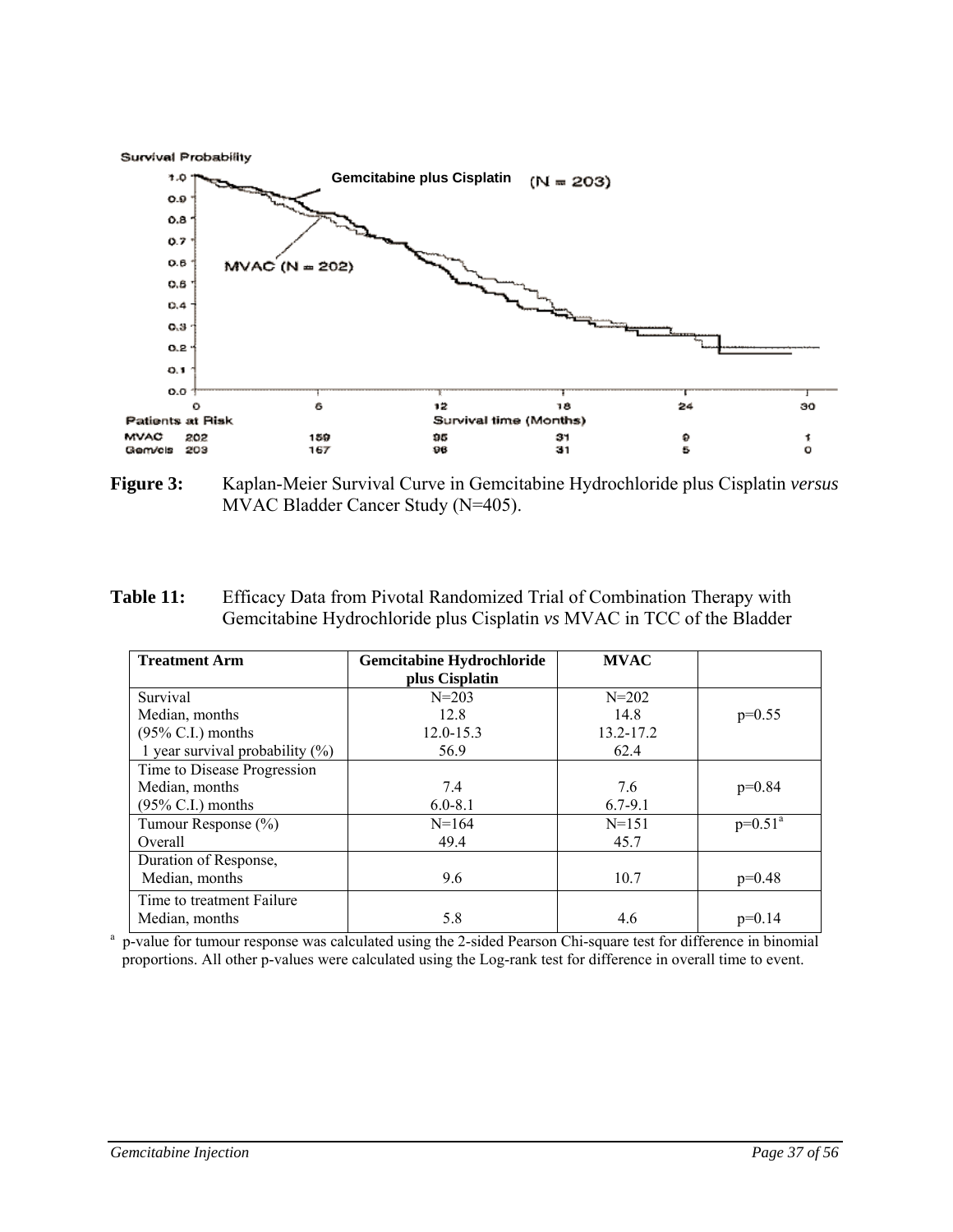**Figure 3:** Kaplan-Meier Survival Curve in Gemcitabine Hydrochloride plus Cisplatin *versus* MVAC Bladder Cancer Study (N=405).

**Table 11:** Efficacy Data from Pivotal Randomized Trial of Combination Therapy with Gemcitabine Hydrochloride plus Cisplatin *vs* MVAC in TCC of the Bladder

| Treatment Arm | Gemcitabine Hydrochloride plus Cisplatin | MVAC | |
|---|---|---|---|
| Survival<br>Median, months<br>(95% C.I.) months<br>1 year survival probability (%) | N=203<br>12.8<br>12.0-15.3<br>56.9 | N=202<br>14.8<br>13.2-17.2<br>62.4 | p=0.55 |
| Time to Disease Progression<br>Median, months<br>(95% C.I.) months | <br>7.4<br>6.0-8.1 | <br>7.6<br>6.7-9.1 | p=0.84 |
| Tumour Response (%)<br>Overall | N=164<br>49.4 | N=151<br>45.7 | p=0.51[a] |
| Duration of Response,<br>Median, months | <br>9.6 | <br>10.7 | p=0.48 |
| Time to treatment Failure<br>Median, months | <br>5.8 | <br>4.6 | p=0.14 |

[a] p-value for tumour response was calculated using the 2-sided Pearson Chi-square test for difference in binomial proportions. All other p-values were calculated using the Log-rank test for difference in overall time to event.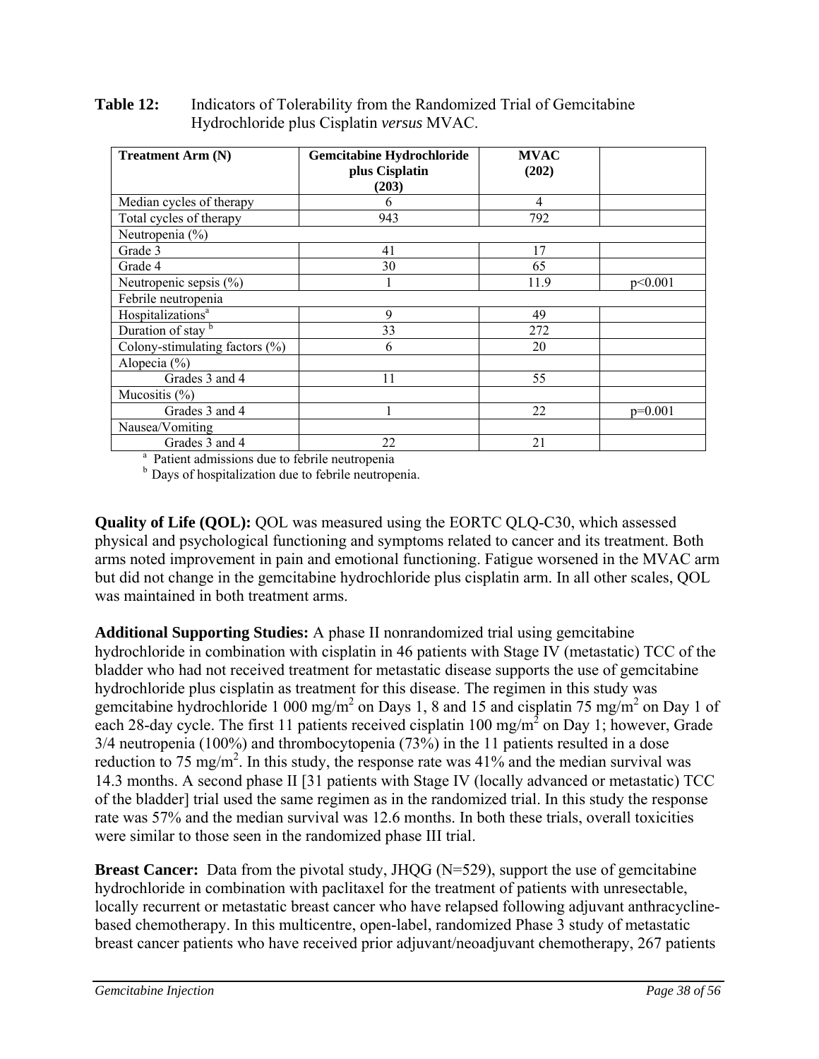**Table 12:** Indicators of Tolerability from the Randomized Trial of Gemcitabine Hydrochloride plus Cisplatin *versus* MVAC.

| Treatment Arm (N) | Gemcitabine Hydrochloride plus Cisplatin (203) | MVAC (202) | |
|---|---|---|---|
| Median cycles of therapy | 6 | 4 | |
| Total cycles of therapy | 943 | 792 | |
| Neutropenia (%) | | | |
| Grade 3 | 41 | 17 | |
| Grade 4 | 30 | 65 | |
| Neutropenic sepsis (%) | 1 | 11.9 | p<0.001 |
| Febrile neutropenia | | | |
| Hospitalizations[a] | 9 | 49 | |
| Duration of stay [b] | 33 | 272 | |
| Colony-stimulating factors (%) | 6 | 20 | |
| Alopecia (%) | | | |
| Grades 3 and 4 | 11 | 55 | |
| Mucositis (%) | | | |
| Grades 3 and 4 | 1 | 22 | p=0.001 |
| Nausea/Vomiting | | | |
| Grades 3 and 4 | 22 | 21 | |

[a] Patient admissions due to febrile neutropenia

[b] Days of hospitalization due to febrile neutropenia.

**Quality of Life (QOL):** QOL was measured using the EORTC QLQ-C30, which assessed physical and psychological functioning and symptoms related to cancer and its treatment. Both arms noted improvement in pain and emotional functioning. Fatigue worsened in the MVAC arm but did not change in the gemcitabine hydrochloride plus cisplatin arm. In all other scales, QOL was maintained in both treatment arms.

**Additional Supporting Studies:** A phase II nonrandomized trial using gemcitabine hydrochloride in combination with cisplatin in 46 patients with Stage IV (metastatic) TCC of the bladder who had not received treatment for metastatic disease supports the use of gemcitabine hydrochloride plus cisplatin as treatment for this disease. The regimen in this study was gemcitabine hydrochloride 1 000 mg/m$^2$ on Days 1, 8 and 15 and cisplatin 75 mg/m$^2$ on Day 1 of each 28-day cycle. The first 11 patients received cisplatin 100 mg/m$^2$ on Day 1; however, Grade 3/4 neutropenia (100%) and thrombocytopenia (73%) in the 11 patients resulted in a dose reduction to 75 mg/m$^2$. In this study, the response rate was 41% and the median survival was 14.3 months. A second phase II [31 patients with Stage IV (locally advanced or metastatic) TCC of the bladder] trial used the same regimen as in the randomized trial. In this study the response rate was 57% and the median survival was 12.6 months. In both these trials, overall toxicities were similar to those seen in the randomized phase III trial.

**Breast Cancer:** Data from the pivotal study, JHQG (N=529), support the use of gemcitabine hydrochloride in combination with paclitaxel for the treatment of patients with unresectable, locally recurrent or metastatic breast cancer who have relapsed following adjuvant anthracycline-based chemotherapy. In this multicentre, open-label, randomized Phase 3 study of metastatic breast cancer patients who have received prior adjuvant/neoadjuvant chemotherapy, 267 patients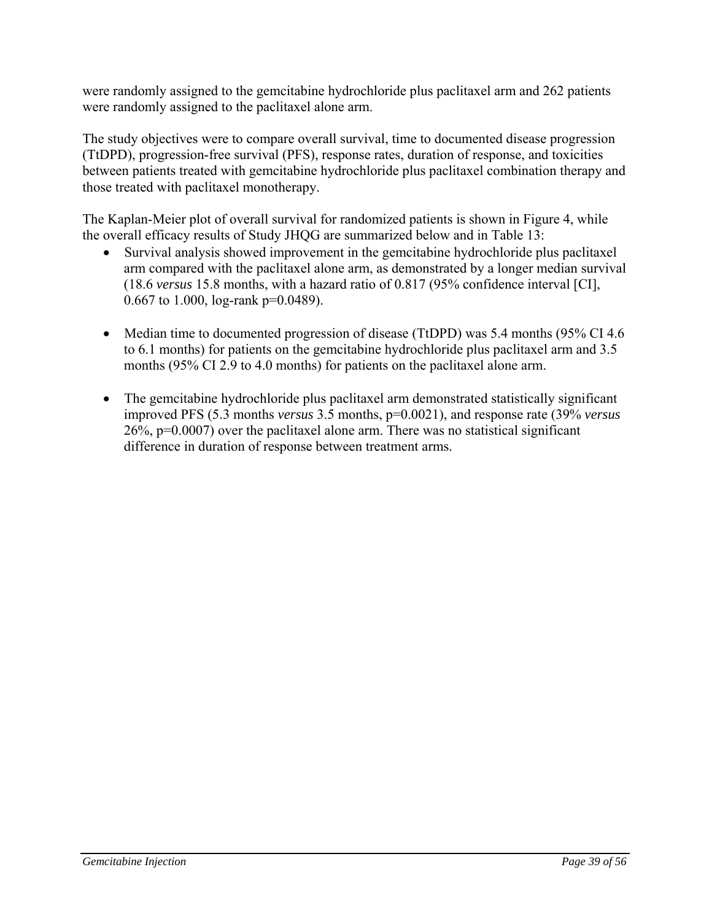were randomly assigned to the gemcitabine hydrochloride plus paclitaxel arm and 262 patients were randomly assigned to the paclitaxel alone arm.

The study objectives were to compare overall survival, time to documented disease progression (TtDPD), progression-free survival (PFS), response rates, duration of response, and toxicities between patients treated with gemcitabine hydrochloride plus paclitaxel combination therapy and those treated with paclitaxel monotherapy.

The Kaplan-Meier plot of overall survival for randomized patients is shown in Figure 4, while the overall efficacy results of Study JHQG are summarized below and in Table 13:

- Survival analysis showed improvement in the gemcitabine hydrochloride plus paclitaxel arm compared with the paclitaxel alone arm, as demonstrated by a longer median survival (18.6 *versus* 15.8 months, with a hazard ratio of 0.817 (95% confidence interval [CI], 0.667 to 1.000, log-rank p=0.0489).

- Median time to documented progression of disease (TtDPD) was 5.4 months (95% CI 4.6 to 6.1 months) for patients on the gemcitabine hydrochloride plus paclitaxel arm and 3.5 months (95% CI 2.9 to 4.0 months) for patients on the paclitaxel alone arm.

- The gemcitabine hydrochloride plus paclitaxel arm demonstrated statistically significant improved PFS (5.3 months *versus* 3.5 months, p=0.0021), and response rate (39% *versus* 26%, p=0.0007) over the paclitaxel alone arm. There was no statistical significant difference in duration of response between treatment arms.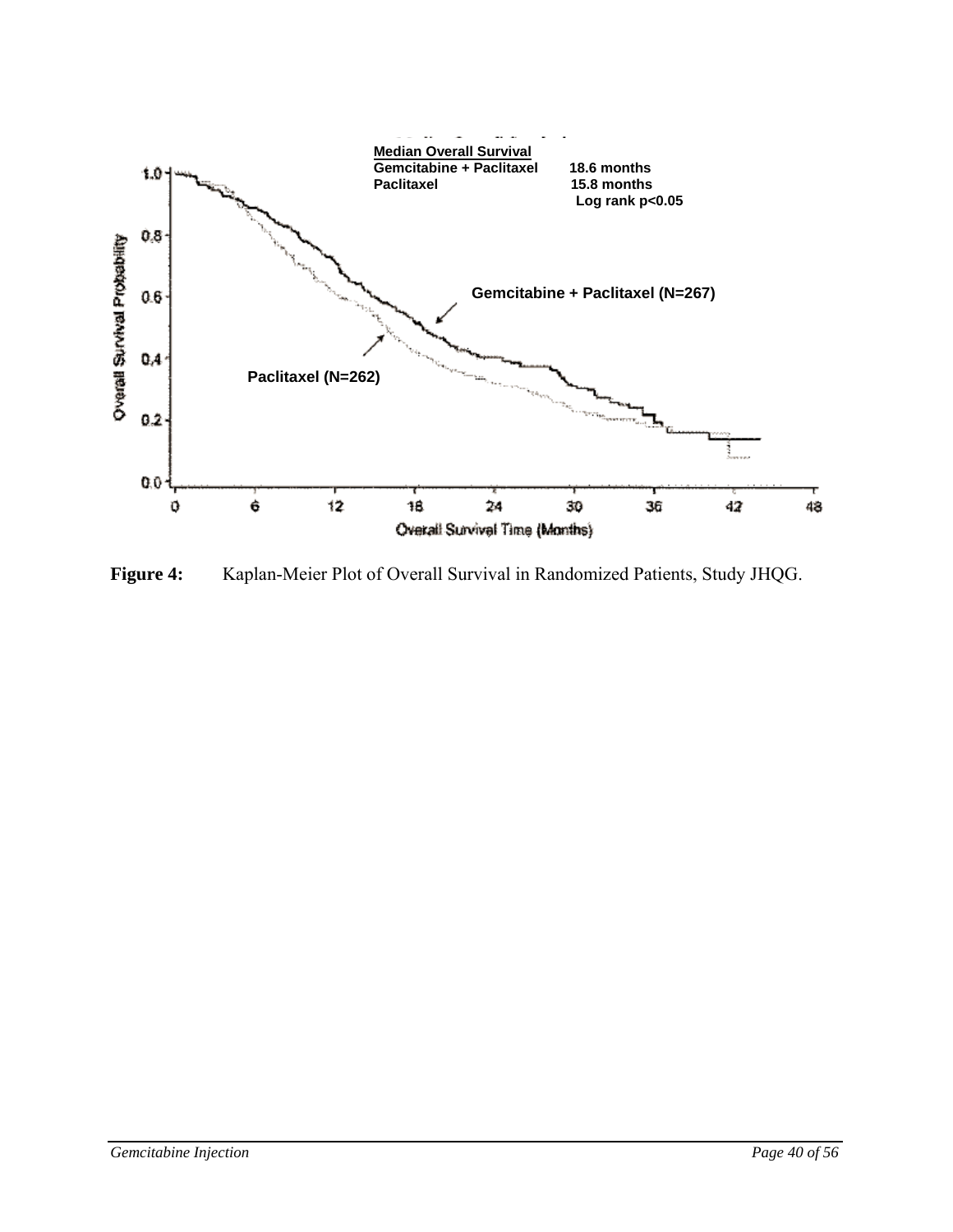Median Overall Survival
Gemcitabine + Paclitaxel 18.6 months
Paclitaxel 15.8 months
Log rank p<0.05

Gemcitabine + Paclitaxel (N=267)

Paclitaxel (N=262)

Overall Survival Probability

Overall Survival Time (Months)

**Figure 4:** Kaplan-Meier Plot of Overall Survival in Randomized Patients, Study JHQG.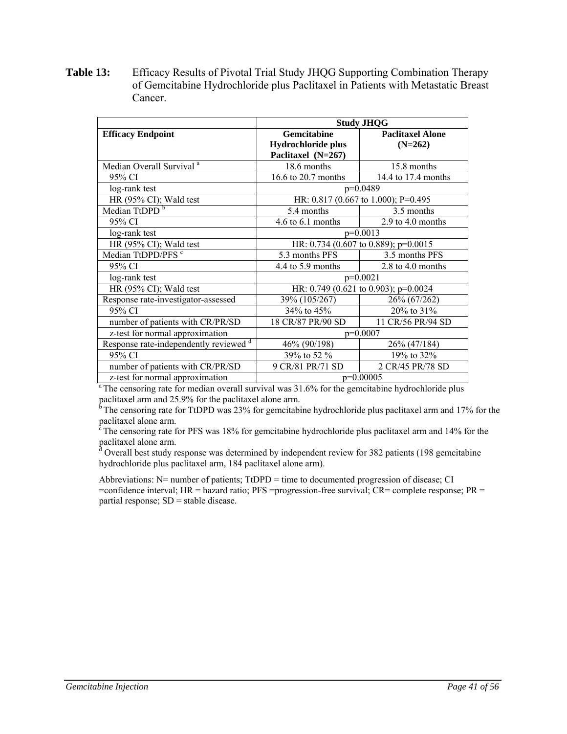**Table 13:** Efficacy Results of Pivotal Trial Study JHQG Supporting Combination Therapy of Gemcitabine Hydrochloride plus Paclitaxel in Patients with Metastatic Breast Cancer.

| | Study JHQG | |
|---|---|---|
| **Efficacy Endpoint** | **Gemcitabine Hydrochloride plus Paclitaxel (N=267)** | **Paclitaxel Alone (N=262)** |
| Median Overall Survival [a] | 18.6 months | 15.8 months |
| 95% CI | 16.6 to 20.7 months | 14.4 to 17.4 months |
| log-rank test | p=0.0489 | |
| HR (95% CI); Wald test | HR: 0.817 (0.667 to 1.000); P=0.495 | |
| Median TtDPD [b] | 5.4 months | 3.5 months |
| 95% CI | 4.6 to 6.1 months | 2.9 to 4.0 months |
| log-rank test | p=0.0013 | |
| HR (95% CI); Wald test | HR: 0.734 (0.607 to 0.889); p=0.0015 | |
| Median TtDPD/PFS [c] | 5.3 months PFS | 3.5 months PFS |
| 95% CI | 4.4 to 5.9 months | 2.8 to 4.0 months |
| log-rank test | p=0.0021 | |
| HR (95% CI); Wald test | HR: 0.749 (0.621 to 0.903); p=0.0024 | |
| Response rate-investigator-assessed | 39% (105/267) | 26% (67/262) |
| 95% CI | 34% to 45% | 20% to 31% |
| number of patients with CR/PR/SD | 18 CR/87 PR/90 SD | 11 CR/56 PR/94 SD |
| z-test for normal approximation | p=0.0007 | |
| Response rate-independently reviewed [d] | 46% (90/198) | 26% (47/184) |
| 95% CI | 39% to 52 % | 19% to 32% |
| number of patients with CR/PR/SD | 9 CR/81 PR/71 SD | 2 CR/45 PR/78 SD |
| z-test for normal approximation | p=0.00005 | |

[a] The censoring rate for median overall survival was 31.6% for the gemcitabine hydrochloride plus paclitaxel arm and 25.9% for the paclitaxel alone arm.
[b] The censoring rate for TtDPD was 23% for gemcitabine hydrochloride plus paclitaxel arm and 17% for the paclitaxel alone arm.
[c] The censoring rate for PFS was 18% for gemcitabine hydrochloride plus paclitaxel arm and 14% for the paclitaxel alone arm.
[d] Overall best study response was determined by independent review for 382 patients (198 gemcitabine hydrochloride plus paclitaxel arm, 184 paclitaxel alone arm).

Abbreviations: N= number of patients; TtDPD = time to documented progression of disease; CI =confidence interval; HR = hazard ratio; PFS =progression-free survival; CR= complete response; PR = partial response; SD = stable disease.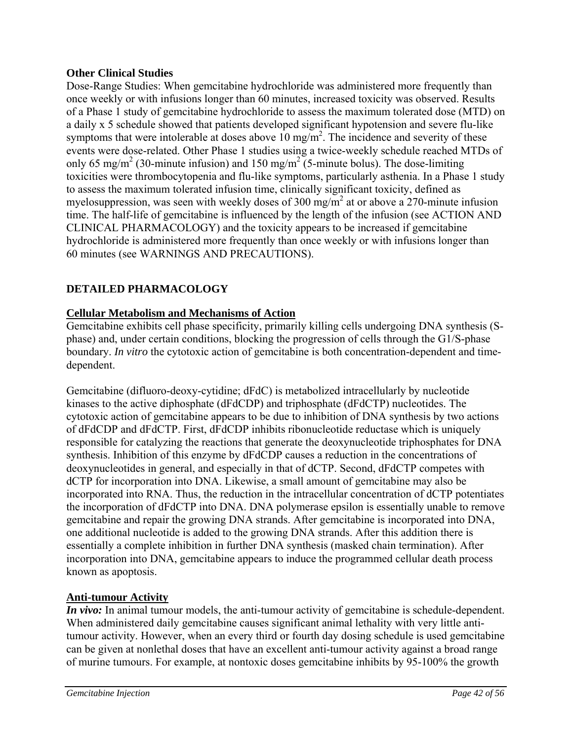**Other Clinical Studies**

Dose-Range Studies: When gemcitabine hydrochloride was administered more frequently than once weekly or with infusions longer than 60 minutes, increased toxicity was observed. Results of a Phase 1 study of gemcitabine hydrochloride to assess the maximum tolerated dose (MTD) on a daily x 5 schedule showed that patients developed significant hypotension and severe flu-like symptoms that were intolerable at doses above 10 mg/m$^2$. The incidence and severity of these events were dose-related. Other Phase 1 studies using a twice-weekly schedule reached MTDs of only 65 mg/m$^2$ (30-minute infusion) and 150 mg/m$^2$ (5-minute bolus). The dose-limiting toxicities were thrombocytopenia and flu-like symptoms, particularly asthenia. In a Phase 1 study to assess the maximum tolerated infusion time, clinically significant toxicity, defined as myelosuppression, was seen with weekly doses of 300 mg/m$^2$ at or above a 270-minute infusion time. The half-life of gemcitabine is influenced by the length of the infusion (see ACTION AND CLINICAL PHARMACOLOGY) and the toxicity appears to be increased if gemcitabine hydrochloride is administered more frequently than once weekly or with infusions longer than 60 minutes (see WARNINGS AND PRECAUTIONS).

## DETAILED PHARMACOLOGY

### Cellular Metabolism and Mechanisms of Action

Gemcitabine exhibits cell phase specificity, primarily killing cells undergoing DNA synthesis (S-phase) and, under certain conditions, blocking the progression of cells through the G1/S-phase boundary. *In vitro* the cytotoxic action of gemcitabine is both concentration-dependent and time-dependent.

Gemcitabine (difluoro-deoxy-cytidine; dFdC) is metabolized intracellularly by nucleotide kinases to the active diphosphate (dFdCDP) and triphosphate (dFdCTP) nucleotides. The cytotoxic action of gemcitabine appears to be due to inhibition of DNA synthesis by two actions of dFdCDP and dFdCTP. First, dFdCDP inhibits ribonucleotide reductase which is uniquely responsible for catalyzing the reactions that generate the deoxynucleotide triphosphates for DNA synthesis. Inhibition of this enzyme by dFdCDP causes a reduction in the concentrations of deoxynucleotides in general, and especially in that of dCTP. Second, dFdCTP competes with dCTP for incorporation into DNA. Likewise, a small amount of gemcitabine may also be incorporated into RNA. Thus, the reduction in the intracellular concentration of dCTP potentiates the incorporation of dFdCTP into DNA. DNA polymerase epsilon is essentially unable to remove gemcitabine and repair the growing DNA strands. After gemcitabine is incorporated into DNA, one additional nucleotide is added to the growing DNA strands. After this addition there is essentially a complete inhibition in further DNA synthesis (masked chain termination). After incorporation into DNA, gemcitabine appears to induce the programmed cellular death process known as apoptosis.

### Anti-tumour Activity

***In vivo:*** In animal tumour models, the anti-tumour activity of gemcitabine is schedule-dependent. When administered daily gemcitabine causes significant animal lethality with very little anti-tumour activity. However, when an every third or fourth day dosing schedule is used gemcitabine can be given at nonlethal doses that have an excellent anti-tumour activity against a broad range of murine tumours. For example, at nontoxic doses gemcitabine inhibits by 95-100% the growth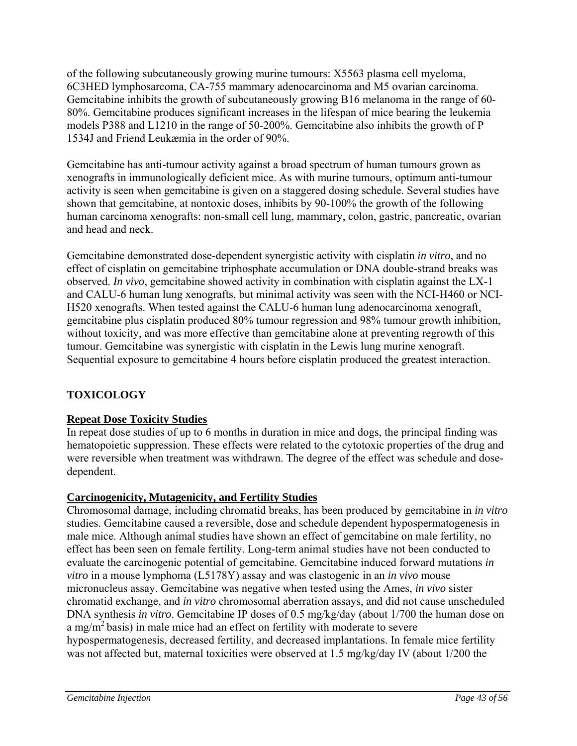of the following subcutaneously growing murine tumours: X5563 plasma cell myeloma, 6C3HED lymphosarcoma, CA-755 mammary adenocarcinoma and M5 ovarian carcinoma. Gemcitabine inhibits the growth of subcutaneously growing B16 melanoma in the range of 60-80%. Gemcitabine produces significant increases in the lifespan of mice bearing the leukemia models P388 and L1210 in the range of 50-200%. Gemcitabine also inhibits the growth of P 1534J and Friend Leukæmia in the order of 90%.

Gemcitabine has anti-tumour activity against a broad spectrum of human tumours grown as xenografts in immunologically deficient mice. As with murine tumours, optimum anti-tumour activity is seen when gemcitabine is given on a staggered dosing schedule. Several studies have shown that gemcitabine, at nontoxic doses, inhibits by 90-100% the growth of the following human carcinoma xenografts: non-small cell lung, mammary, colon, gastric, pancreatic, ovarian and head and neck.

Gemcitabine demonstrated dose-dependent synergistic activity with cisplatin *in vitro*, and no effect of cisplatin on gemcitabine triphosphate accumulation or DNA double-strand breaks was observed. *In vivo*, gemcitabine showed activity in combination with cisplatin against the LX-1 and CALU-6 human lung xenografts, but minimal activity was seen with the NCI-H460 or NCI-H520 xenografts. When tested against the CALU-6 human lung adenocarcinoma xenograft, gemcitabine plus cisplatin produced 80% tumour regression and 98% tumour growth inhibition, without toxicity, and was more effective than gemcitabine alone at preventing regrowth of this tumour. Gemcitabine was synergistic with cisplatin in the Lewis lung murine xenograft. Sequential exposure to gemcitabine 4 hours before cisplatin produced the greatest interaction.

## TOXICOLOGY

### Repeat Dose Toxicity Studies

In repeat dose studies of up to 6 months in duration in mice and dogs, the principal finding was hematopoietic suppression. These effects were related to the cytotoxic properties of the drug and were reversible when treatment was withdrawn. The degree of the effect was schedule and dose-dependent.

### Carcinogenicity, Mutagenicity, and Fertility Studies

Chromosomal damage, including chromatid breaks, has been produced by gemcitabine in *in vitro* studies. Gemcitabine caused a reversible, dose and schedule dependent hypospermatogenesis in male mice. Although animal studies have shown an effect of gemcitabine on male fertility, no effect has been seen on female fertility. Long-term animal studies have not been conducted to evaluate the carcinogenic potential of gemcitabine. Gemcitabine induced forward mutations *in vitro* in a mouse lymphoma (L5178Y) assay and was clastogenic in an *in vivo* mouse micronucleus assay. Gemcitabine was negative when tested using the Ames, *in vivo* sister chromatid exchange, and *in vitro* chromosomal aberration assays, and did not cause unscheduled DNA synthesis *in vitro*. Gemcitabine IP doses of 0.5 mg/kg/day (about 1/700 the human dose on a $mg/m^2$ basis) in male mice had an effect on fertility with moderate to severe hypospermatogenesis, decreased fertility, and decreased implantations. In female mice fertility was not affected but, maternal toxicities were observed at 1.5 mg/kg/day IV (about 1/200 the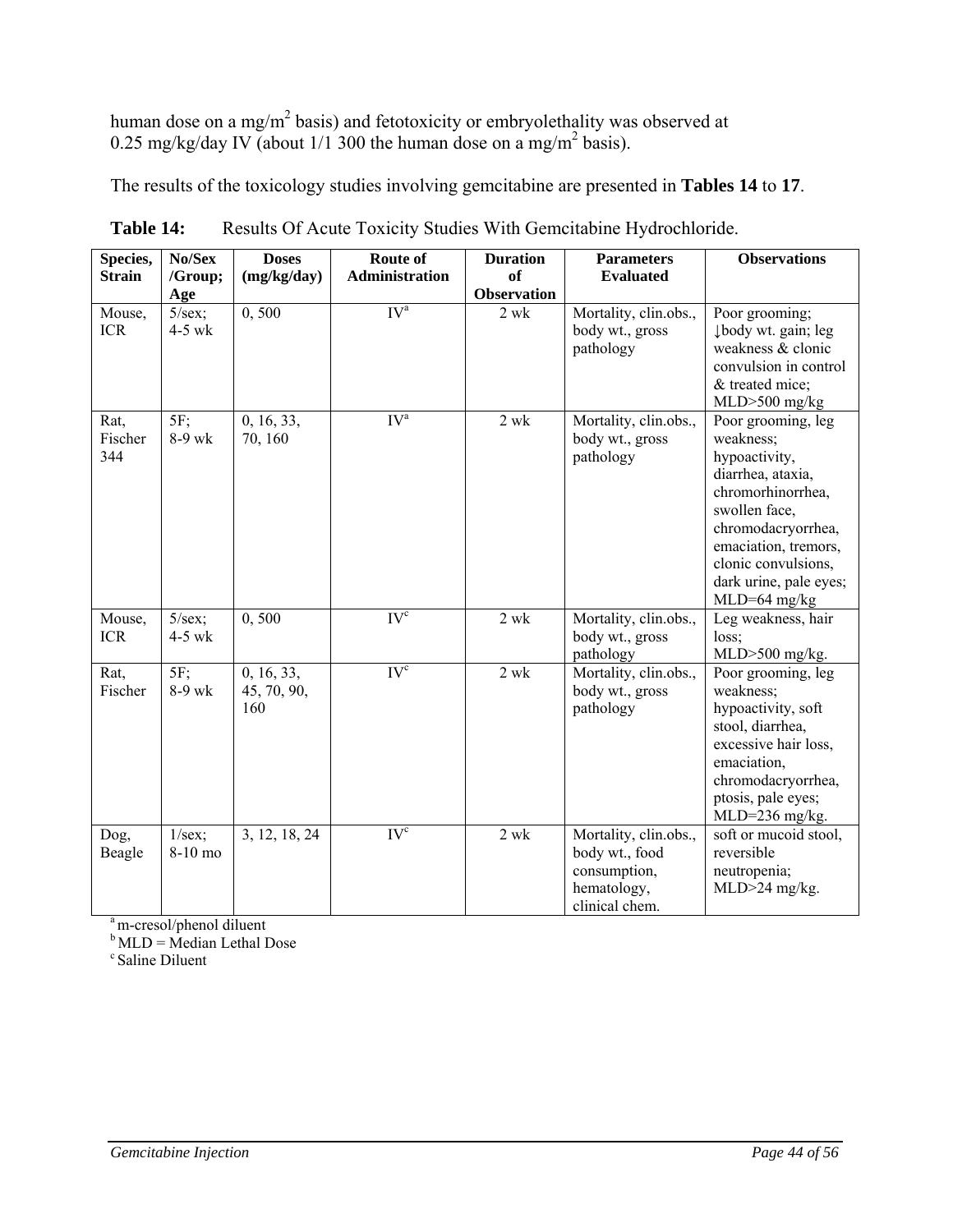human dose on a mg/m$^2$ basis) and fetotoxicity or embryolethality was observed at 0.25 mg/kg/day IV (about 1/1 300 the human dose on a mg/m$^2$ basis).

The results of the toxicology studies involving gemcitabine are presented in **Tables 14** to **17**.

**Table 14:** Results Of Acute Toxicity Studies With Gemcitabine Hydrochloride.

| Species, Strain | No/Sex /Group; Age | Doses (mg/kg/day) | Route of Administration | Duration of Observation | Parameters Evaluated | Observations |
|---|---|---|---|---|---|---|
| Mouse, ICR | 5/sex; 4-5 wk | 0, 500 | IV[a] | 2 wk | Mortality, clin.obs., body wt., gross pathology | Poor grooming; ↓body wt. gain; leg weakness & clonic convulsion in control & treated mice; MLD>500 mg/kg |
| Rat, Fischer 344 | 5F; 8-9 wk | 0, 16, 33, 70, 160 | IV[a] | 2 wk | Mortality, clin.obs., body wt., gross pathology | Poor grooming, leg weakness; hypoactivity, diarrhea, ataxia, chromorhinorrhea, swollen face, chromodacryorrhea, emaciation, tremors, clonic convulsions, dark urine, pale eyes; MLD=64 mg/kg |
| Mouse, ICR | 5/sex; 4-5 wk | 0, 500 | IV[c] | 2 wk | Mortality, clin.obs., body wt., gross pathology | Leg weakness, hair loss; MLD>500 mg/kg. |
| Rat, Fischer | 5F; 8-9 wk | 0, 16, 33, 45, 70, 90, 160 | IV[c] | 2 wk | Mortality, clin.obs., body wt., gross pathology | Poor grooming, leg weakness; hypoactivity, soft stool, diarrhea, excessive hair loss, emaciation, chromodacryorrhea, ptosis, pale eyes; MLD=236 mg/kg. |
| Dog, Beagle | 1/sex; 8-10 mo | 3, 12, 18, 24 | IV[c] | 2 wk | Mortality, clin.obs., body wt., food consumption, hematology, clinical chem. | soft or mucoid stool, reversible neutropenia; MLD>24 mg/kg. |

[a] m-cresol/phenol diluent
[b] MLD = Median Lethal Dose
[c] Saline Diluent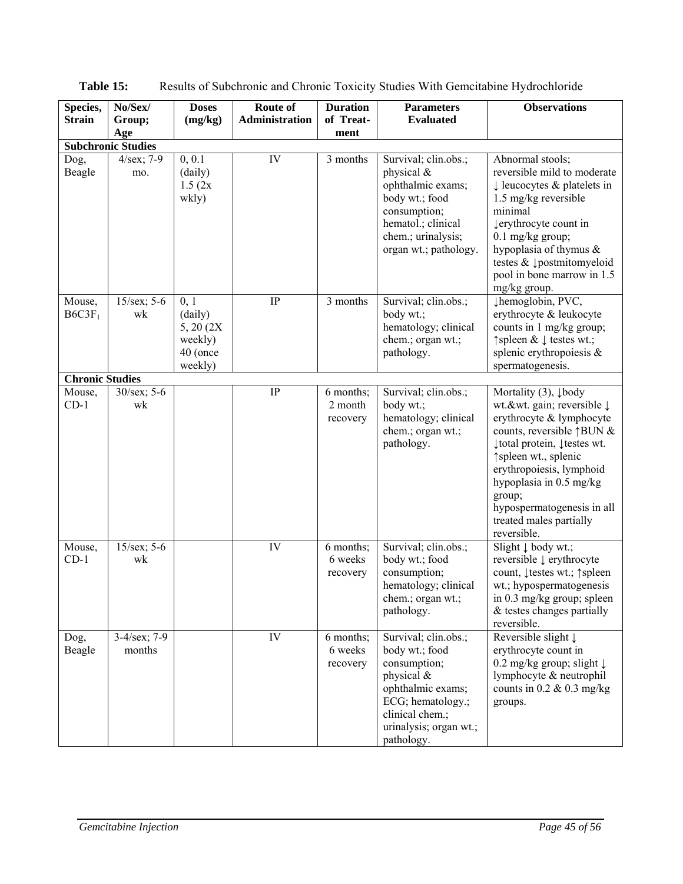**Table 15:** Results of Subchronic and Chronic Toxicity Studies With Gemcitabine Hydrochloride

| Species, Strain | No/Sex/ Group; Age | Doses (mg/kg) | Route of Administration | Duration of Treat-ment | Parameters Evaluated | Observations |
|---|---|---|---|---|---|---|
| **Subchronic Studies** | | | | | | |
| Dog, Beagle | 4/sex; 7-9 mo. | 0, 0.1 (daily) 1.5 (2x wkly) | IV | 3 months | Survival; clin.obs.; physical & ophthalmic exams; body wt.; food consumption; hematol.; clinical chem.; urinalysis; organ wt.; pathology. | Abnormal stools; reversible mild to moderate ↓ leucocytes & platelets in 1.5 mg/kg reversible minimal ↓erythrocyte count in 0.1 mg/kg group; hypoplasia of thymus & testes & ↓postmitomyeloid pool in bone marrow in 1.5 mg/kg group. |
| Mouse, $B6C3F_1$ | 15/sex; 5-6 wk | 0, 1 (daily) 5, 20 (2X weekly) 40 (once weekly) | IP | 3 months | Survival; clin.obs.; body wt.; hematology; clinical chem.; organ wt.; pathology. | ↓hemoglobin, PVC, erythrocyte & leukocyte counts in 1 mg/kg group; ↑spleen & ↓ testes wt.; splenic erythropoiesis & spermatogenesis. |
| **Chronic Studies** | | | | | | |
| Mouse, CD-1 | 30/sex; 5-6 wk | | IP | 6 months; 2 month recovery | Survival; clin.obs.; body wt.; hematology; clinical chem.; organ wt.; pathology. | Mortality (3), ↓body wt.&wt. gain; reversible ↓ erythrocyte & lymphocyte counts, reversible ↑BUN & ↓total protein, ↓testes wt. ↑spleen wt., splenic erythropoiesis, lymphoid hypoplasia in 0.5 mg/kg group; hypospermatogenesis in all treated males partially reversible. |
| Mouse, CD-1 | 15/sex; 5-6 wk | | IV | 6 months; 6 weeks recovery | Survival; clin.obs.; body wt.; food consumption; hematology; clinical chem.; organ wt.; pathology. | Slight ↓ body wt.; reversible ↓ erythrocyte count, ↓testes wt.; ↑spleen wt.; hypospermatogenesis in 0.3 mg/kg group; spleen & testes changes partially reversible. |
| Dog, Beagle | 3-4/sex; 7-9 months | | IV | 6 months; 6 weeks recovery | Survival; clin.obs.; body wt.; food consumption; physical & ophthalmic exams; ECG; hematology.; clinical chem.; urinalysis; organ wt.; pathology. | Reversible slight ↓ erythrocyte count in 0.2 mg/kg group; slight ↓ lymphocyte & neutrophil counts in 0.2 & 0.3 mg/kg groups. |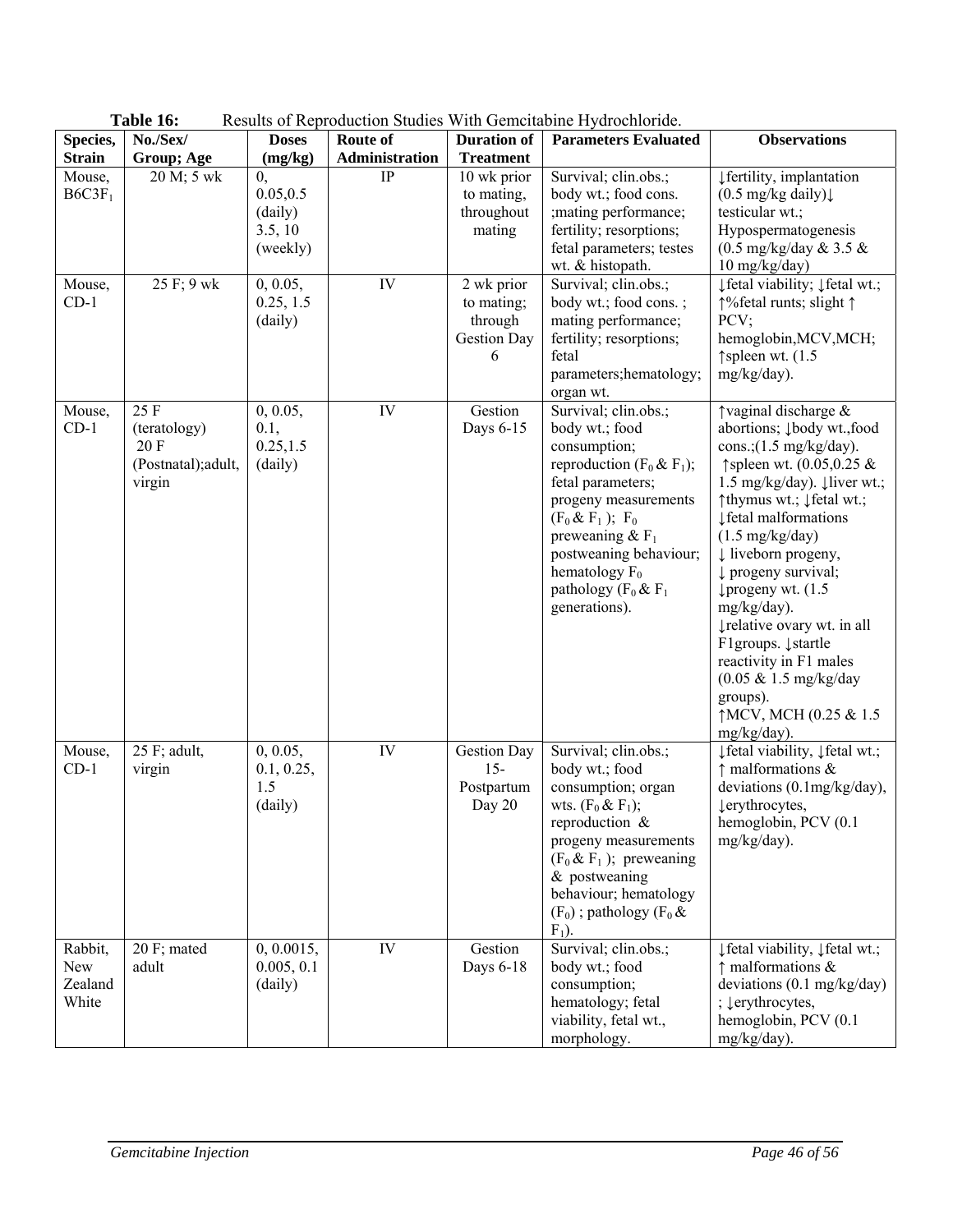**Table 16:** Results of Reproduction Studies With Gemcitabine Hydrochloride.

| Species, Strain | No./Sex/ Group; Age | Doses (mg/kg) | Route of Administration | Duration of Treatment | Parameters Evaluated | Observations |
|---|---|---|---|---|---|---|
| Mouse, $B6C3F_1$ | 20 M; 5 wk | 0, 0.05,0.5 (daily) 3.5, 10 (weekly) | IP | 10 wk prior to mating, throughout mating | Survival; clin.obs.; body wt.; food cons. ;mating performance; fertility; resorptions; fetal parameters; testes wt. & histopath. | ↓fertility, implantation (0.5 mg/kg daily)↓ testicular wt.; Hypospermatogenesis (0.5 mg/kg/day & 3.5 & 10 mg/kg/day) |
| Mouse, CD-1 | 25 F; 9 wk | 0, 0.05, 0.25, 1.5 (daily) | IV | 2 wk prior to mating; through Gestion Day 6 | Survival; clin.obs.; body wt.; food cons. ; mating performance; fertility; resorptions; fetal parameters;hematology; organ wt. | ↓fetal viability; ↓fetal wt.; ↑%fetal runts; slight ↑ PCV; hemoglobin,MCV,MCH; ↑spleen wt. (1.5 mg/kg/day). |
| Mouse, CD-1 | 25 F (teratology) 20 F (Postnatal);adult, virgin | 0, 0.05, 0.1, 0.25,1.5 (daily) | IV | Gestion Days 6-15 | Survival; clin.obs.; body wt.; food consumption; reproduction ($F_0$ & $F_1$); fetal parameters; progeny measurements ($F_0$ & $F_1$ ); $F_0$ preweaning & $F_1$ postweaning behaviour; hematology $F_0$ pathology ($F_0$ & $F_1$ generations). | ↑vaginal discharge & abortions; ↓body wt.,food cons.;(1.5 mg/kg/day). ↑spleen wt. (0.05,0.25 & 1.5 mg/kg/day). ↓liver wt.; ↑thymus wt.; ↓fetal wt.; ↓fetal malformations (1.5 mg/kg/day) ↓ liveborn progeny, ↓ progeny survival; ↓progeny wt. (1.5 mg/kg/day). ↓relative ovary wt. in all F1groups. ↓startle reactivity in F1 males (0.05 & 1.5 mg/kg/day groups). ↑MCV, MCH (0.25 & 1.5 mg/kg/day). |
| Mouse, CD-1 | 25 F; adult, virgin | 0, 0.05, 0.1, 0.25, 1.5 (daily) | IV | Gestion Day 15- Postpartum Day 20 | Survival; clin.obs.; body wt.; food consumption; organ wts. ($F_0$ & $F_1$); reproduction & progeny measurements ($F_0$ & $F_1$ ); preweaning & postweaning behaviour; hematology ($F_0$) ; pathology ($F_0$ & $F_1$). | ↓fetal viability, ↓fetal wt.; ↑ malformations & deviations (0.1mg/kg/day), ↓erythrocytes, hemoglobin, PCV (0.1 mg/kg/day). |
| Rabbit, New Zealand White | 20 F; mated adult | 0, 0.0015, 0.005, 0.1 (daily) | IV | Gestion Days 6-18 | Survival; clin.obs.; body wt.; food consumption; hematology; fetal viability, fetal wt., morphology. | ↓fetal viability, ↓fetal wt.; ↑ malformations & deviations (0.1 mg/kg/day) ; ↓erythrocytes, hemoglobin, PCV (0.1 mg/kg/day). |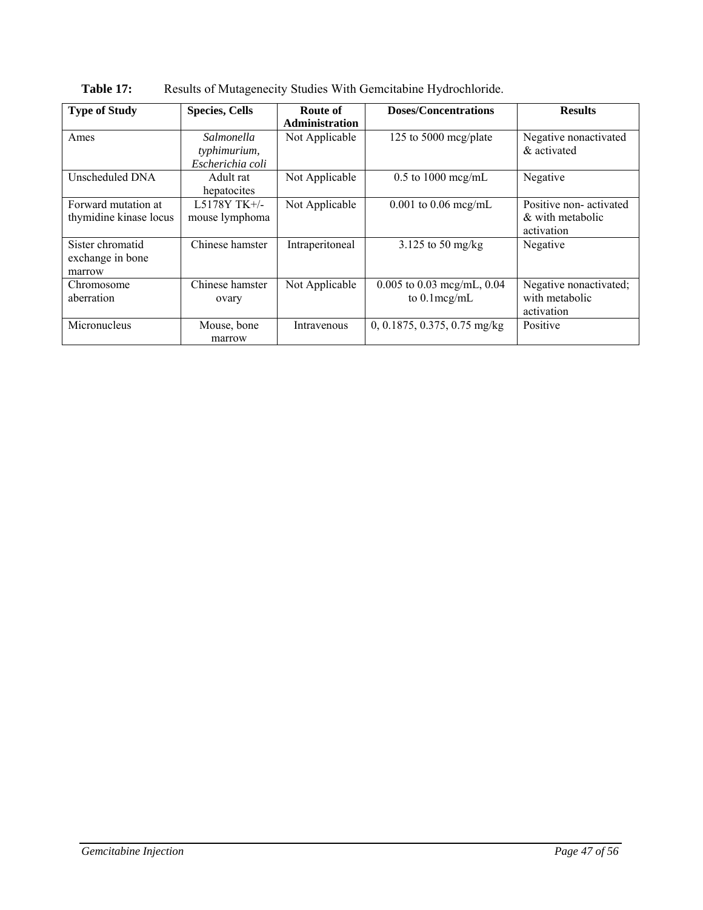**Table 17:** Results of Mutagenecity Studies With Gemcitabine Hydrochloride.

| Type of Study | Species, Cells | Route of Administration | Doses/Concentrations | Results |
|---|---|---|---|---|
| Ames | *Salmonella typhimurium, Escherichia coli* | Not Applicable | 125 to 5000 mcg/plate | Negative nonactivated & activated |
| Unscheduled DNA | Adult rat hepatocites | Not Applicable | 0.5 to 1000 mcg/mL | Negative |
| Forward mutation at thymidine kinase locus | L5178Y TK+/- mouse lymphoma | Not Applicable | 0.001 to 0.06 mcg/mL | Positive non- activated & with metabolic activation |
| Sister chromatid exchange in bone marrow | Chinese hamster | Intraperitoneal | 3.125 to 50 mg/kg | Negative |
| Chromosome aberration | Chinese hamster ovary | Not Applicable | 0.005 to 0.03 mcg/mL, 0.04 to 0.1mcg/mL | Negative nonactivated; with metabolic activation |
| Micronucleus | Mouse, bone marrow | Intravenous | 0, 0.1875, 0.375, 0.75 mg/kg | Positive |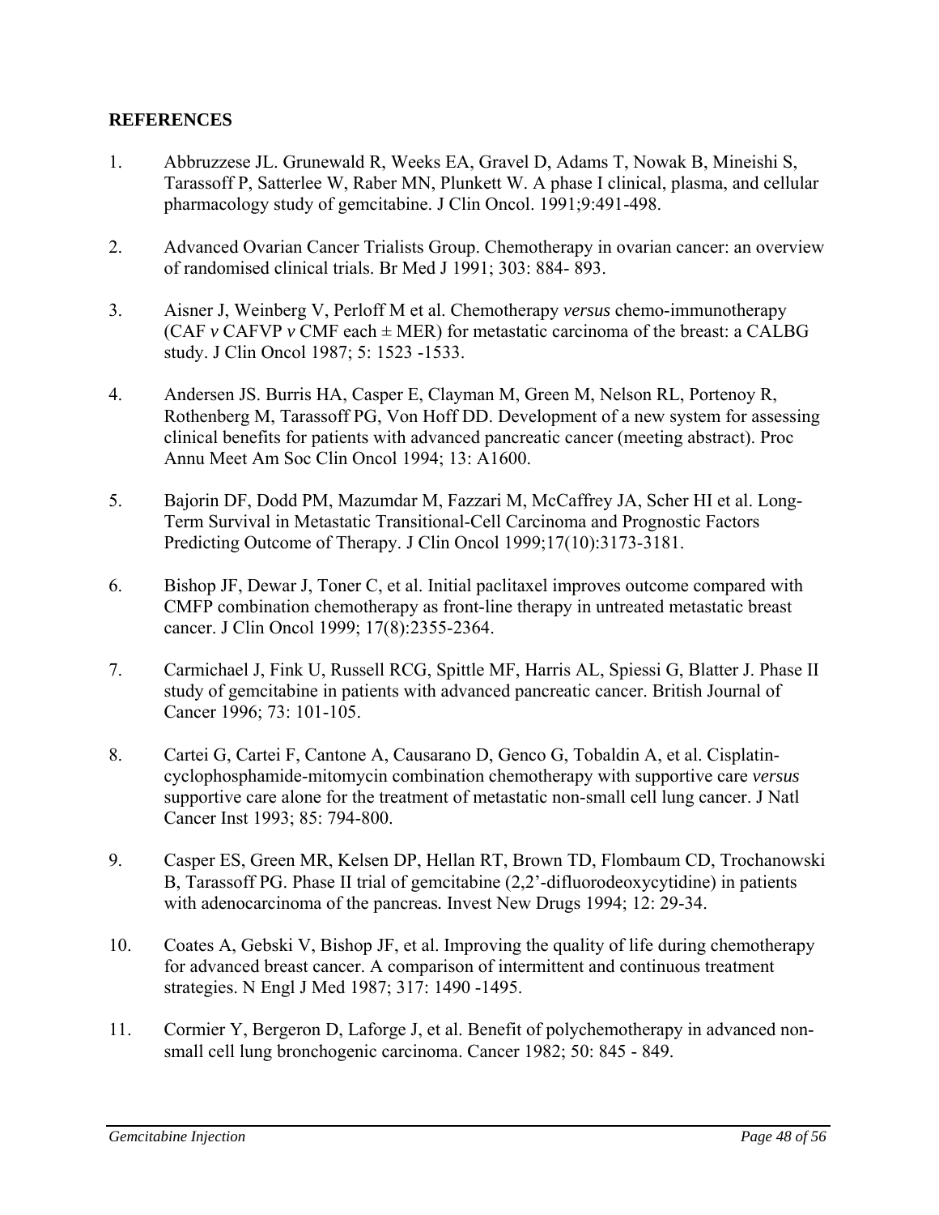**REFERENCES**

1. Abbruzzese JL. Grunewald R, Weeks EA, Gravel D, Adams T, Nowak B, Mineishi S, Tarassoff P, Satterlee W, Raber MN, Plunkett W. A phase I clinical, plasma, and cellular pharmacology study of gemcitabine. J Clin Oncol. 1991;9:491-498.

2. Advanced Ovarian Cancer Trialists Group. Chemotherapy in ovarian cancer: an overview of randomised clinical trials. Br Med J 1991; 303: 884- 893.

3. Aisner J, Weinberg V, Perloff M et al. Chemotherapy *versus* chemo-immunotherapy (CAF *v* CAFVP *v* CMF each ± MER) for metastatic carcinoma of the breast: a CALBG study. J Clin Oncol 1987; 5: 1523 -1533.

4. Andersen JS. Burris HA, Casper E, Clayman M, Green M, Nelson RL, Portenoy R, Rothenberg M, Tarassoff PG, Von Hoff DD. Development of a new system for assessing clinical benefits for patients with advanced pancreatic cancer (meeting abstract). Proc Annu Meet Am Soc Clin Oncol 1994; 13: A1600.

5. Bajorin DF, Dodd PM, Mazumdar M, Fazzari M, McCaffrey JA, Scher HI et al. Long-Term Survival in Metastatic Transitional-Cell Carcinoma and Prognostic Factors Predicting Outcome of Therapy. J Clin Oncol 1999;17(10):3173-3181.

6. Bishop JF, Dewar J, Toner C, et al. Initial paclitaxel improves outcome compared with CMFP combination chemotherapy as front-line therapy in untreated metastatic breast cancer. J Clin Oncol 1999; 17(8):2355-2364.

7. Carmichael J, Fink U, Russell RCG, Spittle MF, Harris AL, Spiessi G, Blatter J. Phase II study of gemcitabine in patients with advanced pancreatic cancer. British Journal of Cancer 1996; 73: 101-105.

8. Cartei G, Cartei F, Cantone A, Causarano D, Genco G, Tobaldin A, et al. Cisplatin-cyclophosphamide-mitomycin combination chemotherapy with supportive care *versus* supportive care alone for the treatment of metastatic non-small cell lung cancer. J Natl Cancer Inst 1993; 85: 794-800.

9. Casper ES, Green MR, Kelsen DP, Hellan RT, Brown TD, Flombaum CD, Trochanowski B, Tarassoff PG. Phase II trial of gemcitabine (2,2'-difluorodeoxycytidine) in patients with adenocarcinoma of the pancreas. Invest New Drugs 1994; 12: 29-34.

10. Coates A, Gebski V, Bishop JF, et al. Improving the quality of life during chemotherapy for advanced breast cancer. A comparison of intermittent and continuous treatment strategies. N Engl J Med 1987; 317: 1490 -1495.

11. Cormier Y, Bergeron D, Laforge J, et al. Benefit of polychemotherapy in advanced non-small cell lung bronchogenic carcinoma. Cancer 1982; 50: 845 - 849.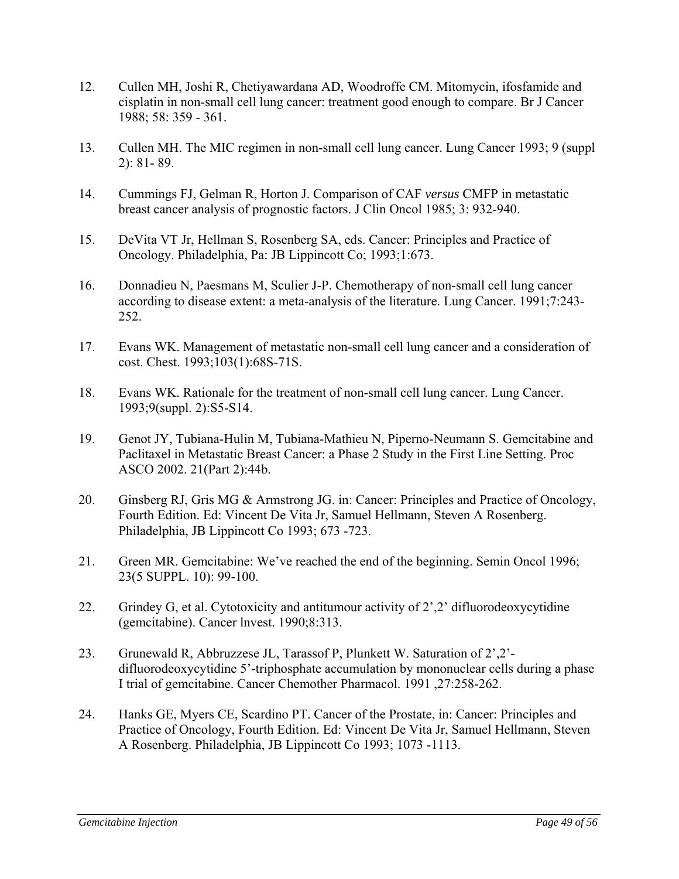12. Cullen MH, Joshi R, Chetiyawardana AD, Woodroffe CM. Mitomycin, ifosfamide and cisplatin in non-small cell lung cancer: treatment good enough to compare. Br J Cancer 1988; 58: 359 - 361.

13. Cullen MH. The MIC regimen in non-small cell lung cancer. Lung Cancer 1993; 9 (suppl 2): 81- 89.

14. Cummings FJ, Gelman R, Horton J. Comparison of CAF *versus* CMFP in metastatic breast cancer analysis of prognostic factors. J Clin Oncol 1985; 3: 932-940.

15. DeVita VT Jr, Hellman S, Rosenberg SA, eds. Cancer: Principles and Practice of Oncology. Philadelphia, Pa: JB Lippincott Co; 1993;1:673.

16. Donnadieu N, Paesmans M, Sculier J-P. Chemotherapy of non-small cell lung cancer according to disease extent: a meta-analysis of the literature. Lung Cancer. 1991;7:243-252.

17. Evans WK. Management of metastatic non-small cell lung cancer and a consideration of cost. Chest. 1993;103(1):68S-71S.

18. Evans WK. Rationale for the treatment of non-small cell lung cancer. Lung Cancer. 1993;9(suppl. 2):S5-S14.

19. Genot JY, Tubiana-Hulin M, Tubiana-Mathieu N, Piperno-Neumann S. Gemcitabine and Paclitaxel in Metastatic Breast Cancer: a Phase 2 Study in the First Line Setting. Proc ASCO 2002. 21(Part 2):44b.

20. Ginsberg RJ, Gris MG & Armstrong JG. in: Cancer: Principles and Practice of Oncology, Fourth Edition. Ed: Vincent De Vita Jr, Samuel Hellmann, Steven A Rosenberg. Philadelphia, JB Lippincott Co 1993; 673 -723.

21. Green MR. Gemcitabine: We've reached the end of the beginning. Semin Oncol 1996; 23(5 SUPPL. 10): 99-100.

22. Grindey G, et al. Cytotoxicity and antitumour activity of 2',2' difluorodeoxycytidine (gemcitabine). Cancer lnvest. 1990;8:313.

23. Grunewald R, Abbruzzese JL, Tarassof P, Plunkett W. Saturation of 2',2'-difluorodeoxycytidine 5'-triphosphate accumulation by mononuclear cells during a phase I trial of gemcitabine. Cancer Chemother Pharmacol. 1991 ,27:258-262.

24. Hanks GE, Myers CE, Scardino PT. Cancer of the Prostate, in: Cancer: Principles and Practice of Oncology, Fourth Edition. Ed: Vincent De Vita Jr, Samuel Hellmann, Steven A Rosenberg. Philadelphia, JB Lippincott Co 1993; 1073 -1113.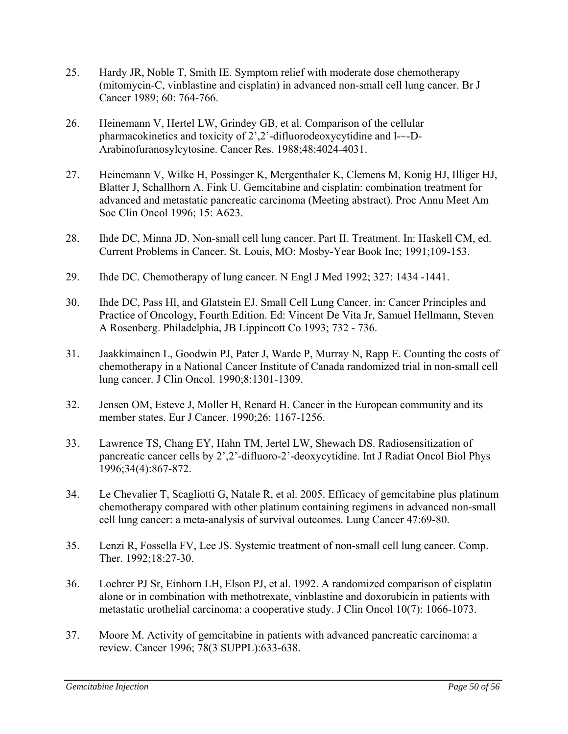25. Hardy JR, Noble T, Smith IE. Symptom relief with moderate dose chemotherapy (mitomycin-C, vinblastine and cisplatin) in advanced non-small cell lung cancer. Br J Cancer 1989; 60: 764-766.

26. Heinemann V, Hertel LW, Grindey GB, et al. Comparison of the cellular pharmacokinetics and toxicity of 2',2'-difluorodeoxycytidine and l-~-D-Arabinofuranosylcytosine. Cancer Res. 1988;48:4024-4031.

27. Heinemann V, Wilke H, Possinger K, Mergenthaler K, Clemens M, Konig HJ, Illiger HJ, Blatter J, Schallhorn A, Fink U. Gemcitabine and cisplatin: combination treatment for advanced and metastatic pancreatic carcinoma (Meeting abstract). Proc Annu Meet Am Soc Clin Oncol 1996; 15: A623.

28. Ihde DC, Minna JD. Non-small cell lung cancer. Part II. Treatment. In: Haskell CM, ed. Current Problems in Cancer. St. Louis, MO: Mosby-Year Book Inc; 1991;109-153.

29. Ihde DC. Chemotherapy of lung cancer. N Engl J Med 1992; 327: 1434 -1441.

30. Ihde DC, Pass Hl, and Glatstein EJ. Small Cell Lung Cancer. in: Cancer Principles and Practice of Oncology, Fourth Edition. Ed: Vincent De Vita Jr, Samuel Hellmann, Steven A Rosenberg. Philadelphia, JB Lippincott Co 1993; 732 - 736.

31. Jaakkimainen L, Goodwin PJ, Pater J, Warde P, Murray N, Rapp E. Counting the costs of chemotherapy in a National Cancer Institute of Canada randomized trial in non-small cell lung cancer. J Clin Oncol. 1990;8:1301-1309.

32. Jensen OM, Esteve J, Moller H, Renard H. Cancer in the European community and its member states. Eur J Cancer. 1990;26: 1167-1256.

33. Lawrence TS, Chang EY, Hahn TM, Jertel LW, Shewach DS. Radiosensitization of pancreatic cancer cells by 2',2'-difluoro-2'-deoxycytidine. Int J Radiat Oncol Biol Phys 1996;34(4):867-872.

34. Le Chevalier T, Scagliotti G, Natale R, et al. 2005. Efficacy of gemcitabine plus platinum chemotherapy compared with other platinum containing regimens in advanced non-small cell lung cancer: a meta-analysis of survival outcomes. Lung Cancer 47:69-80.

35. Lenzi R, Fossella FV, Lee JS. Systemic treatment of non-small cell lung cancer. Comp. Ther. 1992;18:27-30.

36. Loehrer PJ Sr, Einhorn LH, Elson PJ, et al. 1992. A randomized comparison of cisplatin alone or in combination with methotrexate, vinblastine and doxorubicin in patients with metastatic urothelial carcinoma: a cooperative study. J Clin Oncol 10(7): 1066-1073.

37. Moore M. Activity of gemcitabine in patients with advanced pancreatic carcinoma: a review. Cancer 1996; 78(3 SUPPL):633-638.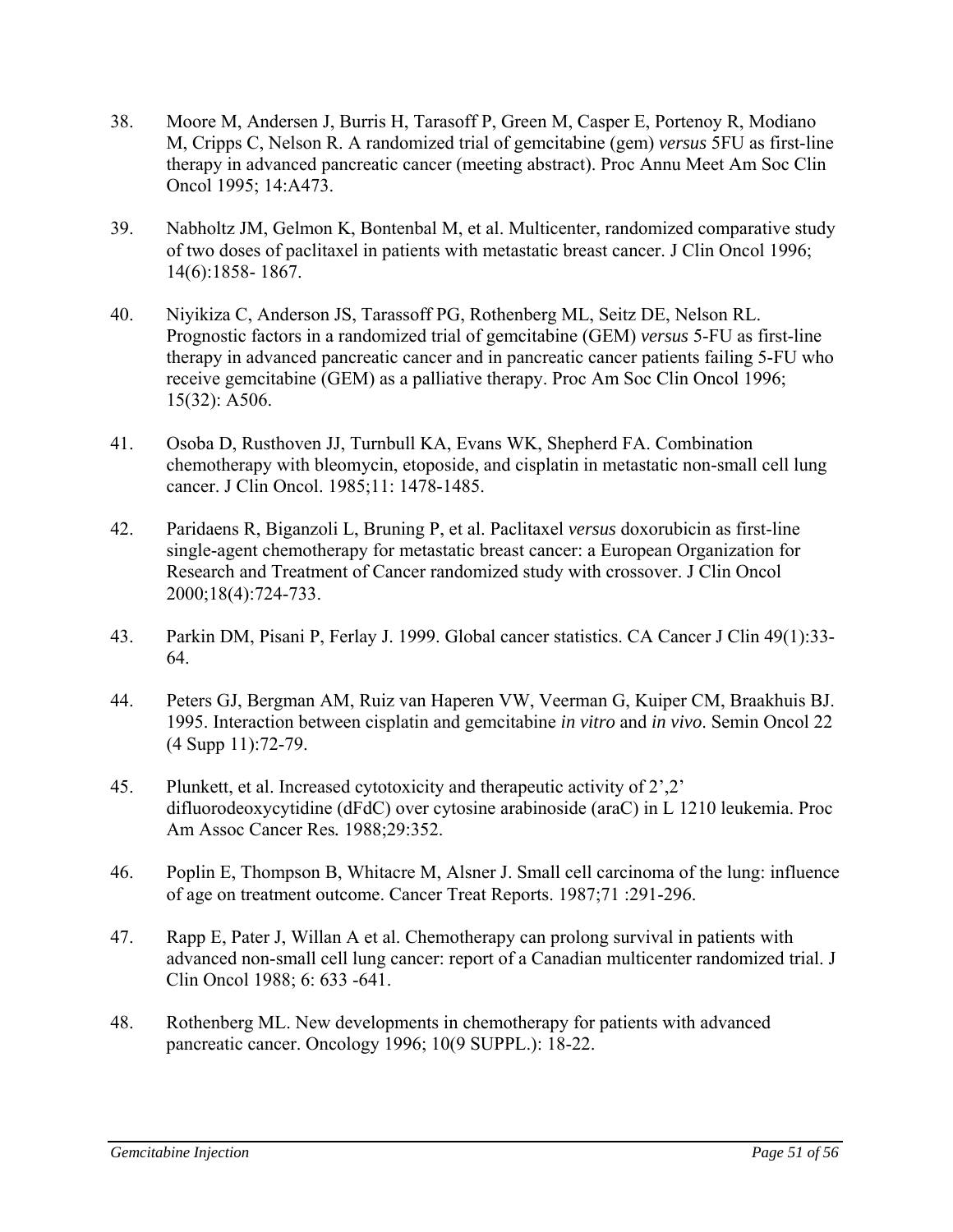38. Moore M, Andersen J, Burris H, Tarasoff P, Green M, Casper E, Portenoy R, Modiano M, Cripps C, Nelson R. A randomized trial of gemcitabine (gem) *versus* 5FU as first-line therapy in advanced pancreatic cancer (meeting abstract). Proc Annu Meet Am Soc Clin Oncol 1995; 14:A473.

39. Nabholtz JM, Gelmon K, Bontenbal M, et al. Multicenter, randomized comparative study of two doses of paclitaxel in patients with metastatic breast cancer. J Clin Oncol 1996; 14(6):1858- 1867.

40. Niyikiza C, Anderson JS, Tarassoff PG, Rothenberg ML, Seitz DE, Nelson RL. Prognostic factors in a randomized trial of gemcitabine (GEM) *versus* 5-FU as first-line therapy in advanced pancreatic cancer and in pancreatic cancer patients failing 5-FU who receive gemcitabine (GEM) as a palliative therapy. Proc Am Soc Clin Oncol 1996; 15(32): A506.

41. Osoba D, Rusthoven JJ, Turnbull KA, Evans WK, Shepherd FA. Combination chemotherapy with bleomycin, etoposide, and cisplatin in metastatic non-small cell lung cancer. J Clin Oncol. 1985;11: 1478-1485.

42. Paridaens R, Biganzoli L, Bruning P, et al. Paclitaxel *versus* doxorubicin as first-line single-agent chemotherapy for metastatic breast cancer: a European Organization for Research and Treatment of Cancer randomized study with crossover. J Clin Oncol 2000;18(4):724-733.

43. Parkin DM, Pisani P, Ferlay J. 1999. Global cancer statistics. CA Cancer J Clin 49(1):33-64.

44. Peters GJ, Bergman AM, Ruiz van Haperen VW, Veerman G, Kuiper CM, Braakhuis BJ. 1995. Interaction between cisplatin and gemcitabine *in vitro* and *in vivo*. Semin Oncol 22 (4 Supp 11):72-79.

45. Plunkett, et al. Increased cytotoxicity and therapeutic activity of 2',2' difluorodeoxycytidine (dFdC) over cytosine arabinoside (araC) in L 1210 leukemia. Proc Am Assoc Cancer Res. 1988;29:352.

46. Poplin E, Thompson B, Whitacre M, Alsner J. Small cell carcinoma of the lung: influence of age on treatment outcome. Cancer Treat Reports. 1987;71 :291-296.

47. Rapp E, Pater J, Willan A et al. Chemotherapy can prolong survival in patients with advanced non-small cell lung cancer: report of a Canadian multicenter randomized trial. J Clin Oncol 1988; 6: 633 -641.

48. Rothenberg ML. New developments in chemotherapy for patients with advanced pancreatic cancer. Oncology 1996; 10(9 SUPPL.): 18-22.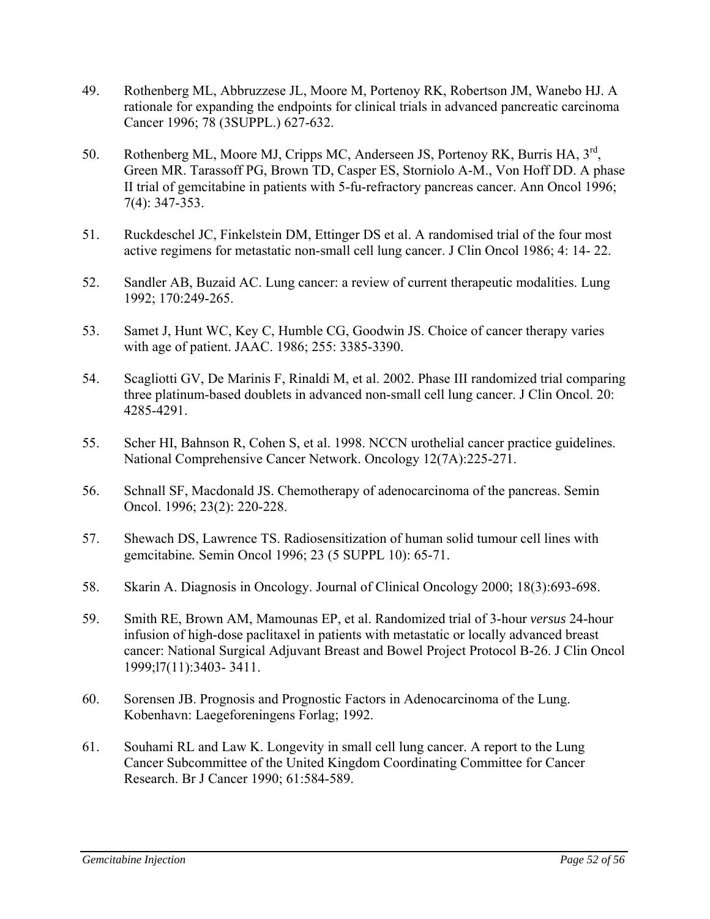49. Rothenberg ML, Abbruzzese JL, Moore M, Portenoy RK, Robertson JM, Wanebo HJ. A rationale for expanding the endpoints for clinical trials in advanced pancreatic carcinoma Cancer 1996; 78 (3SUPPL.) 627-632.

50. Rothenberg ML, Moore MJ, Cripps MC, Anderseen JS, Portenoy RK, Burris HA, 3rd, Green MR. Tarassoff PG, Brown TD, Casper ES, Storniolo A-M., Von Hoff DD. A phase II trial of gemcitabine in patients with 5-fu-refractory pancreas cancer. Ann Oncol 1996; 7(4): 347-353.

51. Ruckdeschel JC, Finkelstein DM, Ettinger DS et al. A randomised trial of the four most active regimens for metastatic non-small cell lung cancer. J Clin Oncol 1986; 4: 14- 22.

52. Sandler AB, Buzaid AC. Lung cancer: a review of current therapeutic modalities. Lung 1992; 170:249-265.

53. Samet J, Hunt WC, Key C, Humble CG, Goodwin JS. Choice of cancer therapy varies with age of patient. JAAC. 1986; 255: 3385-3390.

54. Scagliotti GV, De Marinis F, Rinaldi M, et al. 2002. Phase III randomized trial comparing three platinum-based doublets in advanced non-small cell lung cancer. J Clin Oncol. 20: 4285-4291.

55. Scher HI, Bahnson R, Cohen S, et al. 1998. NCCN urothelial cancer practice guidelines. National Comprehensive Cancer Network. Oncology 12(7A):225-271.

56. Schnall SF, Macdonald JS. Chemotherapy of adenocarcinoma of the pancreas. Semin Oncol. 1996; 23(2): 220-228.

57. Shewach DS, Lawrence TS. Radiosensitization of human solid tumour cell lines with gemcitabine. Semin Oncol 1996; 23 (5 SUPPL 10): 65-71.

58. Skarin A. Diagnosis in Oncology. Journal of Clinical Oncology 2000; 18(3):693-698.

59. Smith RE, Brown AM, Mamounas EP, et al. Randomized trial of 3-hour *versus* 24-hour infusion of high-dose paclitaxel in patients with metastatic or locally advanced breast cancer: National Surgical Adjuvant Breast and Bowel Project Protocol B-26. J Clin Oncol 1999;l7(11):3403- 3411.

60. Sorensen JB. Prognosis and Prognostic Factors in Adenocarcinoma of the Lung. Kobenhavn: Laegeforeningens Forlag; 1992.

61. Souhami RL and Law K. Longevity in small cell lung cancer. A report to the Lung Cancer Subcommittee of the United Kingdom Coordinating Committee for Cancer Research. Br J Cancer 1990; 61:584-589.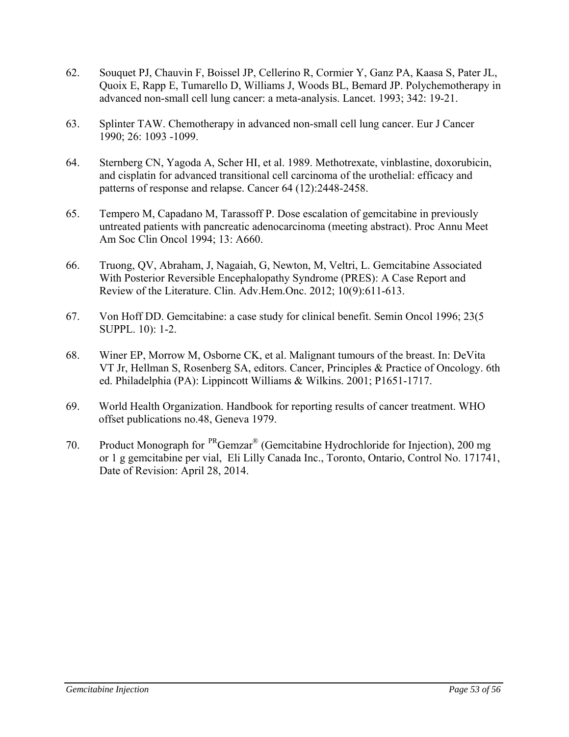62. Souquet PJ, Chauvin F, Boissel JP, Cellerino R, Cormier Y, Ganz PA, Kaasa S, Pater JL, Quoix E, Rapp E, Tumarello D, Williams J, Woods BL, Bemard JP. Polychemotherapy in advanced non-small cell lung cancer: a meta-analysis. Lancet. 1993; 342: 19-21.

63. Splinter TAW. Chemotherapy in advanced non-small cell lung cancer. Eur J Cancer 1990; 26: 1093 -1099.

64. Sternberg CN, Yagoda A, Scher HI, et al. 1989. Methotrexate, vinblastine, doxorubicin, and cisplatin for advanced transitional cell carcinoma of the urothelial: efficacy and patterns of response and relapse. Cancer 64 (12):2448-2458.

65. Tempero M, Capadano M, Tarassoff P. Dose escalation of gemcitabine in previously untreated patients with pancreatic adenocarcinoma (meeting abstract). Proc Annu Meet Am Soc Clin Oncol 1994; 13: A660.

66. Truong, QV, Abraham, J, Nagaiah, G, Newton, M, Veltri, L. Gemcitabine Associated With Posterior Reversible Encephalopathy Syndrome (PRES): A Case Report and Review of the Literature. Clin. Adv.Hem.Onc. 2012; 10(9):611-613.

67. Von Hoff DD. Gemcitabine: a case study for clinical benefit. Semin Oncol 1996; 23(5 SUPPL. 10): 1-2.

68. Winer EP, Morrow M, Osborne CK, et al. Malignant tumours of the breast. In: DeVita VT Jr, Hellman S, Rosenberg SA, editors. Cancer, Principles & Practice of Oncology. 6th ed. Philadelphia (PA): Lippincott Williams & Wilkins. 2001; P1651-1717.

69. World Health Organization. Handbook for reporting results of cancer treatment. WHO offset publications no.48, Geneva 1979.

70. Product Monograph for PRGemzar® (Gemcitabine Hydrochloride for Injection), 200 mg or 1 g gemcitabine per vial, Eli Lilly Canada Inc., Toronto, Ontario, Control No. 171741, Date of Revision: April 28, 2014.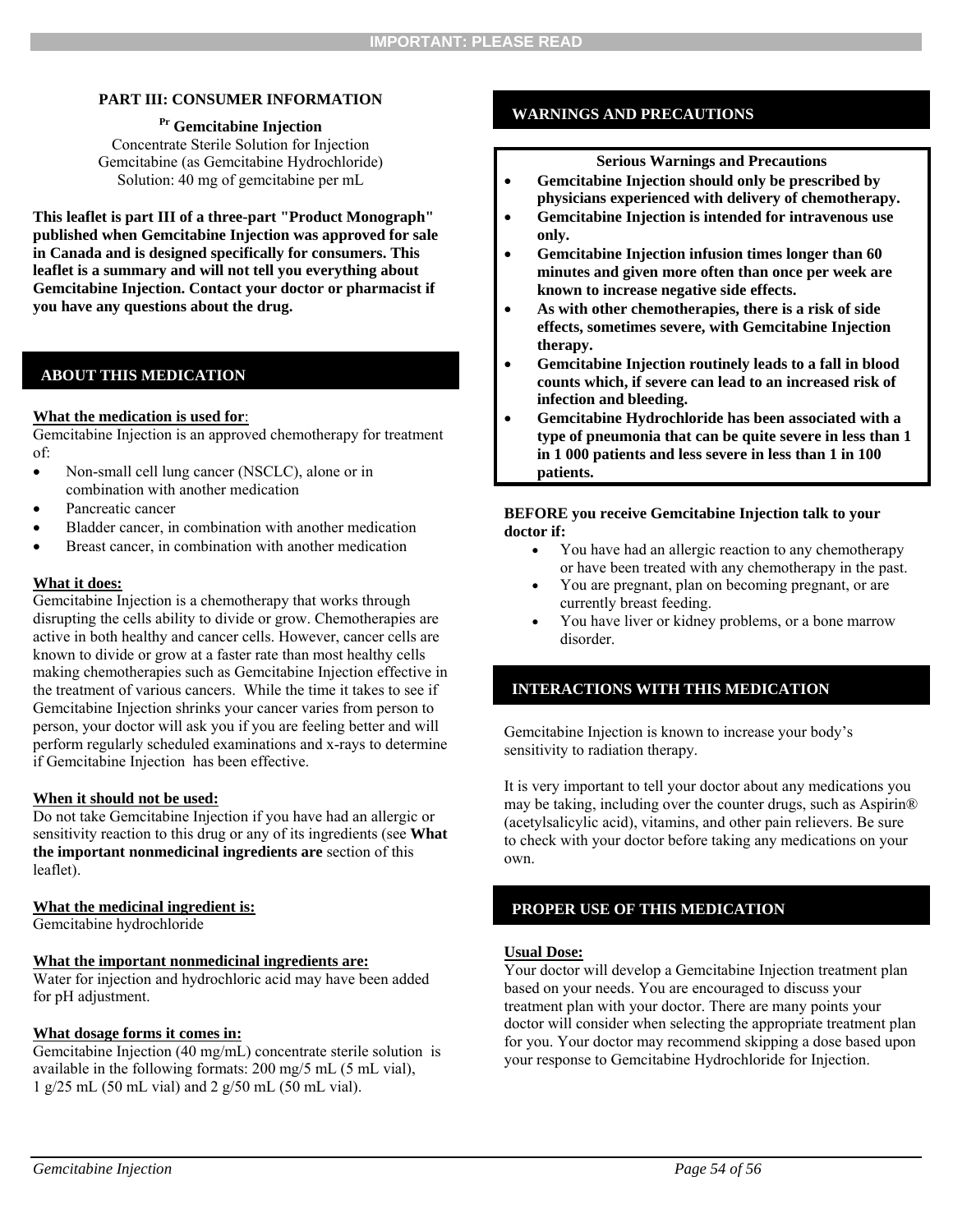IMPORTANT: PLEASE READ

## PART III: CONSUMER INFORMATION

**Pr Gemcitabine Injection**
Concentrate Sterile Solution for Injection
Gemcitabine (as Gemcitabine Hydrochloride)
Solution: 40 mg of gemcitabine per mL

**This leaflet is part III of a three-part "Product Monograph" published when Gemcitabine Injection was approved for sale in Canada and is designed specifically for consumers. This leaflet is a summary and will not tell you everything about Gemcitabine Injection. Contact your doctor or pharmacist if you have any questions about the drug.**

## ABOUT THIS MEDICATION

**What the medication is used for**:
Gemcitabine Injection is an approved chemotherapy for treatment of:

- Non-small cell lung cancer (NSCLC), alone or in combination with another medication
- Pancreatic cancer
- Bladder cancer, in combination with another medication
- Breast cancer, in combination with another medication

**What it does:**
Gemcitabine Injection is a chemotherapy that works through disrupting the cells ability to divide or grow. Chemotherapies are active in both healthy and cancer cells. However, cancer cells are known to divide or grow at a faster rate than most healthy cells making chemotherapies such as Gemcitabine Injection effective in the treatment of various cancers. While the time it takes to see if Gemcitabine Injection shrinks your cancer varies from person to person, your doctor will ask you if you are feeling better and will perform regularly scheduled examinations and x-rays to determine if Gemcitabine Injection has been effective.

**When it should not be used:**
Do not take Gemcitabine Injection if you have had an allergic or sensitivity reaction to this drug or any of its ingredients (see **What the important nonmedicinal ingredients are** section of this leaflet).

**What the medicinal ingredient is:**
Gemcitabine hydrochloride

**What the important nonmedicinal ingredients are:**
Water for injection and hydrochloric acid may have been added for pH adjustment.

**What dosage forms it comes in:**
Gemcitabine Injection (40 mg/mL) concentrate sterile solution is available in the following formats: 200 mg/5 mL (5 mL vial), 1 g/25 mL (50 mL vial) and 2 g/50 mL (50 mL vial).

## WARNINGS AND PRECAUTIONS

**Serious Warnings and Precautions**

- **Gemcitabine Injection should only be prescribed by physicians experienced with delivery of chemotherapy.**
- **Gemcitabine Injection is intended for intravenous use only.**
- **Gemcitabine Injection infusion times longer than 60 minutes and given more often than once per week are known to increase negative side effects.**
- **As with other chemotherapies, there is a risk of side effects, sometimes severe, with Gemcitabine Injection therapy.**
- **Gemcitabine Injection routinely leads to a fall in blood counts which, if severe can lead to an increased risk of infection and bleeding.**
- **Gemcitabine Hydrochloride has been associated with a type of pneumonia that can be quite severe in less than 1 in 1 000 patients and less severe in less than 1 in 100 patients.**

**BEFORE you receive Gemcitabine Injection talk to your doctor if:**

- You have had an allergic reaction to any chemotherapy or have been treated with any chemotherapy in the past.
- You are pregnant, plan on becoming pregnant, or are currently breast feeding.
- You have liver or kidney problems, or a bone marrow disorder.

## INTERACTIONS WITH THIS MEDICATION

Gemcitabine Injection is known to increase your body's sensitivity to radiation therapy.

It is very important to tell your doctor about any medications you may be taking, including over the counter drugs, such as Aspirin® (acetylsalicylic acid), vitamins, and other pain relievers. Be sure to check with your doctor before taking any medications on your own.

## PROPER USE OF THIS MEDICATION

**Usual Dose:**
Your doctor will develop a Gemcitabine Injection treatment plan based on your needs. You are encouraged to discuss your treatment plan with your doctor. There are many points your doctor will consider when selecting the appropriate treatment plan for you. Your doctor may recommend skipping a dose based upon your response to Gemcitabine Hydrochloride for Injection.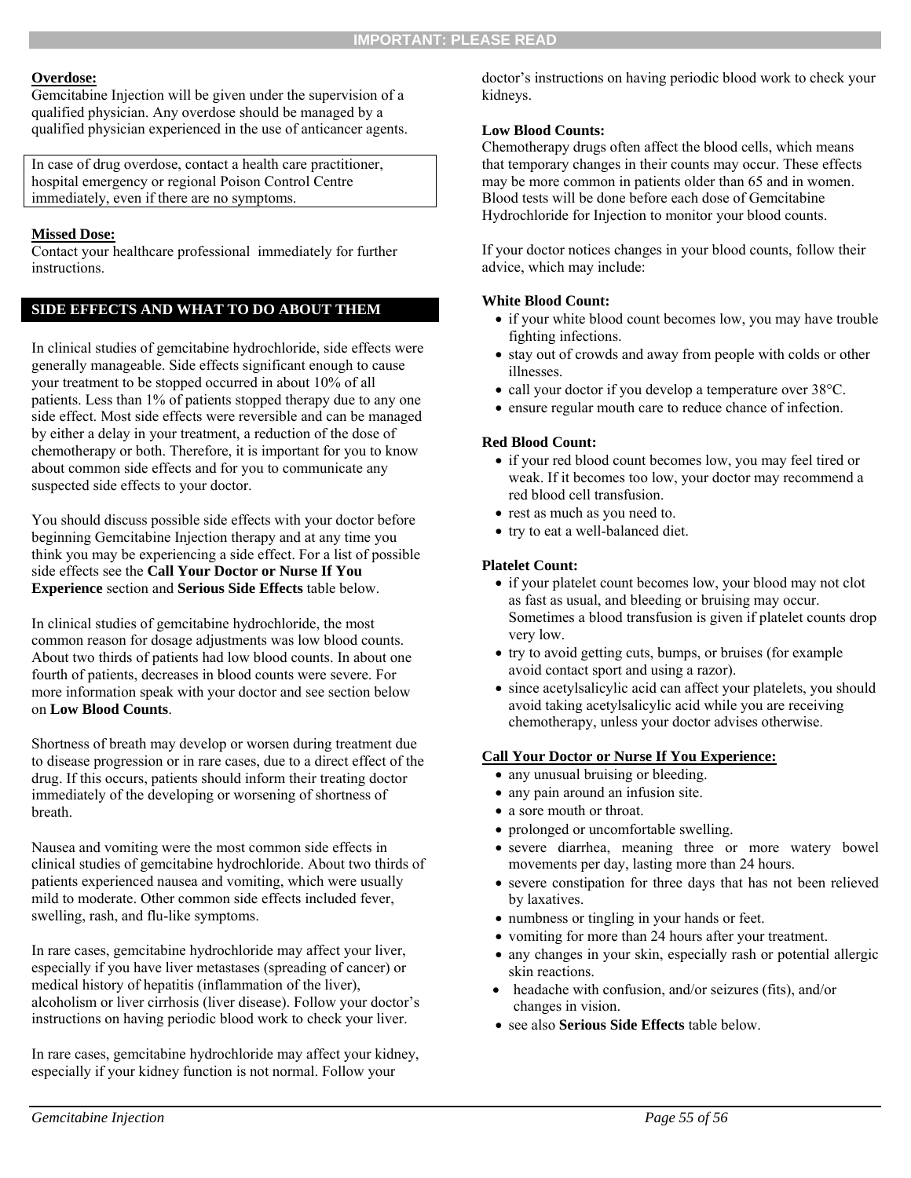**Overdose:**
Gemcitabine Injection will be given under the supervision of a qualified physician. Any overdose should be managed by a qualified physician experienced in the use of anticancer agents.

In case of drug overdose, contact a health care practitioner, hospital emergency or regional Poison Control Centre immediately, even if there are no symptoms.

**Missed Dose:**
Contact your healthcare professional immediately for further instructions.

## SIDE EFFECTS AND WHAT TO DO ABOUT THEM

In clinical studies of gemcitabine hydrochloride, side effects were generally manageable. Side effects significant enough to cause your treatment to be stopped occurred in about 10% of all patients. Less than 1% of patients stopped therapy due to any one side effect. Most side effects were reversible and can be managed by either a delay in your treatment, a reduction of the dose of chemotherapy or both. Therefore, it is important for you to know about common side effects and for you to communicate any suspected side effects to your doctor.

You should discuss possible side effects with your doctor before beginning Gemcitabine Injection therapy and at any time you think you may be experiencing a side effect. For a list of possible side effects see the **Call Your Doctor or Nurse If You Experience** section and **Serious Side Effects** table below.

In clinical studies of gemcitabine hydrochloride, the most common reason for dosage adjustments was low blood counts. About two thirds of patients had low blood counts. In about one fourth of patients, decreases in blood counts were severe. For more information speak with your doctor and see section below on **Low Blood Counts**.

Shortness of breath may develop or worsen during treatment due to disease progression or in rare cases, due to a direct effect of the drug. If this occurs, patients should inform their treating doctor immediately of the developing or worsening of shortness of breath.

Nausea and vomiting were the most common side effects in clinical studies of gemcitabine hydrochloride. About two thirds of patients experienced nausea and vomiting, which were usually mild to moderate. Other common side effects included fever, swelling, rash, and flu-like symptoms.

In rare cases, gemcitabine hydrochloride may affect your liver, especially if you have liver metastases (spreading of cancer) or medical history of hepatitis (inflammation of the liver), alcoholism or liver cirrhosis (liver disease). Follow your doctor's instructions on having periodic blood work to check your liver.

In rare cases, gemcitabine hydrochloride may affect your kidney, especially if your kidney function is not normal. Follow your doctor's instructions on having periodic blood work to check your kidneys.

**Low Blood Counts:**
Chemotherapy drugs often affect the blood cells, which means that temporary changes in their counts may occur. These effects may be more common in patients older than 65 and in women. Blood tests will be done before each dose of Gemcitabine Hydrochloride for Injection to monitor your blood counts.

If your doctor notices changes in your blood counts, follow their advice, which may include:

**White Blood Count:**

- if your white blood count becomes low, you may have trouble fighting infections.
- stay out of crowds and away from people with colds or other illnesses.
- call your doctor if you develop a temperature over 38°C.
- ensure regular mouth care to reduce chance of infection.

**Red Blood Count:**

- if your red blood count becomes low, you may feel tired or weak. If it becomes too low, your doctor may recommend a red blood cell transfusion.
- rest as much as you need to.
- try to eat a well-balanced diet.

**Platelet Count:**

- if your platelet count becomes low, your blood may not clot as fast as usual, and bleeding or bruising may occur. Sometimes a blood transfusion is given if platelet counts drop very low.
- try to avoid getting cuts, bumps, or bruises (for example avoid contact sport and using a razor).
- since acetylsalicylic acid can affect your platelets, you should avoid taking acetylsalicylic acid while you are receiving chemotherapy, unless your doctor advises otherwise.

**Call Your Doctor or Nurse If You Experience:**

- any unusual bruising or bleeding.
- any pain around an infusion site.
- a sore mouth or throat.
- prolonged or uncomfortable swelling.
- severe diarrhea, meaning three or more watery bowel movements per day, lasting more than 24 hours.
- severe constipation for three days that has not been relieved by laxatives.
- numbness or tingling in your hands or feet.
- vomiting for more than 24 hours after your treatment.
- any changes in your skin, especially rash or potential allergic skin reactions.
- headache with confusion, and/or seizures (fits), and/or changes in vision.
- see also **Serious Side Effects** table below.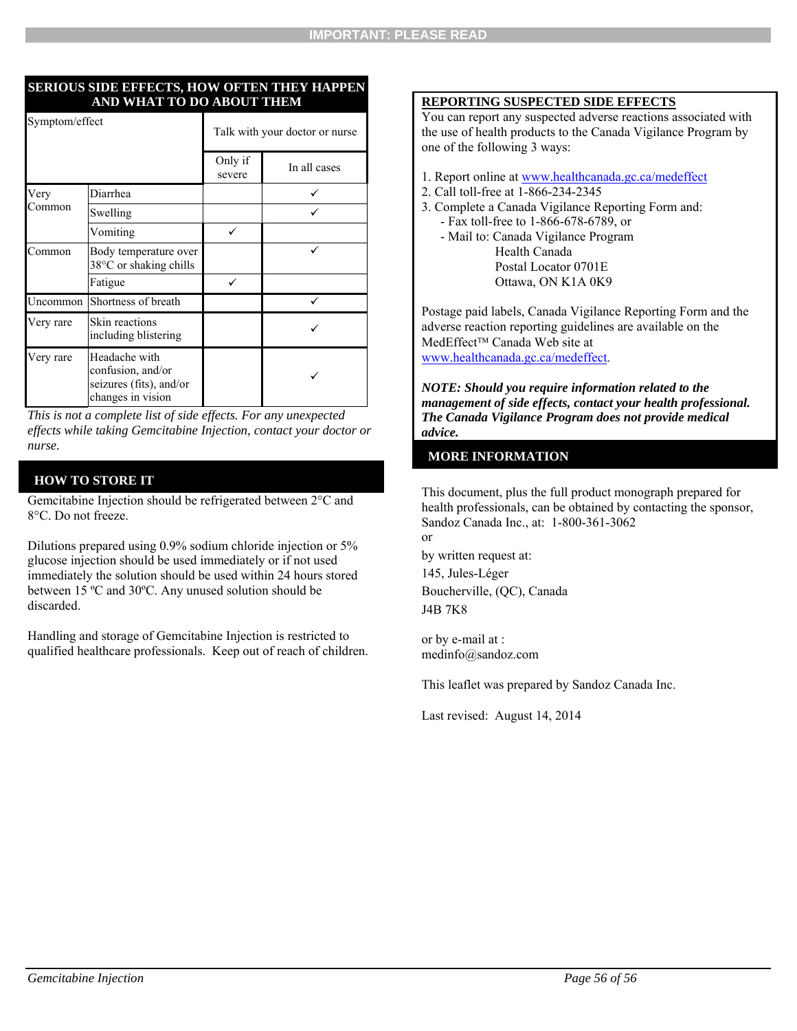## SERIOUS SIDE EFFECTS, HOW OFTEN THEY HAPPEN AND WHAT TO DO ABOUT THEM

| Symptom/effect | | Talk with your doctor or nurse | |
|---|---|---|---|
| | | Only if severe | In all cases |
| Very Common | Diarrhea | | ✓ |
| | Swelling | | ✓ |
| | Vomiting | ✓ | |
| Common | Body temperature over 38°C or shaking chills | | ✓ |
| | Fatigue | ✓ | |
| Uncommon | Shortness of breath | | ✓ |
| Very rare | Skin reactions including blistering | | ✓ |
| Very rare | Headache with confusion, and/or seizures (fits), and/or changes in vision | | ✓ |

*This is not a complete list of side effects. For any unexpected effects while taking Gemcitabine Injection, contact your doctor or nurse.*

## HOW TO STORE IT

Gemcitabine Injection should be refrigerated between 2°C and 8°C. Do not freeze.

Dilutions prepared using 0.9% sodium chloride injection or 5% glucose injection should be used immediately or if not used immediately the solution should be used within 24 hours stored between 15 ºC and 30ºC. Any unused solution should be discarded.

Handling and storage of Gemcitabine Injection is restricted to qualified healthcare professionals. Keep out of reach of children.

## REPORTING SUSPECTED SIDE EFFECTS

You can report any suspected adverse reactions associated with the use of health products to the Canada Vigilance Program by one of the following 3 ways:

1. Report online at www.healthcanada.gc.ca/medeffect
2. Call toll-free at 1-866-234-2345
3. Complete a Canada Vigilance Reporting Form and:
   - Fax toll-free to 1-866-678-6789, or
   - Mail to: Canada Vigilance Program
     Health Canada
     Postal Locator 0701E
     Ottawa, ON K1A 0K9

Postage paid labels, Canada Vigilance Reporting Form and the adverse reaction reporting guidelines are available on the MedEffect™ Canada Web site at www.healthcanada.gc.ca/medeffect.

***NOTE: Should you require information related to the management of side effects, contact your health professional. The Canada Vigilance Program does not provide medical advice.***

## MORE INFORMATION

This document, plus the full product monograph prepared for health professionals, can be obtained by contacting the sponsor, Sandoz Canada Inc., at: 1-800-361-3062
or

by written request at:

145, Jules-Léger

Boucherville, (QC), Canada

J4B 7K8

or by e-mail at :
medinfo@sandoz.com

This leaflet was prepared by Sandoz Canada Inc.

Last revised: August 14, 2014